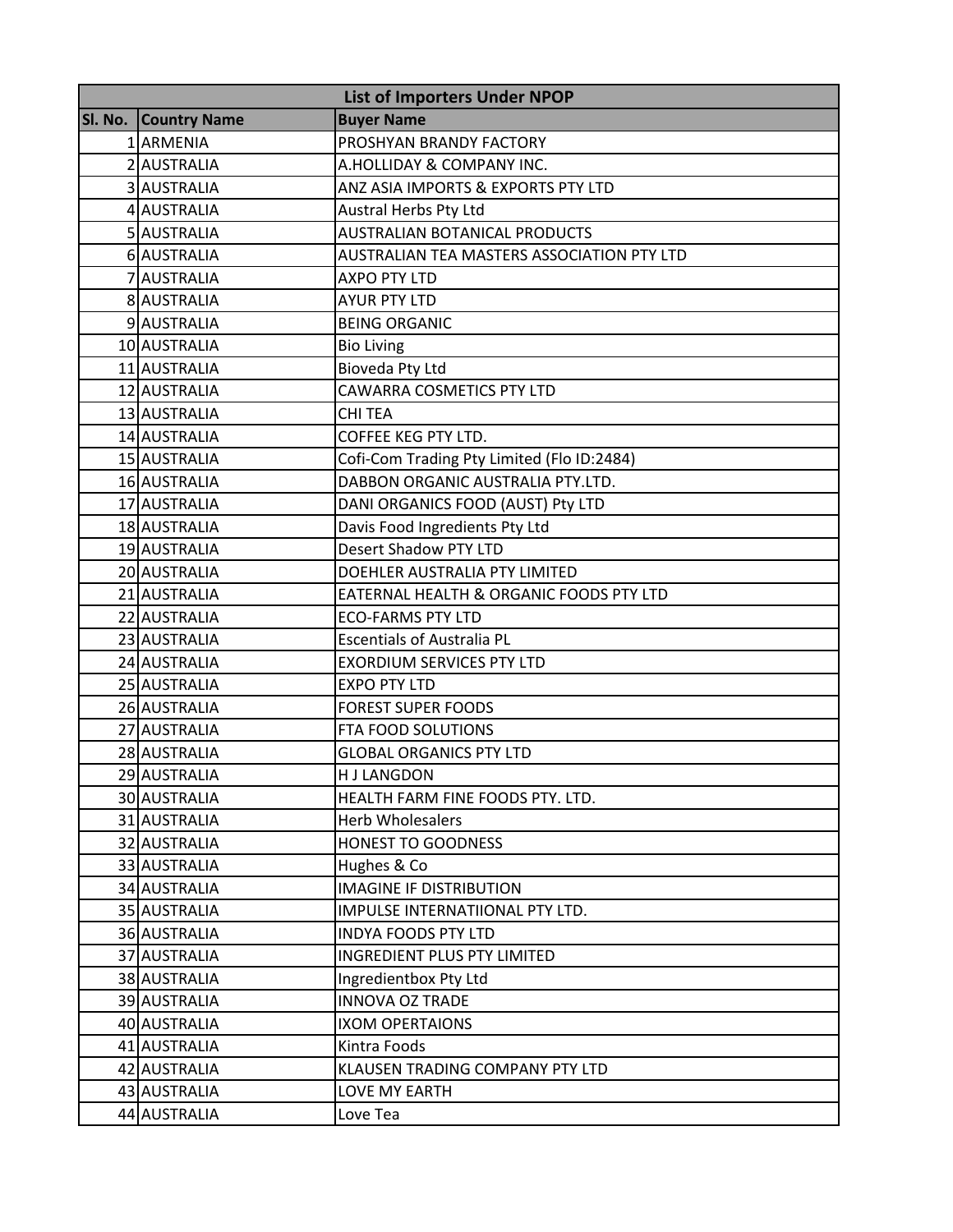| List of Importers Under NPOP | | |
|---|---|---|
| Sl. No. | Country Name | Buyer Name |
| 1 | ARMENIA | PROSHYAN BRANDY FACTORY |
| 2 | AUSTRALIA | A.HOLLIDAY & COMPANY INC. |
| 3 | AUSTRALIA | ANZ ASIA IMPORTS & EXPORTS PTY LTD |
| 4 | AUSTRALIA | Austral Herbs Pty Ltd |
| 5 | AUSTRALIA | AUSTRALIAN BOTANICAL PRODUCTS |
| 6 | AUSTRALIA | AUSTRALIAN TEA MASTERS ASSOCIATION PTY LTD |
| 7 | AUSTRALIA | AXPO PTY LTD |
| 8 | AUSTRALIA | AYUR PTY LTD |
| 9 | AUSTRALIA | BEING ORGANIC |
| 10 | AUSTRALIA | Bio Living |
| 11 | AUSTRALIA | Bioveda Pty Ltd |
| 12 | AUSTRALIA | CAWARRA COSMETICS PTY LTD |
| 13 | AUSTRALIA | CHI TEA |
| 14 | AUSTRALIA | COFFEE KEG PTY LTD. |
| 15 | AUSTRALIA | Cofi-Com Trading Pty Limited (Flo ID:2484) |
| 16 | AUSTRALIA | DABBON ORGANIC AUSTRALIA PTY.LTD. |
| 17 | AUSTRALIA | DANI ORGANICS FOOD (AUST) Pty LTD |
| 18 | AUSTRALIA | Davis Food Ingredients Pty Ltd |
| 19 | AUSTRALIA | Desert Shadow PTY LTD |
| 20 | AUSTRALIA | DOEHLER AUSTRALIA PTY LIMITED |
| 21 | AUSTRALIA | EATERNAL HEALTH & ORGANIC FOODS PTY LTD |
| 22 | AUSTRALIA | ECO-FARMS PTY LTD |
| 23 | AUSTRALIA | Escentials of Australia PL |
| 24 | AUSTRALIA | EXORDIUM SERVICES PTY LTD |
| 25 | AUSTRALIA | EXPO PTY LTD |
| 26 | AUSTRALIA | FOREST SUPER FOODS |
| 27 | AUSTRALIA | FTA FOOD SOLUTIONS |
| 28 | AUSTRALIA | GLOBAL ORGANICS PTY LTD |
| 29 | AUSTRALIA | H J LANGDON |
| 30 | AUSTRALIA | HEALTH FARM FINE FOODS PTY. LTD. |
| 31 | AUSTRALIA | Herb Wholesalers |
| 32 | AUSTRALIA | HONEST TO GOODNESS |
| 33 | AUSTRALIA | Hughes & Co |
| 34 | AUSTRALIA | IMAGINE IF DISTRIBUTION |
| 35 | AUSTRALIA | IMPULSE INTERNATIIONAL PTY LTD. |
| 36 | AUSTRALIA | INDYA FOODS PTY LTD |
| 37 | AUSTRALIA | INGREDIENT PLUS PTY LIMITED |
| 38 | AUSTRALIA | Ingredientbox Pty Ltd |
| 39 | AUSTRALIA | INNOVA OZ TRADE |
| 40 | AUSTRALIA | IXOM OPERTAIONS |
| 41 | AUSTRALIA | Kintra Foods |
| 42 | AUSTRALIA | KLAUSEN TRADING COMPANY PTY LTD |
| 43 | AUSTRALIA | LOVE MY EARTH |
| 44 | AUSTRALIA | Love Tea |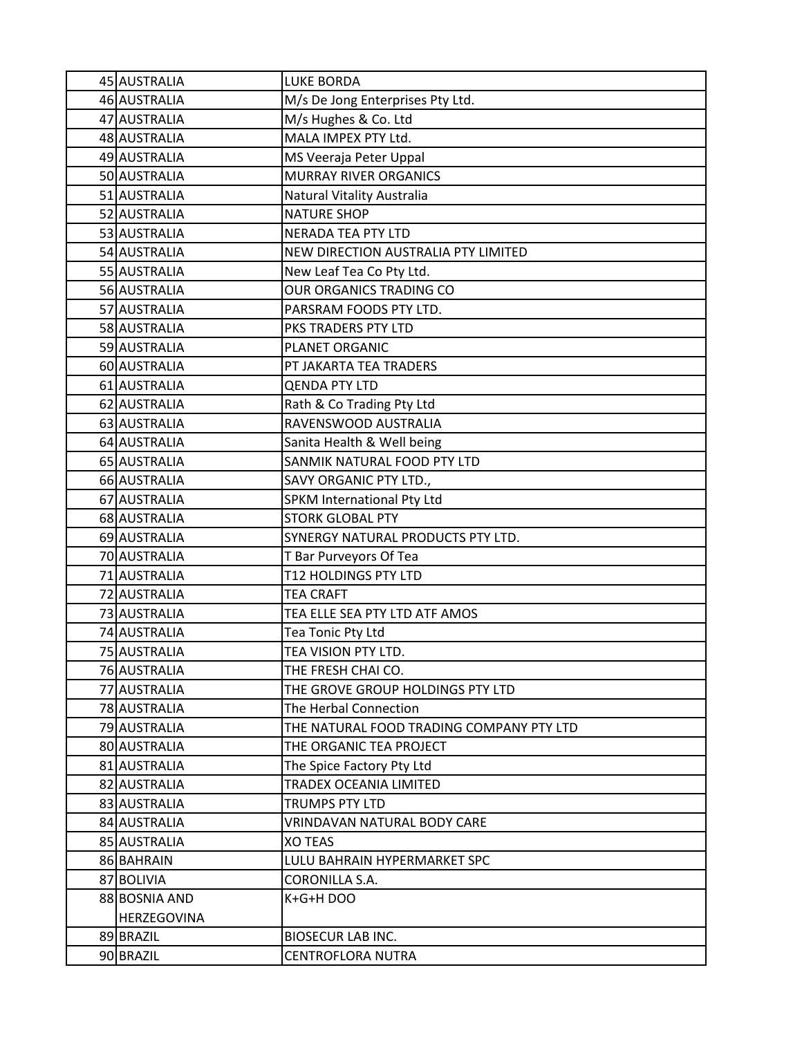| | | |
|---|---|---|
| 45 | AUSTRALIA | LUKE BORDA |
| 46 | AUSTRALIA | M/s De Jong Enterprises Pty Ltd. |
| 47 | AUSTRALIA | M/s Hughes & Co. Ltd |
| 48 | AUSTRALIA | MALA IMPEX PTY Ltd. |
| 49 | AUSTRALIA | MS Veeraja Peter Uppal |
| 50 | AUSTRALIA | MURRAY RIVER ORGANICS |
| 51 | AUSTRALIA | Natural Vitality Australia |
| 52 | AUSTRALIA | NATURE SHOP |
| 53 | AUSTRALIA | NERADA TEA PTY LTD |
| 54 | AUSTRALIA | NEW DIRECTION AUSTRALIA PTY LIMITED |
| 55 | AUSTRALIA | New Leaf Tea Co Pty Ltd. |
| 56 | AUSTRALIA | OUR ORGANICS TRADING CO |
| 57 | AUSTRALIA | PARSRAM FOODS PTY LTD. |
| 58 | AUSTRALIA | PKS TRADERS PTY LTD |
| 59 | AUSTRALIA | PLANET ORGANIC |
| 60 | AUSTRALIA | PT JAKARTA TEA TRADERS |
| 61 | AUSTRALIA | QENDA PTY LTD |
| 62 | AUSTRALIA | Rath & Co Trading Pty Ltd |
| 63 | AUSTRALIA | RAVENSWOOD AUSTRALIA |
| 64 | AUSTRALIA | Sanita Health & Well being |
| 65 | AUSTRALIA | SANMIK NATURAL FOOD PTY LTD |
| 66 | AUSTRALIA | SAVY ORGANIC PTY LTD., |
| 67 | AUSTRALIA | SPKM International Pty Ltd |
| 68 | AUSTRALIA | STORK GLOBAL PTY |
| 69 | AUSTRALIA | SYNERGY NATURAL PRODUCTS PTY LTD. |
| 70 | AUSTRALIA | T Bar Purveyors Of Tea |
| 71 | AUSTRALIA | T12 HOLDINGS PTY LTD |
| 72 | AUSTRALIA | TEA CRAFT |
| 73 | AUSTRALIA | TEA ELLE SEA PTY LTD ATF AMOS |
| 74 | AUSTRALIA | Tea Tonic Pty Ltd |
| 75 | AUSTRALIA | TEA VISION PTY LTD. |
| 76 | AUSTRALIA | THE FRESH CHAI CO. |
| 77 | AUSTRALIA | THE GROVE GROUP HOLDINGS PTY LTD |
| 78 | AUSTRALIA | The Herbal Connection |
| 79 | AUSTRALIA | THE NATURAL FOOD TRADING COMPANY PTY LTD |
| 80 | AUSTRALIA | THE ORGANIC TEA PROJECT |
| 81 | AUSTRALIA | The Spice Factory Pty Ltd |
| 82 | AUSTRALIA | TRADEX OCEANIA LIMITED |
| 83 | AUSTRALIA | TRUMPS PTY LTD |
| 84 | AUSTRALIA | VRINDAVAN NATURAL BODY CARE |
| 85 | AUSTRALIA | XO TEAS |
| 86 | BAHRAIN | LULU BAHRAIN HYPERMARKET SPC |
| 87 | BOLIVIA | CORONILLA S.A. |
| 88 | BOSNIA AND HERZEGOVINA | K+G+H DOO |
| 89 | BRAZIL | BIOSECUR LAB INC. |
| 90 | BRAZIL | CENTROFLORA NUTRA |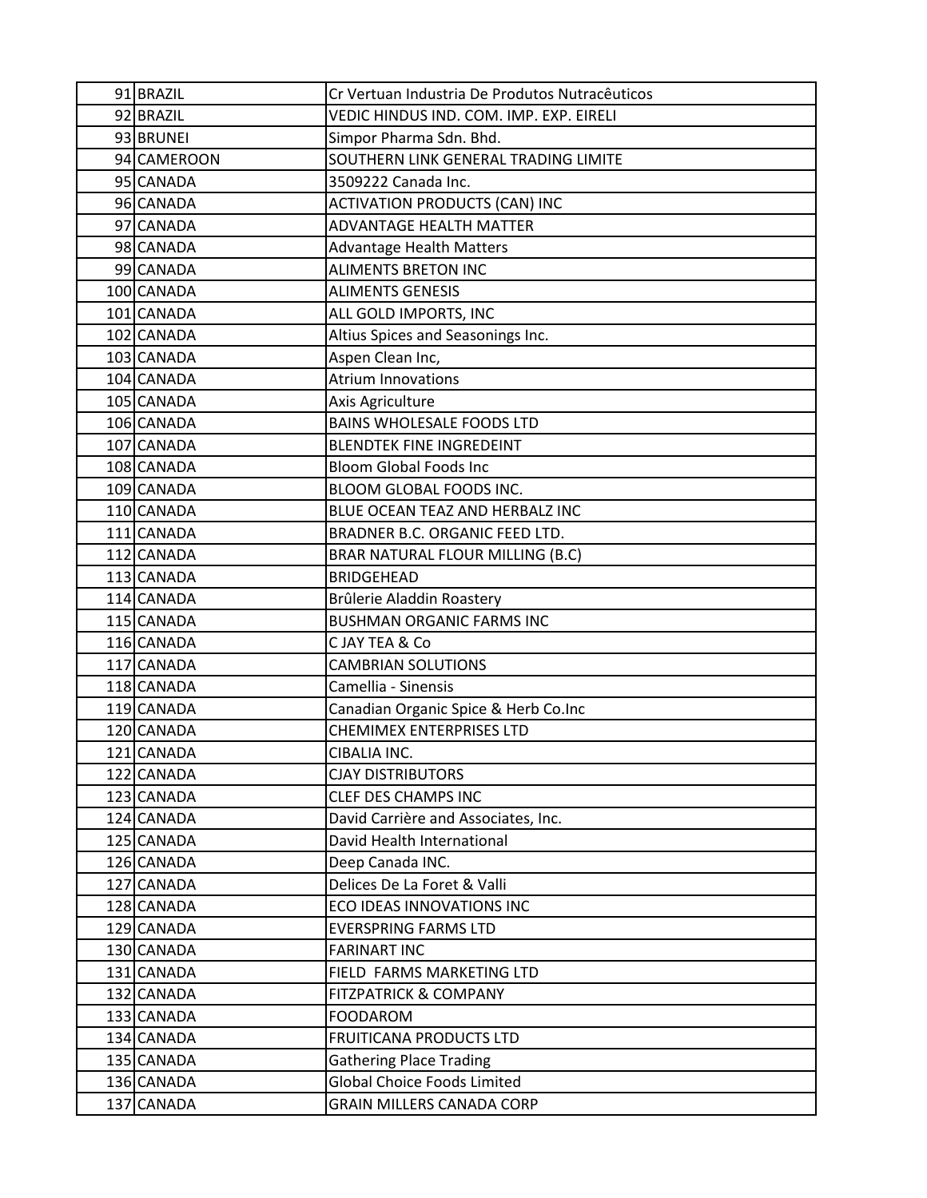| | | |
|---|---|---|
| 91 | BRAZIL | Cr Vertuan Industria De Produtos Nutracêuticos |
| 92 | BRAZIL | VEDIC HINDUS IND. COM. IMP. EXP. EIRELI |
| 93 | BRUNEI | Simpor Pharma Sdn. Bhd. |
| 94 | CAMEROON | SOUTHERN LINK GENERAL TRADING LIMITE |
| 95 | CANADA | 3509222 Canada Inc. |
| 96 | CANADA | ACTIVATION PRODUCTS (CAN) INC |
| 97 | CANADA | ADVANTAGE HEALTH MATTER |
| 98 | CANADA | Advantage Health Matters |
| 99 | CANADA | ALIMENTS BRETON INC |
| 100 | CANADA | ALIMENTS GENESIS |
| 101 | CANADA | ALL GOLD IMPORTS, INC |
| 102 | CANADA | Altius Spices and Seasonings Inc. |
| 103 | CANADA | Aspen Clean Inc, |
| 104 | CANADA | Atrium Innovations |
| 105 | CANADA | Axis Agriculture |
| 106 | CANADA | BAINS WHOLESALE FOODS LTD |
| 107 | CANADA | BLENDTEK FINE INGREDEINT |
| 108 | CANADA | Bloom Global Foods Inc |
| 109 | CANADA | BLOOM GLOBAL FOODS INC. |
| 110 | CANADA | BLUE OCEAN TEAZ AND HERBALZ INC |
| 111 | CANADA | BRADNER B.C. ORGANIC FEED LTD. |
| 112 | CANADA | BRAR NATURAL FLOUR MILLING (B.C) |
| 113 | CANADA | BRIDGEHEAD |
| 114 | CANADA | Brûlerie Aladdin Roastery |
| 115 | CANADA | BUSHMAN ORGANIC FARMS INC |
| 116 | CANADA | C JAY TEA & Co |
| 117 | CANADA | CAMBRIAN SOLUTIONS |
| 118 | CANADA | Camellia - Sinensis |
| 119 | CANADA | Canadian Organic Spice & Herb Co.Inc |
| 120 | CANADA | CHEMIMEX ENTERPRISES LTD |
| 121 | CANADA | CIBALIA INC. |
| 122 | CANADA | CJAY DISTRIBUTORS |
| 123 | CANADA | CLEF DES CHAMPS INC |
| 124 | CANADA | David Carrière and Associates, Inc. |
| 125 | CANADA | David Health International |
| 126 | CANADA | Deep Canada INC. |
| 127 | CANADA | Delices De La Foret & Valli |
| 128 | CANADA | ECO IDEAS INNOVATIONS INC |
| 129 | CANADA | EVERSPRING FARMS LTD |
| 130 | CANADA | FARINART INC |
| 131 | CANADA | FIELD FARMS MARKETING LTD |
| 132 | CANADA | FITZPATRICK & COMPANY |
| 133 | CANADA | FOODAROM |
| 134 | CANADA | FRUITICANA PRODUCTS LTD |
| 135 | CANADA | Gathering Place Trading |
| 136 | CANADA | Global Choice Foods Limited |
| 137 | CANADA | GRAIN MILLERS CANADA CORP |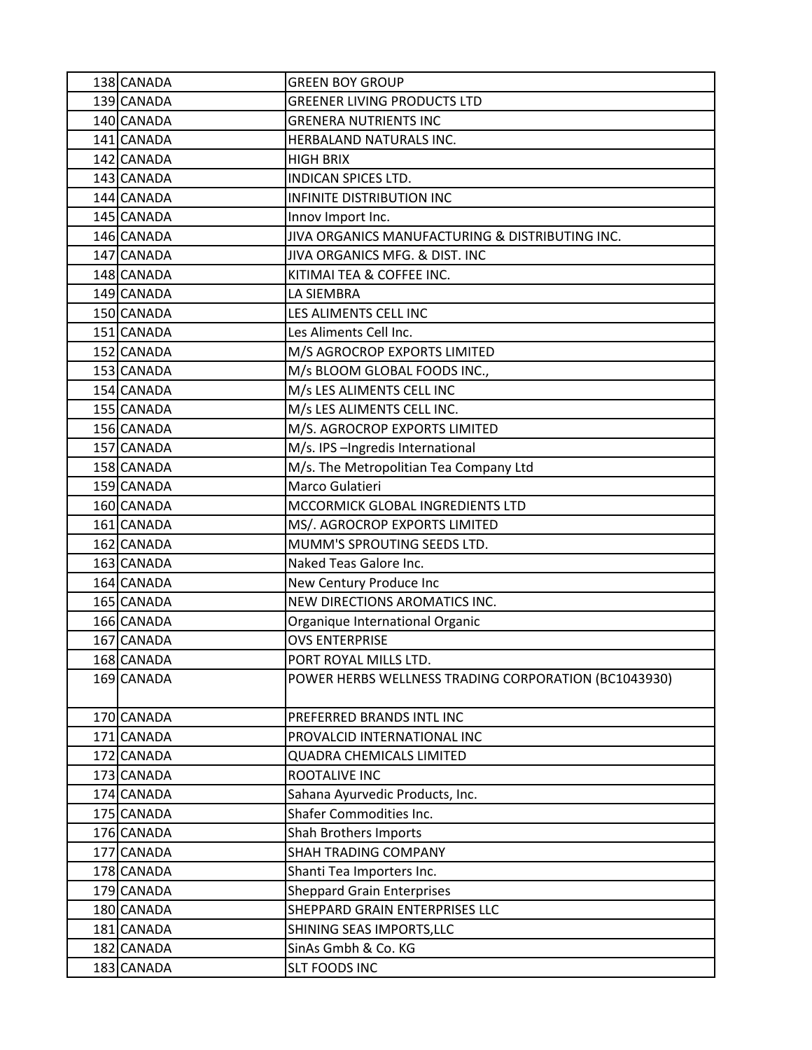| | | |
|---|---|---|
| 138 | CANADA | GREEN BOY GROUP |
| 139 | CANADA | GREENER LIVING PRODUCTS LTD |
| 140 | CANADA | GRENERA NUTRIENTS INC |
| 141 | CANADA | HERBALAND NATURALS INC. |
| 142 | CANADA | HIGH BRIX |
| 143 | CANADA | INDICAN SPICES LTD. |
| 144 | CANADA | INFINITE DISTRIBUTION INC |
| 145 | CANADA | Innov Import Inc. |
| 146 | CANADA | JIVA ORGANICS MANUFACTURING & DISTRIBUTING INC. |
| 147 | CANADA | JIVA ORGANICS MFG. & DIST. INC |
| 148 | CANADA | KITIMAI TEA & COFFEE INC. |
| 149 | CANADA | LA SIEMBRA |
| 150 | CANADA | LES ALIMENTS CELL INC |
| 151 | CANADA | Les Aliments Cell Inc. |
| 152 | CANADA | M/S AGROCROP EXPORTS LIMITED |
| 153 | CANADA | M/s BLOOM GLOBAL FOODS INC., |
| 154 | CANADA | M/s LES ALIMENTS CELL INC |
| 155 | CANADA | M/s LES ALIMENTS CELL INC. |
| 156 | CANADA | M/S. AGROCROP EXPORTS LIMITED |
| 157 | CANADA | M/s. IPS –Ingredis International |
| 158 | CANADA | M/s. The Metropolitian Tea Company Ltd |
| 159 | CANADA | Marco Gulatieri |
| 160 | CANADA | MCCORMICK GLOBAL INGREDIENTS LTD |
| 161 | CANADA | MS/. AGROCROP EXPORTS LIMITED |
| 162 | CANADA | MUMM'S SPROUTING SEEDS LTD. |
| 163 | CANADA | Naked Teas Galore Inc. |
| 164 | CANADA | New Century Produce Inc |
| 165 | CANADA | NEW DIRECTIONS AROMATICS INC. |
| 166 | CANADA | Organique International Organic |
| 167 | CANADA | OVS ENTERPRISE |
| 168 | CANADA | PORT ROYAL MILLS LTD. |
| 169 | CANADA | POWER HERBS WELLNESS TRADING CORPORATION (BC1043930) |
| 170 | CANADA | PREFERRED BRANDS INTL INC |
| 171 | CANADA | PROVALCID INTERNATIONAL INC |
| 172 | CANADA | QUADRA CHEMICALS LIMITED |
| 173 | CANADA | ROOTALIVE INC |
| 174 | CANADA | Sahana Ayurvedic Products, Inc. |
| 175 | CANADA | Shafer Commodities Inc. |
| 176 | CANADA | Shah Brothers Imports |
| 177 | CANADA | SHAH TRADING COMPANY |
| 178 | CANADA | Shanti Tea Importers Inc. |
| 179 | CANADA | Sheppard Grain Enterprises |
| 180 | CANADA | SHEPPARD GRAIN ENTERPRISES LLC |
| 181 | CANADA | SHINING SEAS IMPORTS,LLC |
| 182 | CANADA | SinAs Gmbh & Co. KG |
| 183 | CANADA | SLT FOODS INC |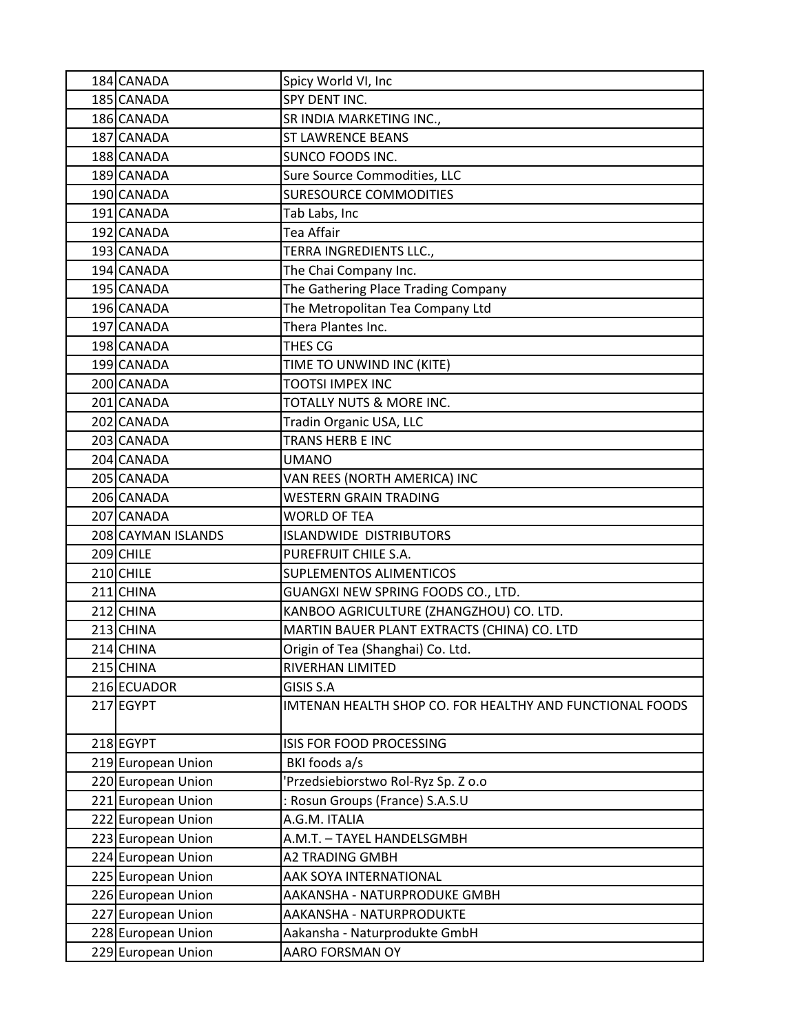| | | |
|---|---|---|
| 184 | CANADA | Spicy World VI, Inc |
| 185 | CANADA | SPY DENT INC. |
| 186 | CANADA | SR INDIA MARKETING INC., |
| 187 | CANADA | ST LAWRENCE BEANS |
| 188 | CANADA | SUNCO FOODS INC. |
| 189 | CANADA | Sure Source Commodities, LLC |
| 190 | CANADA | SURESOURCE COMMODITIES |
| 191 | CANADA | Tab Labs, Inc |
| 192 | CANADA | Tea Affair |
| 193 | CANADA | TERRA INGREDIENTS LLC., |
| 194 | CANADA | The Chai Company Inc. |
| 195 | CANADA | The Gathering Place Trading Company |
| 196 | CANADA | The Metropolitan Tea Company Ltd |
| 197 | CANADA | Thera Plantes Inc. |
| 198 | CANADA | THES CG |
| 199 | CANADA | TIME TO UNWIND INC (KITE) |
| 200 | CANADA | TOOTSI IMPEX INC |
| 201 | CANADA | TOTALLY NUTS & MORE INC. |
| 202 | CANADA | Tradin Organic USA, LLC |
| 203 | CANADA | TRANS HERB E INC |
| 204 | CANADA | UMANO |
| 205 | CANADA | VAN REES (NORTH AMERICA) INC |
| 206 | CANADA | WESTERN GRAIN TRADING |
| 207 | CANADA | WORLD OF TEA |
| 208 | CAYMAN ISLANDS | ISLANDWIDE DISTRIBUTORS |
| 209 | CHILE | PUREFRUIT CHILE S.A. |
| 210 | CHILE | SUPLEMENTOS ALIMENTICOS |
| 211 | CHINA | GUANGXI NEW SPRING FOODS CO., LTD. |
| 212 | CHINA | KANBOO AGRICULTURE (ZHANGZHOU) CO. LTD. |
| 213 | CHINA | MARTIN BAUER PLANT EXTRACTS (CHINA) CO. LTD |
| 214 | CHINA | Origin of Tea (Shanghai) Co. Ltd. |
| 215 | CHINA | RIVERHAN LIMITED |
| 216 | ECUADOR | GISIS S.A |
| 217 | EGYPT | IMTENAN HEALTH SHOP CO. FOR HEALTHY AND FUNCTIONAL FOODS |
| 218 | EGYPT | ISIS FOR FOOD PROCESSING |
| 219 | European Union | BKI foods a/s |
| 220 | European Union | 'Przedsiebiorstwo Rol-Ryz Sp. Z o.o |
| 221 | European Union | : Rosun Groups (France) S.A.S.U |
| 222 | European Union | A.G.M. ITALIA |
| 223 | European Union | A.M.T. – TAYEL HANDELSGMBH |
| 224 | European Union | A2 TRADING GMBH |
| 225 | European Union | AAK SOYA INTERNATIONAL |
| 226 | European Union | AAKANSHA - NATURPRODUKE GMBH |
| 227 | European Union | AAKANSHA - NATURPRODUKTE |
| 228 | European Union | Aakansha - Naturprodukte GmbH |
| 229 | European Union | AARO FORSMAN OY |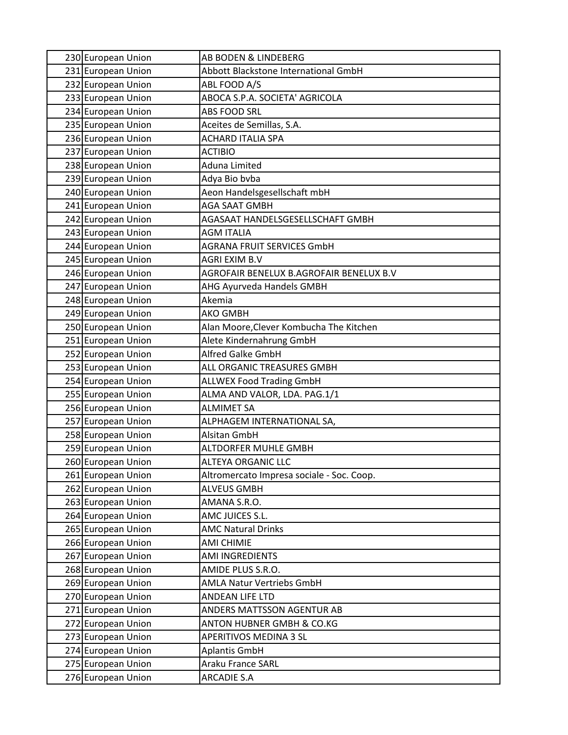| | | |
|---|---|---|
| 230 | European Union | AB BODEN & LINDEBERG |
| 231 | European Union | Abbott Blackstone International GmbH |
| 232 | European Union | ABL FOOD A/S |
| 233 | European Union | ABOCA S.P.A. SOCIETA' AGRICOLA |
| 234 | European Union | ABS FOOD SRL |
| 235 | European Union | Aceites de Semillas, S.A. |
| 236 | European Union | ACHARD ITALIA SPA |
| 237 | European Union | ACTIBIO |
| 238 | European Union | Aduna Limited |
| 239 | European Union | Adya Bio bvba |
| 240 | European Union | Aeon Handelsgesellschaft mbH |
| 241 | European Union | AGA SAAT GMBH |
| 242 | European Union | AGASAAT HANDELSGESELLSCHAFT GMBH |
| 243 | European Union | AGM ITALIA |
| 244 | European Union | AGRANA FRUIT SERVICES GmbH |
| 245 | European Union | AGRI EXIM B.V |
| 246 | European Union | AGROFAIR BENELUX B.AGROFAIR BENELUX B.V |
| 247 | European Union | AHG Ayurveda Handels GMBH |
| 248 | European Union | Akemia |
| 249 | European Union | AKO GMBH |
| 250 | European Union | Alan Moore,Clever Kombucha The Kitchen |
| 251 | European Union | Alete Kindernahrung GmbH |
| 252 | European Union | Alfred Galke GmbH |
| 253 | European Union | ALL ORGANIC TREASURES GMBH |
| 254 | European Union | ALLWEX Food Trading GmbH |
| 255 | European Union | ALMA AND VALOR, LDA. PAG.1/1 |
| 256 | European Union | ALMIMET SA |
| 257 | European Union | ALPHAGEM INTERNATIONAL SA, |
| 258 | European Union | Alsitan GmbH |
| 259 | European Union | ALTDORFER MUHLE GMBH |
| 260 | European Union | ALTEYA ORGANIC LLC |
| 261 | European Union | Altromercato Impresa sociale - Soc. Coop. |
| 262 | European Union | ALVEUS GMBH |
| 263 | European Union | AMANA S.R.O. |
| 264 | European Union | AMC JUICES S.L. |
| 265 | European Union | AMC Natural Drinks |
| 266 | European Union | AMI CHIMIE |
| 267 | European Union | AMI INGREDIENTS |
| 268 | European Union | AMIDE PLUS S.R.O. |
| 269 | European Union | AMLA Natur Vertriebs GmbH |
| 270 | European Union | ANDEAN LIFE LTD |
| 271 | European Union | ANDERS MATTSSON AGENTUR AB |
| 272 | European Union | ANTON HUBNER GMBH & CO.KG |
| 273 | European Union | APERITIVOS MEDINA 3 SL |
| 274 | European Union | Aplantis GmbH |
| 275 | European Union | Araku France SARL |
| 276 | European Union | ARCADIE S.A |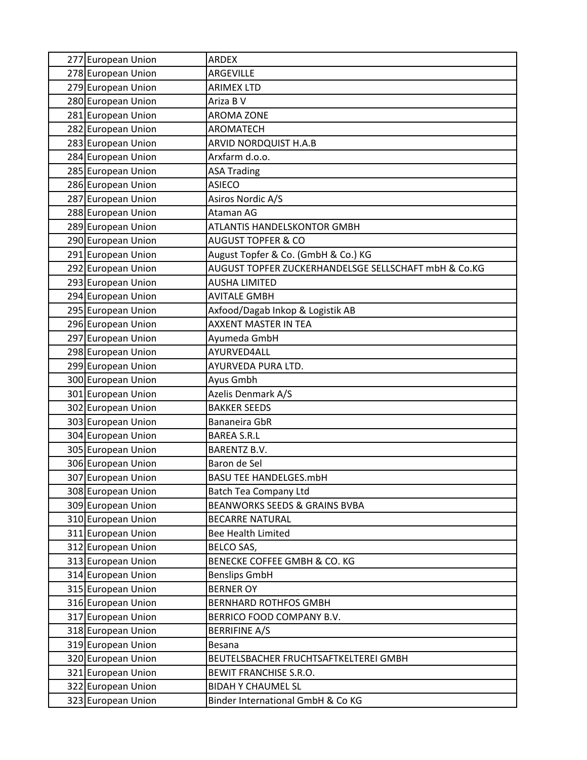| | | |
|---|---|---|
| 277 | European Union | ARDEX |
| 278 | European Union | ARGEVILLE |
| 279 | European Union | ARIMEX LTD |
| 280 | European Union | Ariza B V |
| 281 | European Union | AROMA ZONE |
| 282 | European Union | AROMATECH |
| 283 | European Union | ARVID NORDQUIST H.A.B |
| 284 | European Union | Arxfarm d.o.o. |
| 285 | European Union | ASA Trading |
| 286 | European Union | ASIECO |
| 287 | European Union | Asiros Nordic A/S |
| 288 | European Union | Ataman AG |
| 289 | European Union | ATLANTIS HANDELSKONTOR GMBH |
| 290 | European Union | AUGUST TOPFER & CO |
| 291 | European Union | August Topfer & Co. (GmbH & Co.) KG |
| 292 | European Union | AUGUST TOPFER ZUCKERHANDELSGE SELLSCHAFT mbH & Co.KG |
| 293 | European Union | AUSHA LIMITED |
| 294 | European Union | AVITALE GMBH |
| 295 | European Union | Axfood/Dagab Inkop & Logistik AB |
| 296 | European Union | AXXENT MASTER IN TEA |
| 297 | European Union | Ayumeda GmbH |
| 298 | European Union | AYURVED4ALL |
| 299 | European Union | AYURVEDA PURA LTD. |
| 300 | European Union | Ayus Gmbh |
| 301 | European Union | Azelis Denmark A/S |
| 302 | European Union | BAKKER SEEDS |
| 303 | European Union | Bananeira GbR |
| 304 | European Union | BAREA S.R.L |
| 305 | European Union | BARENTZ B.V. |
| 306 | European Union | Baron de Sel |
| 307 | European Union | BASU TEE HANDELGES.mbH |
| 308 | European Union | Batch Tea Company Ltd |
| 309 | European Union | BEANWORKS SEEDS & GRAINS BVBA |
| 310 | European Union | BECARRE NATURAL |
| 311 | European Union | Bee Health Limited |
| 312 | European Union | BELCO SAS, |
| 313 | European Union | BENECKE COFFEE GMBH & CO. KG |
| 314 | European Union | Benslips GmbH |
| 315 | European Union | BERNER OY |
| 316 | European Union | BERNHARD ROTHFOS GMBH |
| 317 | European Union | BERRICO FOOD COMPANY B.V. |
| 318 | European Union | BERRIFINE A/S |
| 319 | European Union | Besana |
| 320 | European Union | BEUTELSBACHER FRUCHTSAFTKELTEREI GMBH |
| 321 | European Union | BEWIT FRANCHISE S.R.O. |
| 322 | European Union | BIDAH Y CHAUMEL SL |
| 323 | European Union | Binder International GmbH & Co KG |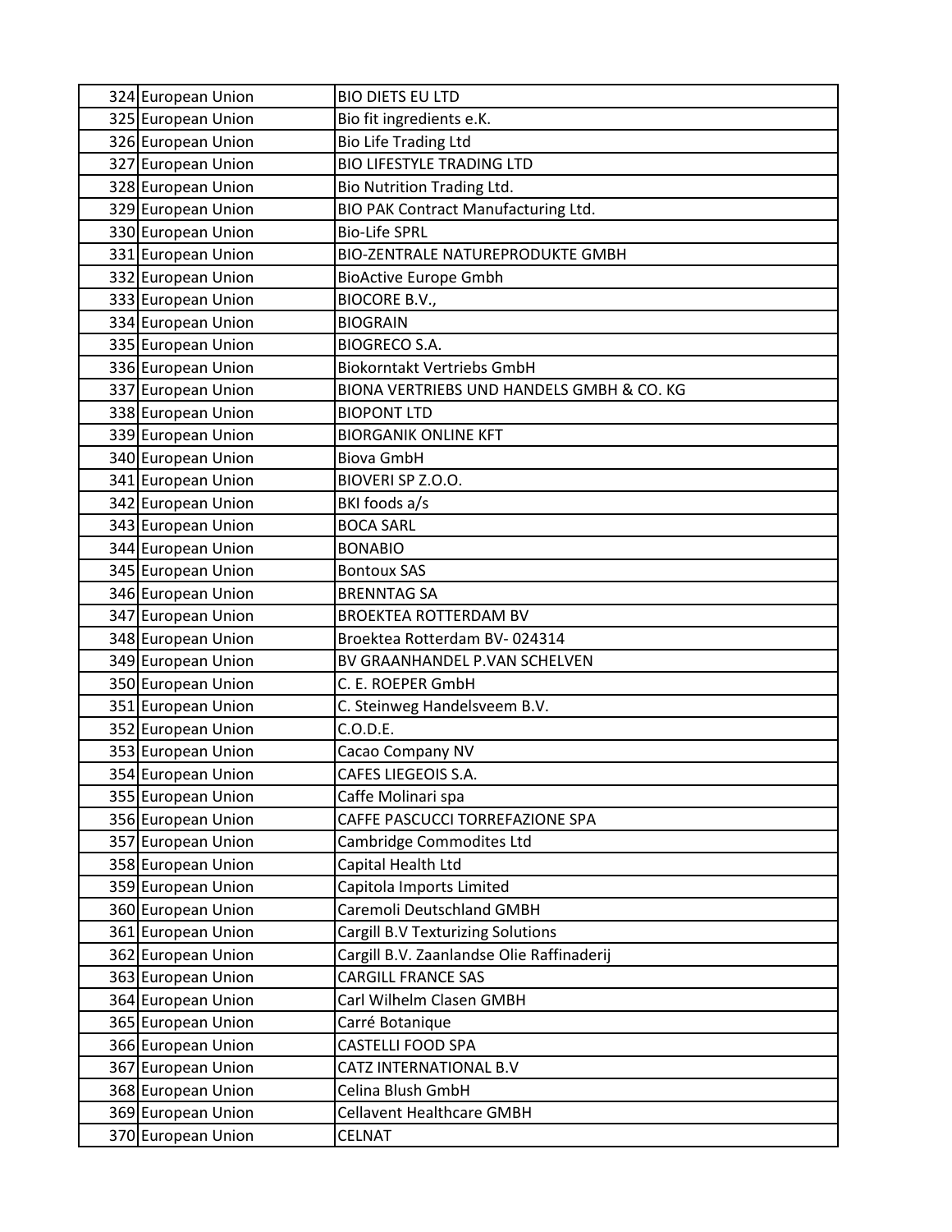| | | |
|---|---|---|
| 324 | European Union | BIO DIETS EU LTD |
| 325 | European Union | Bio fit ingredients e.K. |
| 326 | European Union | Bio Life Trading Ltd |
| 327 | European Union | BIO LIFESTYLE TRADING LTD |
| 328 | European Union | Bio Nutrition Trading Ltd. |
| 329 | European Union | BIO PAK Contract Manufacturing Ltd. |
| 330 | European Union | Bio-Life SPRL |
| 331 | European Union | BIO-ZENTRALE NATUREPRODUKTE GMBH |
| 332 | European Union | BioActive Europe Gmbh |
| 333 | European Union | BIOCORE B.V., |
| 334 | European Union | BIOGRAIN |
| 335 | European Union | BIOGRECO S.A. |
| 336 | European Union | Biokorntakt Vertriebs GmbH |
| 337 | European Union | BIONA VERTRIEBS UND HANDELS GMBH & CO. KG |
| 338 | European Union | BIOPONT LTD |
| 339 | European Union | BIORGANIK ONLINE KFT |
| 340 | European Union | Biova GmbH |
| 341 | European Union | BIOVERI SP Z.O.O. |
| 342 | European Union | BKI foods a/s |
| 343 | European Union | BOCA SARL |
| 344 | European Union | BONABIO |
| 345 | European Union | Bontoux SAS |
| 346 | European Union | BRENNTAG SA |
| 347 | European Union | BROEKTEA ROTTERDAM BV |
| 348 | European Union | Broektea Rotterdam BV- 024314 |
| 349 | European Union | BV GRAANHANDEL P.VAN SCHELVEN |
| 350 | European Union | C. E. ROEPER GmbH |
| 351 | European Union | C. Steinweg Handelsveem B.V. |
| 352 | European Union | C.O.D.E. |
| 353 | European Union | Cacao Company NV |
| 354 | European Union | CAFES LIEGEOIS S.A. |
| 355 | European Union | Caffe Molinari spa |
| 356 | European Union | CAFFE PASCUCCI TORREFAZIONE SPA |
| 357 | European Union | Cambridge Commodites Ltd |
| 358 | European Union | Capital Health Ltd |
| 359 | European Union | Capitola Imports Limited |
| 360 | European Union | Caremoli Deutschland GMBH |
| 361 | European Union | Cargill B.V Texturizing Solutions |
| 362 | European Union | Cargill B.V. Zaanlandse Olie Raffinaderij |
| 363 | European Union | CARGILL FRANCE SAS |
| 364 | European Union | Carl Wilhelm Clasen GMBH |
| 365 | European Union | Carré Botanique |
| 366 | European Union | CASTELLI FOOD SPA |
| 367 | European Union | CATZ INTERNATIONAL B.V |
| 368 | European Union | Celina Blush GmbH |
| 369 | European Union | Cellavent Healthcare GMBH |
| 370 | European Union | CELNAT |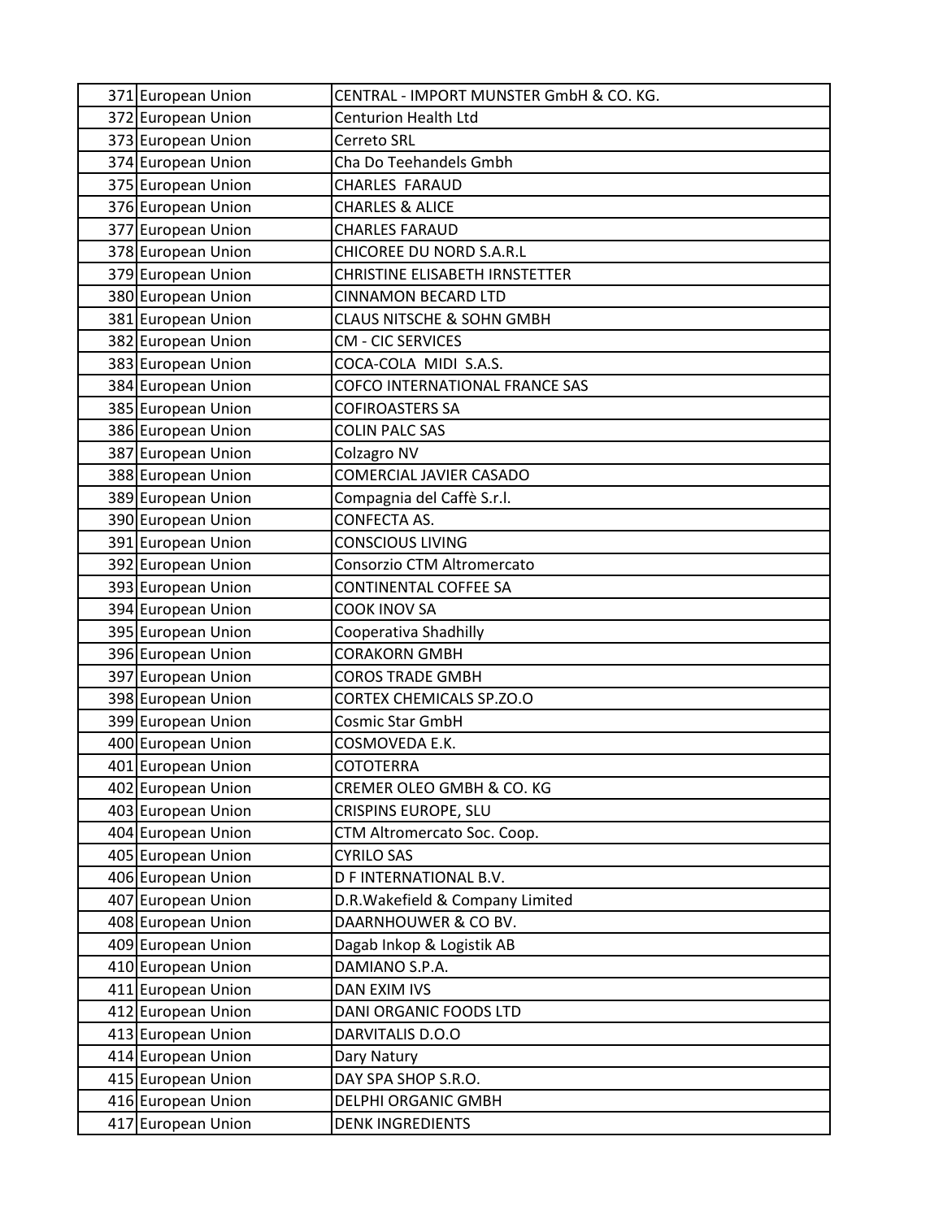| | | |
|---|---|---|
| 371 | European Union | CENTRAL - IMPORT MUNSTER GmbH & CO. KG. |
| 372 | European Union | Centurion Health Ltd |
| 373 | European Union | Cerreto SRL |
| 374 | European Union | Cha Do Teehandels Gmbh |
| 375 | European Union | CHARLES FARAUD |
| 376 | European Union | CHARLES & ALICE |
| 377 | European Union | CHARLES FARAUD |
| 378 | European Union | CHICOREE DU NORD S.A.R.L |
| 379 | European Union | CHRISTINE ELISABETH IRNSTETTER |
| 380 | European Union | CINNAMON BECARD LTD |
| 381 | European Union | CLAUS NITSCHE & SOHN GMBH |
| 382 | European Union | CM - CIC SERVICES |
| 383 | European Union | COCA-COLA MIDI S.A.S. |
| 384 | European Union | COFCO INTERNATIONAL FRANCE SAS |
| 385 | European Union | COFIROASTERS SA |
| 386 | European Union | COLIN PALC SAS |
| 387 | European Union | Colzagro NV |
| 388 | European Union | COMERCIAL JAVIER CASADO |
| 389 | European Union | Compagnia del Caffè S.r.l. |
| 390 | European Union | CONFECTA AS. |
| 391 | European Union | CONSCIOUS LIVING |
| 392 | European Union | Consorzio CTM Altromercato |
| 393 | European Union | CONTINENTAL COFFEE SA |
| 394 | European Union | COOK INOV SA |
| 395 | European Union | Cooperativa Shadhilly |
| 396 | European Union | CORAKORN GMBH |
| 397 | European Union | COROS TRADE GMBH |
| 398 | European Union | CORTEX CHEMICALS SP.ZO.O |
| 399 | European Union | Cosmic Star GmbH |
| 400 | European Union | COSMOVEDA E.K. |
| 401 | European Union | COTOTERRA |
| 402 | European Union | CREMER OLEO GMBH & CO. KG |
| 403 | European Union | CRISPINS EUROPE, SLU |
| 404 | European Union | CTM Altromercato Soc. Coop. |
| 405 | European Union | CYRILO SAS |
| 406 | European Union | D F INTERNATIONAL B.V. |
| 407 | European Union | D.R.Wakefield & Company Limited |
| 408 | European Union | DAARNHOUWER & CO BV. |
| 409 | European Union | Dagab Inkop & Logistik AB |
| 410 | European Union | DAMIANO S.P.A. |
| 411 | European Union | DAN EXIM IVS |
| 412 | European Union | DANI ORGANIC FOODS LTD |
| 413 | European Union | DARVITALIS D.O.O |
| 414 | European Union | Dary Natury |
| 415 | European Union | DAY SPA SHOP S.R.O. |
| 416 | European Union | DELPHI ORGANIC GMBH |
| 417 | European Union | DENK INGREDIENTS |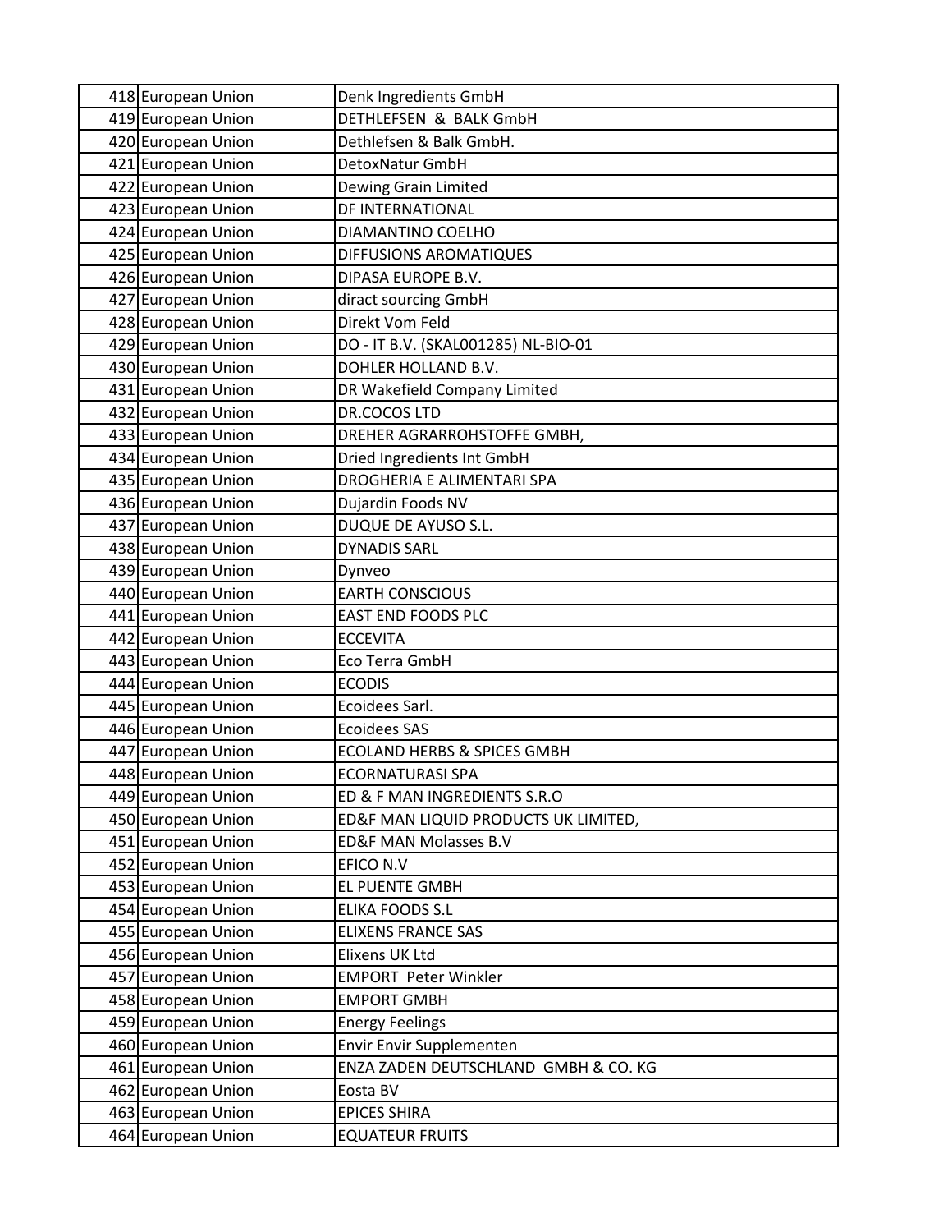| | | |
|---|---|---|
| 418 | European Union | Denk Ingredients GmbH |
| 419 | European Union | DETHLEFSEN & BALK GmbH |
| 420 | European Union | Dethlefsen & Balk GmbH. |
| 421 | European Union | DetoxNatur GmbH |
| 422 | European Union | Dewing Grain Limited |
| 423 | European Union | DF INTERNATIONAL |
| 424 | European Union | DIAMANTINO COELHO |
| 425 | European Union | DIFFUSIONS AROMATIQUES |
| 426 | European Union | DIPASA EUROPE B.V. |
| 427 | European Union | diract sourcing GmbH |
| 428 | European Union | Direkt Vom Feld |
| 429 | European Union | DO - IT B.V. (SKAL001285) NL-BIO-01 |
| 430 | European Union | DOHLER HOLLAND B.V. |
| 431 | European Union | DR Wakefield Company Limited |
| 432 | European Union | DR.COCOS LTD |
| 433 | European Union | DREHER AGRARROHSTOFFE GMBH, |
| 434 | European Union | Dried Ingredients Int GmbH |
| 435 | European Union | DROGHERIA E ALIMENTARI SPA |
| 436 | European Union | Dujardin Foods NV |
| 437 | European Union | DUQUE DE AYUSO S.L. |
| 438 | European Union | DYNADIS SARL |
| 439 | European Union | Dynveo |
| 440 | European Union | EARTH CONSCIOUS |
| 441 | European Union | EAST END FOODS PLC |
| 442 | European Union | ECCEVITA |
| 443 | European Union | Eco Terra GmbH |
| 444 | European Union | ECODIS |
| 445 | European Union | Ecoidees Sarl. |
| 446 | European Union | Ecoidees SAS |
| 447 | European Union | ECOLAND HERBS & SPICES GMBH |
| 448 | European Union | ECORNATURASI SPA |
| 449 | European Union | ED & F MAN INGREDIENTS S.R.O |
| 450 | European Union | ED&F MAN LIQUID PRODUCTS UK LIMITED, |
| 451 | European Union | ED&F MAN Molasses B.V |
| 452 | European Union | EFICO N.V |
| 453 | European Union | EL PUENTE GMBH |
| 454 | European Union | ELIKA FOODS S.L |
| 455 | European Union | ELIXENS FRANCE SAS |
| 456 | European Union | Elixens UK Ltd |
| 457 | European Union | EMPORT Peter Winkler |
| 458 | European Union | EMPORT GMBH |
| 459 | European Union | Energy Feelings |
| 460 | European Union | Envir Envir Supplementen |
| 461 | European Union | ENZA ZADEN DEUTSCHLAND GMBH & CO. KG |
| 462 | European Union | Eosta BV |
| 463 | European Union | EPICES SHIRA |
| 464 | European Union | EQUATEUR FRUITS |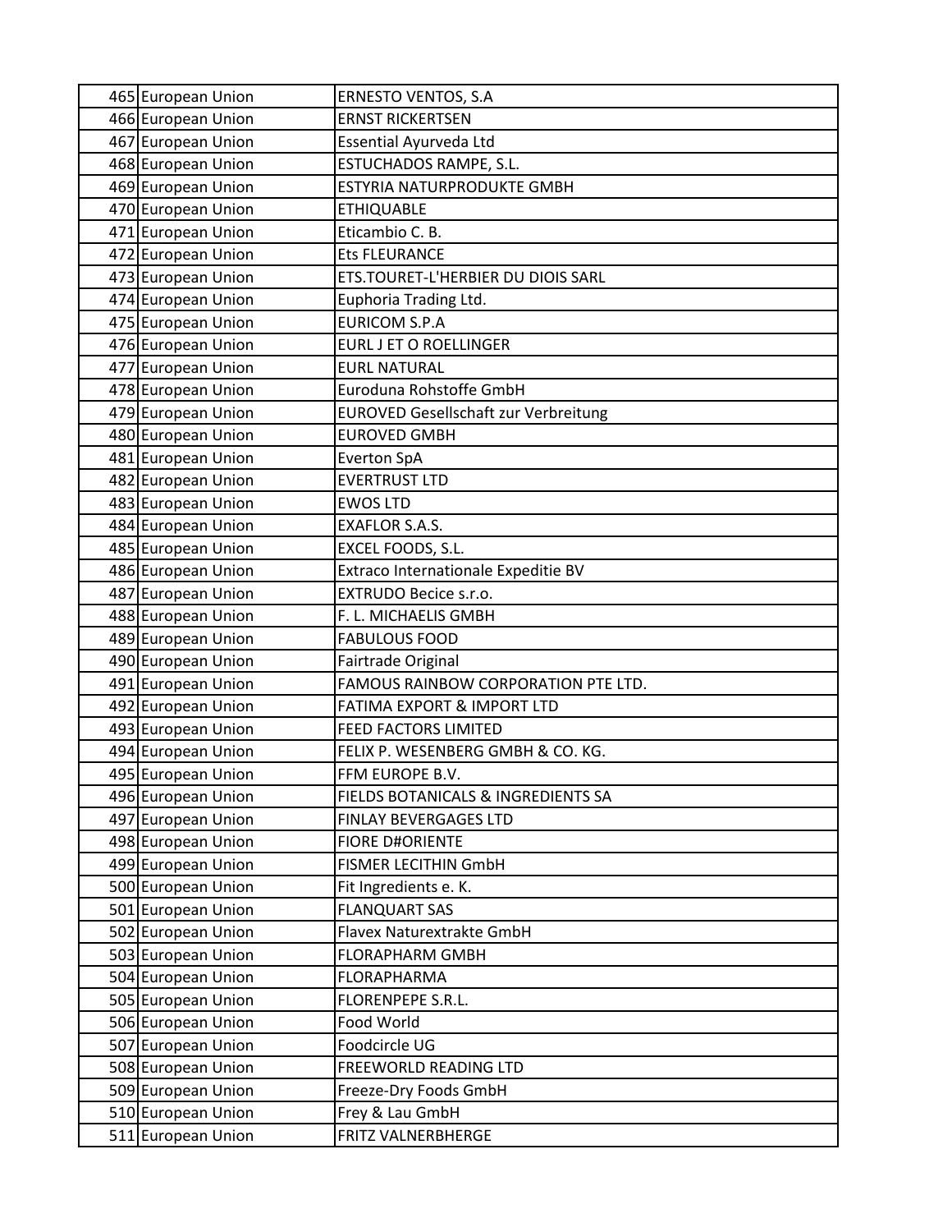| | | |
|---|---|---|
| 465 | European Union | ERNESTO VENTOS, S.A |
| 466 | European Union | ERNST RICKERTSEN |
| 467 | European Union | Essential Ayurveda Ltd |
| 468 | European Union | ESTUCHADOS RAMPE, S.L. |
| 469 | European Union | ESTYRIA NATURPRODUKTE GMBH |
| 470 | European Union | ETHIQUABLE |
| 471 | European Union | Eticambio C. B. |
| 472 | European Union | Ets FLEURANCE |
| 473 | European Union | ETS.TOURET-L'HERBIER DU DIOIS SARL |
| 474 | European Union | Euphoria Trading Ltd. |
| 475 | European Union | EURICOM S.P.A |
| 476 | European Union | EURL J ET O ROELLINGER |
| 477 | European Union | EURL NATURAL |
| 478 | European Union | Euroduna Rohstoffe GmbH |
| 479 | European Union | EUROVED Gesellschaft zur Verbreitung |
| 480 | European Union | EUROVED GMBH |
| 481 | European Union | Everton SpA |
| 482 | European Union | EVERTRUST LTD |
| 483 | European Union | EWOS LTD |
| 484 | European Union | EXAFLOR S.A.S. |
| 485 | European Union | EXCEL FOODS, S.L. |
| 486 | European Union | Extraco Internationale Expeditie BV |
| 487 | European Union | EXTRUDO Becice s.r.o. |
| 488 | European Union | F. L. MICHAELIS GMBH |
| 489 | European Union | FABULOUS FOOD |
| 490 | European Union | Fairtrade Original |
| 491 | European Union | FAMOUS RAINBOW CORPORATION PTE LTD. |
| 492 | European Union | FATIMA EXPORT & IMPORT LTD |
| 493 | European Union | FEED FACTORS LIMITED |
| 494 | European Union | FELIX P. WESENBERG GMBH & CO. KG. |
| 495 | European Union | FFM EUROPE B.V. |
| 496 | European Union | FIELDS BOTANICALS & INGREDIENTS SA |
| 497 | European Union | FINLAY BEVERGAGES LTD |
| 498 | European Union | FIORE D#ORIENTE |
| 499 | European Union | FISMER LECITHIN GmbH |
| 500 | European Union | Fit Ingredients e. K. |
| 501 | European Union | FLANQUART SAS |
| 502 | European Union | Flavex Naturextrakte GmbH |
| 503 | European Union | FLORAPHARM GMBH |
| 504 | European Union | FLORAPHARMA |
| 505 | European Union | FLORENPEPE S.R.L. |
| 506 | European Union | Food World |
| 507 | European Union | Foodcircle UG |
| 508 | European Union | FREEWORLD READING LTD |
| 509 | European Union | Freeze-Dry Foods GmbH |
| 510 | European Union | Frey & Lau GmbH |
| 511 | European Union | FRITZ VALNERBHERGE |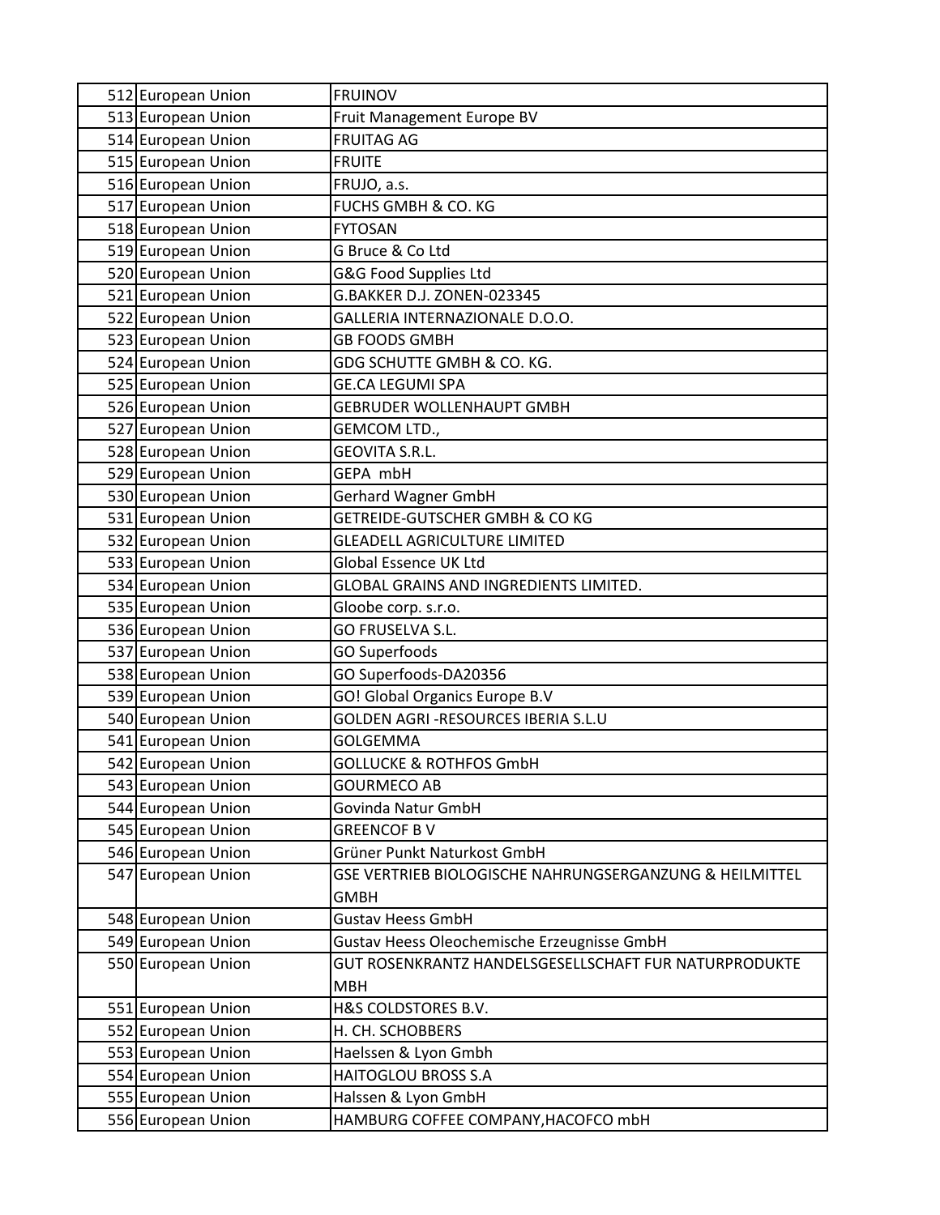| | | |
|---|---|---|
| 512 | European Union | FRUINOV |
| 513 | European Union | Fruit Management Europe BV |
| 514 | European Union | FRUITAG AG |
| 515 | European Union | FRUITE |
| 516 | European Union | FRUJO, a.s. |
| 517 | European Union | FUCHS GMBH & CO. KG |
| 518 | European Union | FYTOSAN |
| 519 | European Union | G Bruce & Co Ltd |
| 520 | European Union | G&G Food Supplies Ltd |
| 521 | European Union | G.BAKKER D.J. ZONEN-023345 |
| 522 | European Union | GALLERIA INTERNAZIONALE D.O.O. |
| 523 | European Union | GB FOODS GMBH |
| 524 | European Union | GDG SCHUTTE GMBH & CO. KG. |
| 525 | European Union | GE.CA LEGUMI SPA |
| 526 | European Union | GEBRUDER WOLLENHAUPT GMBH |
| 527 | European Union | GEMCOM LTD., |
| 528 | European Union | GEOVITA S.R.L. |
| 529 | European Union | GEPA mbH |
| 530 | European Union | Gerhard Wagner GmbH |
| 531 | European Union | GETREIDE-GUTSCHER GMBH & CO KG |
| 532 | European Union | GLEADELL AGRICULTURE LIMITED |
| 533 | European Union | Global Essence UK Ltd |
| 534 | European Union | GLOBAL GRAINS AND INGREDIENTS LIMITED. |
| 535 | European Union | Gloobe corp. s.r.o. |
| 536 | European Union | GO FRUSELVA S.L. |
| 537 | European Union | GO Superfoods |
| 538 | European Union | GO Superfoods-DA20356 |
| 539 | European Union | GO! Global Organics Europe B.V |
| 540 | European Union | GOLDEN AGRI -RESOURCES IBERIA S.L.U |
| 541 | European Union | GOLGEMMA |
| 542 | European Union | GOLLUCKE & ROTHFOS GmbH |
| 543 | European Union | GOURMECO AB |
| 544 | European Union | Govinda Natur GmbH |
| 545 | European Union | GREENCOF B V |
| 546 | European Union | Grüner Punkt Naturkost GmbH |
| 547 | European Union | GSE VERTRIEB BIOLOGISCHE NAHRUNGSERGANZUNG & HEILMITTEL GMBH |
| 548 | European Union | Gustav Heess GmbH |
| 549 | European Union | Gustav Heess Oleochemische Erzeugnisse GmbH |
| 550 | European Union | GUT ROSENKRANTZ HANDELSGESELLSCHAFT FUR NATURPRODUKTE MBH |
| 551 | European Union | H&S COLDSTORES B.V. |
| 552 | European Union | H. CH. SCHOBBERS |
| 553 | European Union | Haelssen & Lyon Gmbh |
| 554 | European Union | HAITOGLOU BROSS S.A |
| 555 | European Union | Halssen & Lyon GmbH |
| 556 | European Union | HAMBURG COFFEE COMPANY,HACOFCO mbH |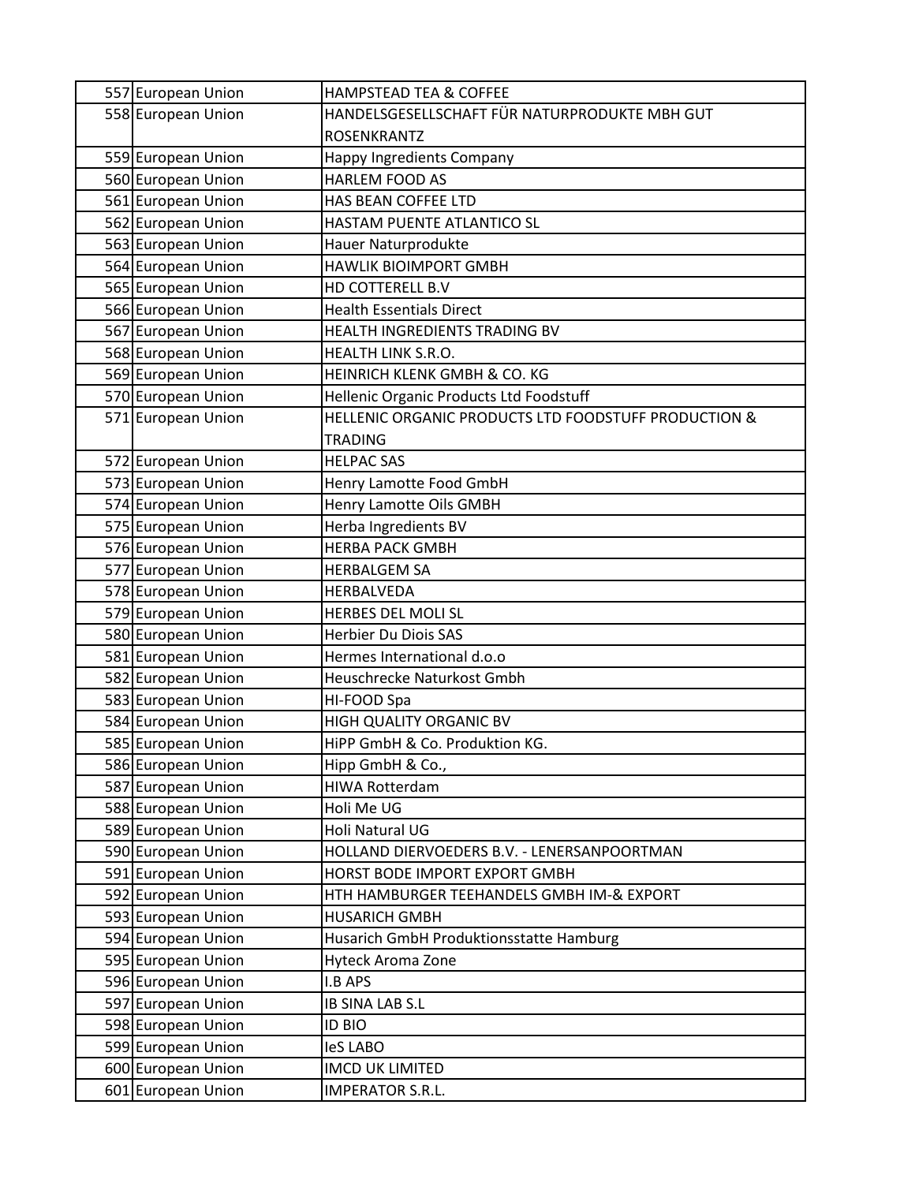| | | |
|---|---|---|
| 557 | European Union | HAMPSTEAD TEA & COFFEE |
| 558 | European Union | HANDELSGESELLSCHAFT FÜR NATURPRODUKTE MBH GUT ROSENKRANTZ |
| 559 | European Union | Happy Ingredients Company |
| 560 | European Union | HARLEM FOOD AS |
| 561 | European Union | HAS BEAN COFFEE LTD |
| 562 | European Union | HASTAM PUENTE ATLANTICO SL |
| 563 | European Union | Hauer Naturprodukte |
| 564 | European Union | HAWLIK BIOIMPORT GMBH |
| 565 | European Union | HD COTTERELL B.V |
| 566 | European Union | Health Essentials Direct |
| 567 | European Union | HEALTH INGREDIENTS TRADING BV |
| 568 | European Union | HEALTH LINK S.R.O. |
| 569 | European Union | HEINRICH KLENK GMBH & CO. KG |
| 570 | European Union | Hellenic Organic Products Ltd Foodstuff |
| 571 | European Union | HELLENIC ORGANIC PRODUCTS LTD FOODSTUFF PRODUCTION & TRADING |
| 572 | European Union | HELPAC SAS |
| 573 | European Union | Henry Lamotte Food GmbH |
| 574 | European Union | Henry Lamotte Oils GMBH |
| 575 | European Union | Herba Ingredients BV |
| 576 | European Union | HERBA PACK GMBH |
| 577 | European Union | HERBALGEM SA |
| 578 | European Union | HERBALVEDA |
| 579 | European Union | HERBES DEL MOLI SL |
| 580 | European Union | Herbier Du Diois SAS |
| 581 | European Union | Hermes International d.o.o |
| 582 | European Union | Heuschrecke Naturkost Gmbh |
| 583 | European Union | HI-FOOD Spa |
| 584 | European Union | HIGH QUALITY ORGANIC BV |
| 585 | European Union | HiPP GmbH & Co. Produktion KG. |
| 586 | European Union | Hipp GmbH & Co., |
| 587 | European Union | HIWA Rotterdam |
| 588 | European Union | Holi Me UG |
| 589 | European Union | Holi Natural UG |
| 590 | European Union | HOLLAND DIERVOEDERS B.V. - LENERSANPOORTMAN |
| 591 | European Union | HORST BODE IMPORT EXPORT GMBH |
| 592 | European Union | HTH HAMBURGER TEEHANDELS GMBH IM-& EXPORT |
| 593 | European Union | HUSARICH GMBH |
| 594 | European Union | Husarich GmbH Produktionsstatte Hamburg |
| 595 | European Union | Hyteck Aroma Zone |
| 596 | European Union | I.B APS |
| 597 | European Union | IB SINA LAB S.L |
| 598 | European Union | ID BIO |
| 599 | European Union | IeS LABO |
| 600 | European Union | IMCD UK LIMITED |
| 601 | European Union | IMPERATOR S.R.L. |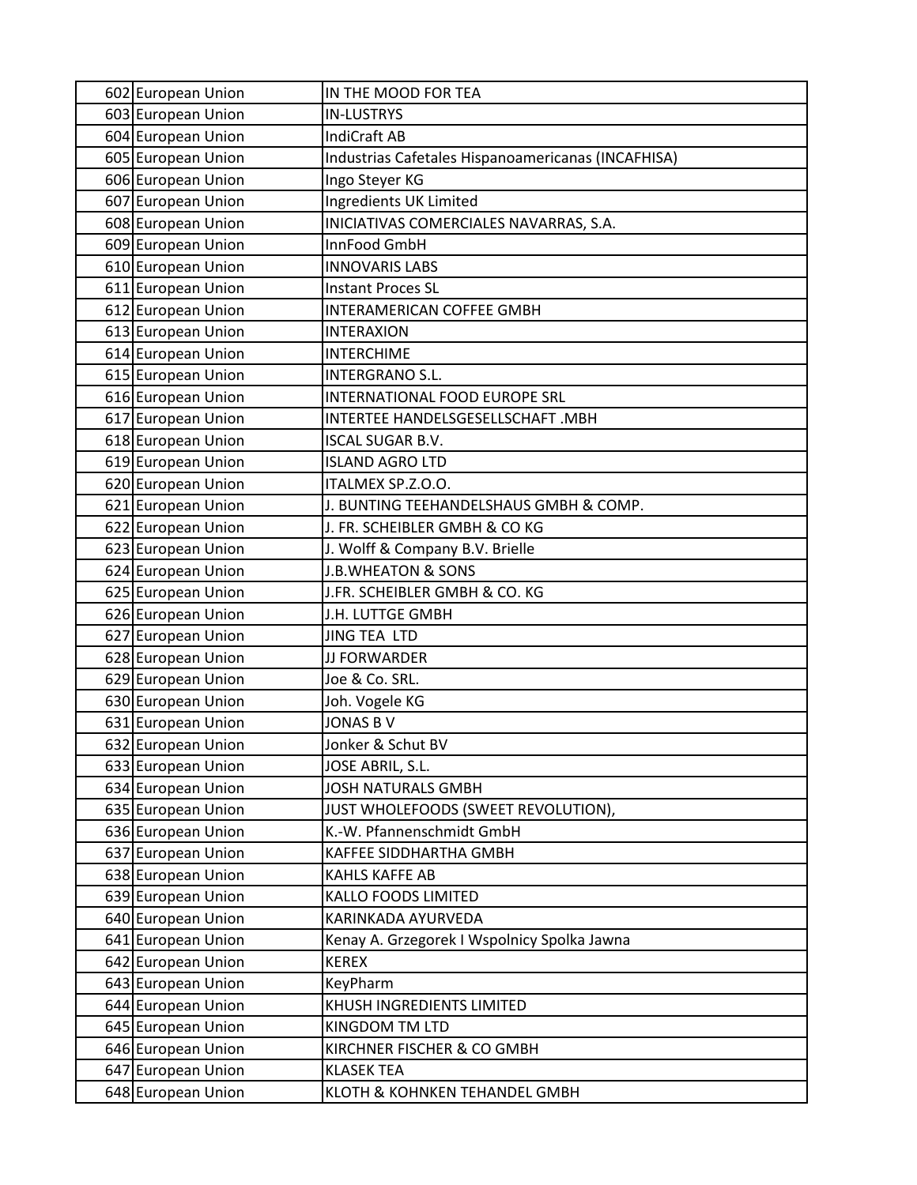| | | |
|---|---|---|
| 602 | European Union | IN THE MOOD FOR TEA |
| 603 | European Union | IN-LUSTRYS |
| 604 | European Union | IndiCraft AB |
| 605 | European Union | Industrias Cafetales Hispanoamericanas (INCAFHISA) |
| 606 | European Union | Ingo Steyer KG |
| 607 | European Union | Ingredients UK Limited |
| 608 | European Union | INICIATIVAS COMERCIALES NAVARRAS, S.A. |
| 609 | European Union | InnFood GmbH |
| 610 | European Union | INNOVARIS LABS |
| 611 | European Union | Instant Proces SL |
| 612 | European Union | INTERAMERICAN COFFEE GMBH |
| 613 | European Union | INTERAXION |
| 614 | European Union | INTERCHIME |
| 615 | European Union | INTERGRANO S.L. |
| 616 | European Union | INTERNATIONAL FOOD EUROPE SRL |
| 617 | European Union | INTERTEE HANDELSGESELLSCHAFT .MBH |
| 618 | European Union | ISCAL SUGAR B.V. |
| 619 | European Union | ISLAND AGRO LTD |
| 620 | European Union | ITALMEX SP.Z.O.O. |
| 621 | European Union | J. BUNTING TEEHANDELSHAUS GMBH & COMP. |
| 622 | European Union | J. FR. SCHEIBLER GMBH & CO KG |
| 623 | European Union | J. Wolff & Company B.V. Brielle |
| 624 | European Union | J.B.WHEATON & SONS |
| 625 | European Union | J.FR. SCHEIBLER GMBH & CO. KG |
| 626 | European Union | J.H. LUTTGE GMBH |
| 627 | European Union | JING TEA LTD |
| 628 | European Union | JJ FORWARDER |
| 629 | European Union | Joe & Co. SRL. |
| 630 | European Union | Joh. Vogele KG |
| 631 | European Union | JONAS B V |
| 632 | European Union | Jonker & Schut BV |
| 633 | European Union | JOSE ABRIL, S.L. |
| 634 | European Union | JOSH NATURALS GMBH |
| 635 | European Union | JUST WHOLEFOODS (SWEET REVOLUTION), |
| 636 | European Union | K.-W. Pfannenschmidt GmbH |
| 637 | European Union | KAFFEE SIDDHARTHA GMBH |
| 638 | European Union | KAHLS KAFFE AB |
| 639 | European Union | KALLO FOODS LIMITED |
| 640 | European Union | KARINKADA AYURVEDA |
| 641 | European Union | Kenay A. Grzegorek I Wspolnicy Spolka Jawna |
| 642 | European Union | KEREX |
| 643 | European Union | KeyPharm |
| 644 | European Union | KHUSH INGREDIENTS LIMITED |
| 645 | European Union | KINGDOM TM LTD |
| 646 | European Union | KIRCHNER FISCHER & CO GMBH |
| 647 | European Union | KLASEK TEA |
| 648 | European Union | KLOTH & KOHNKEN TEHANDEL GMBH |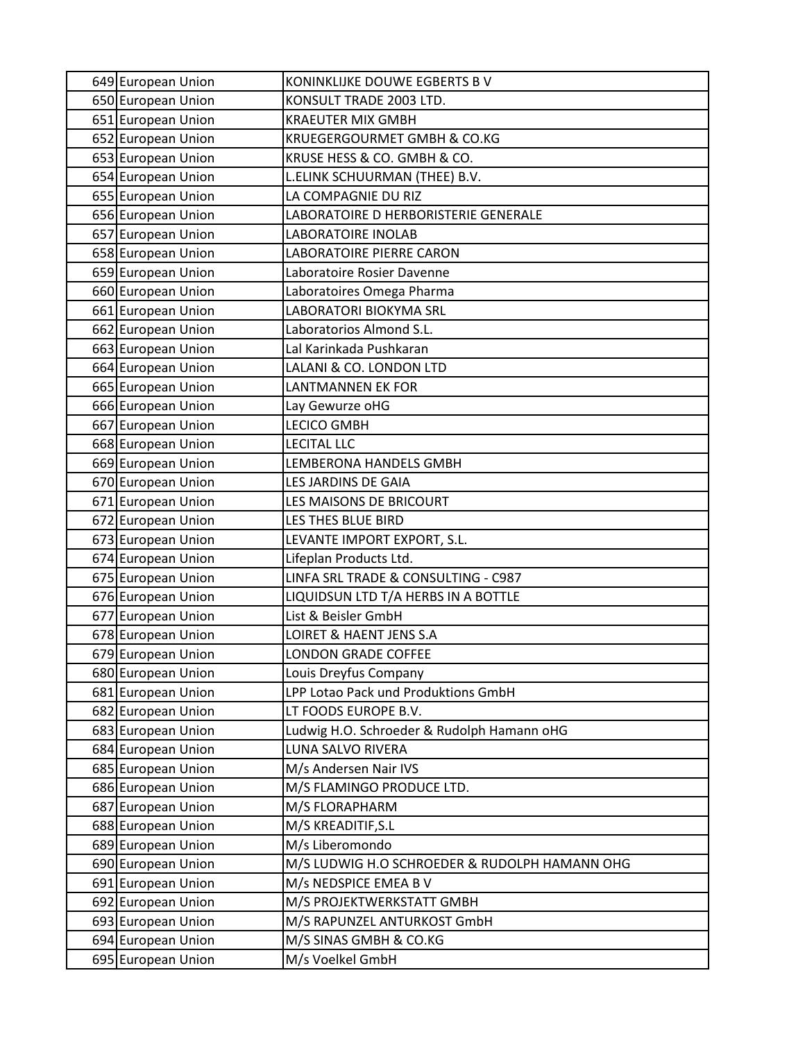| | | |
|---|---|---|
| 649 | European Union | KONINKLIJKE DOUWE EGBERTS B V |
| 650 | European Union | KONSULT TRADE 2003 LTD. |
| 651 | European Union | KRAEUTER MIX GMBH |
| 652 | European Union | KRUEGERGOURMET GMBH & CO.KG |
| 653 | European Union | KRUSE HESS & CO. GMBH & CO. |
| 654 | European Union | L.ELINK SCHUURMAN (THEE) B.V. |
| 655 | European Union | LA COMPAGNIE DU RIZ |
| 656 | European Union | LABORATOIRE D HERBORISTERIE GENERALE |
| 657 | European Union | LABORATOIRE INOLAB |
| 658 | European Union | LABORATOIRE PIERRE CARON |
| 659 | European Union | Laboratoire Rosier Davenne |
| 660 | European Union | Laboratoires Omega Pharma |
| 661 | European Union | LABORATORI BIOKYMA SRL |
| 662 | European Union | Laboratorios Almond S.L. |
| 663 | European Union | Lal Karinkada Pushkaran |
| 664 | European Union | LALANI & CO. LONDON LTD |
| 665 | European Union | LANTMANNEN EK FOR |
| 666 | European Union | Lay Gewurze oHG |
| 667 | European Union | LECICO GMBH |
| 668 | European Union | LECITAL LLC |
| 669 | European Union | LEMBERONA HANDELS GMBH |
| 670 | European Union | LES JARDINS DE GAIA |
| 671 | European Union | LES MAISONS DE BRICOURT |
| 672 | European Union | LES THES BLUE BIRD |
| 673 | European Union | LEVANTE IMPORT EXPORT, S.L. |
| 674 | European Union | Lifeplan Products Ltd. |
| 675 | European Union | LINFA SRL TRADE & CONSULTING - C987 |
| 676 | European Union | LIQUIDSUN LTD T/A HERBS IN A BOTTLE |
| 677 | European Union | List & Beisler GmbH |
| 678 | European Union | LOIRET & HAENT JENS S.A |
| 679 | European Union | LONDON GRADE COFFEE |
| 680 | European Union | Louis Dreyfus Company |
| 681 | European Union | LPP Lotao Pack und Produktions GmbH |
| 682 | European Union | LT FOODS EUROPE B.V. |
| 683 | European Union | Ludwig H.O. Schroeder & Rudolph Hamann oHG |
| 684 | European Union | LUNA SALVO RIVERA |
| 685 | European Union | M/s Andersen Nair IVS |
| 686 | European Union | M/S FLAMINGO PRODUCE LTD. |
| 687 | European Union | M/S FLORAPHARM |
| 688 | European Union | M/S KREADITIF,S.L |
| 689 | European Union | M/s Liberomondo |
| 690 | European Union | M/S LUDWIG H.O SCHROEDER & RUDOLPH HAMANN OHG |
| 691 | European Union | M/s NEDSPICE EMEA B V |
| 692 | European Union | M/S PROJEKTWERKSTATT GMBH |
| 693 | European Union | M/S RAPUNZEL ANTURKOST GmbH |
| 694 | European Union | M/S SINAS GMBH & CO.KG |
| 695 | European Union | M/s Voelkel GmbH |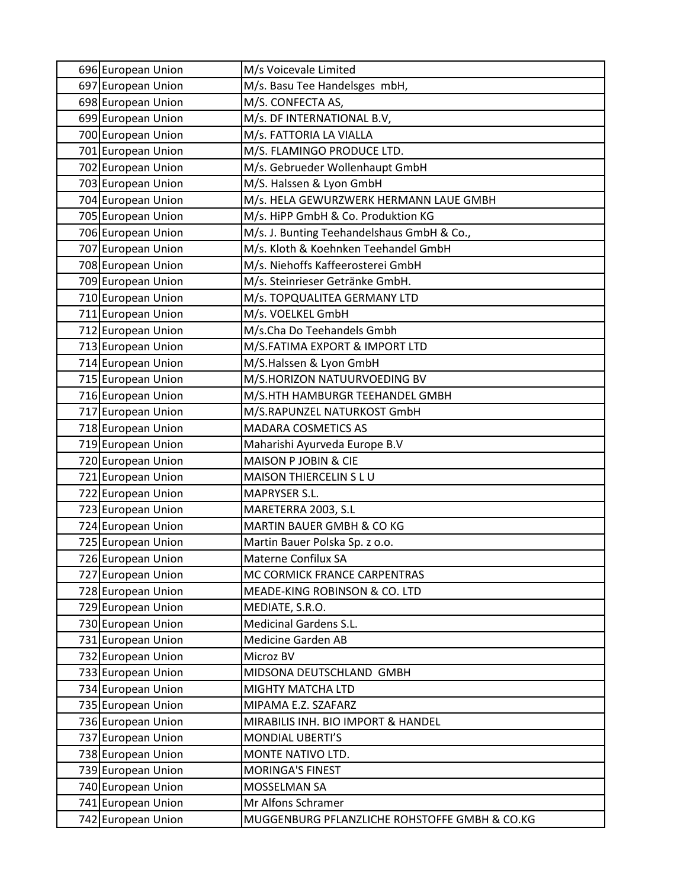| | | |
|---|---|---|
| 696 | European Union | M/s Voicevale Limited |
| 697 | European Union | M/s. Basu Tee Handelsges mbH, |
| 698 | European Union | M/S. CONFECTA AS, |
| 699 | European Union | M/s. DF INTERNATIONAL B.V, |
| 700 | European Union | M/s. FATTORIA LA VIALLA |
| 701 | European Union | M/S. FLAMINGO PRODUCE LTD. |
| 702 | European Union | M/s. Gebrueder Wollenhaupt GmbH |
| 703 | European Union | M/S. Halssen & Lyon GmbH |
| 704 | European Union | M/s. HELA GEWURZWERK HERMANN LAUE GMBH |
| 705 | European Union | M/s. HiPP GmbH & Co. Produktion KG |
| 706 | European Union | M/s. J. Bunting Teehandelshaus GmbH & Co., |
| 707 | European Union | M/s. Kloth & Koehnken Teehandel GmbH |
| 708 | European Union | M/s. Niehoffs Kaffeerosterei GmbH |
| 709 | European Union | M/s. Steinrieser Getränke GmbH. |
| 710 | European Union | M/s. TOPQUALITEA GERMANY LTD |
| 711 | European Union | M/s. VOELKEL GmbH |
| 712 | European Union | M/s.Cha Do Teehandels Gmbh |
| 713 | European Union | M/S.FATIMA EXPORT & IMPORT LTD |
| 714 | European Union | M/S.Halssen & Lyon GmbH |
| 715 | European Union | M/S.HORIZON NATUURVOEDING BV |
| 716 | European Union | M/S.HTH HAMBURGR TEEHANDEL GMBH |
| 717 | European Union | M/S.RAPUNZEL NATURKOST GmbH |
| 718 | European Union | MADARA COSMETICS AS |
| 719 | European Union | Maharishi Ayurveda Europe B.V |
| 720 | European Union | MAISON P JOBIN & CIE |
| 721 | European Union | MAISON THIERCELIN S L U |
| 722 | European Union | MAPRYSER S.L. |
| 723 | European Union | MARETERRA 2003, S.L |
| 724 | European Union | MARTIN BAUER GMBH & CO KG |
| 725 | European Union | Martin Bauer Polska Sp. z o.o. |
| 726 | European Union | Materne Confilux SA |
| 727 | European Union | MC CORMICK FRANCE CARPENTRAS |
| 728 | European Union | MEADE-KING ROBINSON & CO. LTD |
| 729 | European Union | MEDIATE, S.R.O. |
| 730 | European Union | Medicinal Gardens S.L. |
| 731 | European Union | Medicine Garden AB |
| 732 | European Union | Microz BV |
| 733 | European Union | MIDSONA DEUTSCHLAND GMBH |
| 734 | European Union | MIGHTY MATCHA LTD |
| 735 | European Union | MIPAMA E.Z. SZAFARZ |
| 736 | European Union | MIRABILIS INH. BIO IMPORT & HANDEL |
| 737 | European Union | MONDIAL UBERTI'S |
| 738 | European Union | MONTE NATIVO LTD. |
| 739 | European Union | MORINGA'S FINEST |
| 740 | European Union | MOSSELMAN SA |
| 741 | European Union | Mr Alfons Schramer |
| 742 | European Union | MUGGENBURG PFLANZLICHE ROHSTOFFE GMBH & CO.KG |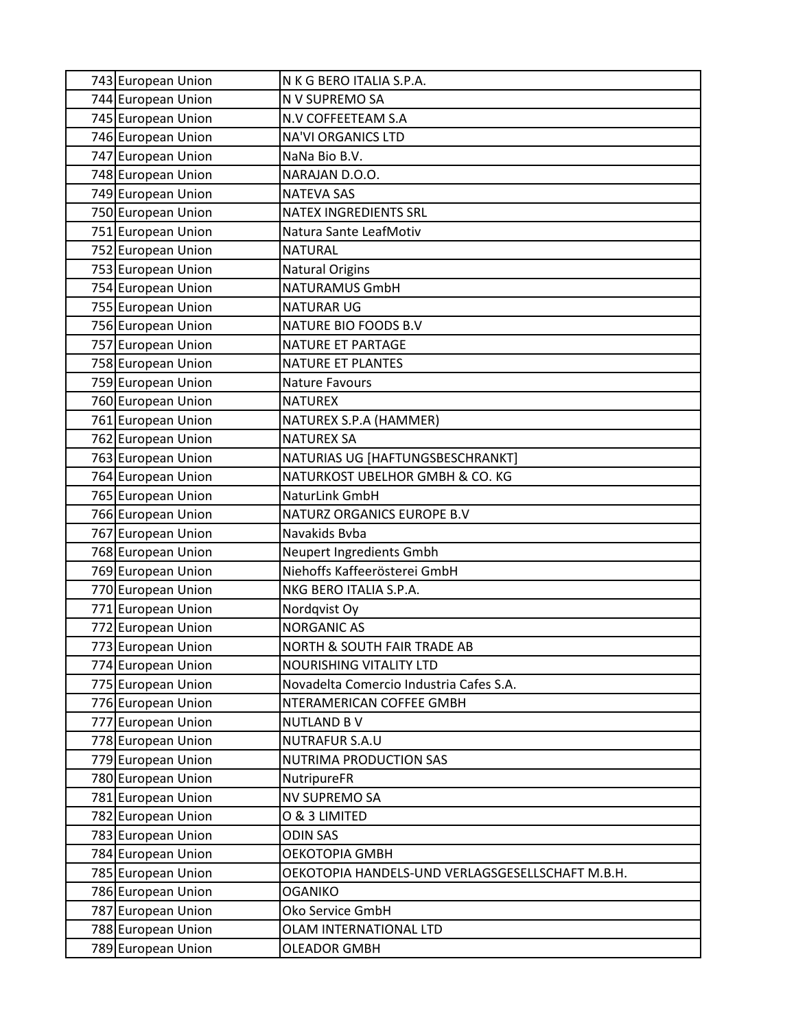| | | |
|---|---|---|
| 743 | European Union | N K G BERO ITALIA S.P.A. |
| 744 | European Union | N V SUPREMO SA |
| 745 | European Union | N.V COFFEETEAM S.A |
| 746 | European Union | NA'VI ORGANICS LTD |
| 747 | European Union | NaNa Bio B.V. |
| 748 | European Union | NARAJAN D.O.O. |
| 749 | European Union | NATEVA SAS |
| 750 | European Union | NATEX INGREDIENTS SRL |
| 751 | European Union | Natura Sante LeafMotiv |
| 752 | European Union | NATURAL |
| 753 | European Union | Natural Origins |
| 754 | European Union | NATURAMUS GmbH |
| 755 | European Union | NATURAR UG |
| 756 | European Union | NATURE BIO FOODS B.V |
| 757 | European Union | NATURE ET PARTAGE |
| 758 | European Union | NATURE ET PLANTES |
| 759 | European Union | Nature Favours |
| 760 | European Union | NATUREX |
| 761 | European Union | NATUREX S.P.A (HAMMER) |
| 762 | European Union | NATUREX SA |
| 763 | European Union | NATURIAS UG [HAFTUNGSBESCHRANKT] |
| 764 | European Union | NATURKOST UBELHOR GMBH & CO. KG |
| 765 | European Union | NaturLink GmbH |
| 766 | European Union | NATURZ ORGANICS EUROPE B.V |
| 767 | European Union | Navakids Bvba |
| 768 | European Union | Neupert Ingredients Gmbh |
| 769 | European Union | Niehoffs Kaffeerösterei GmbH |
| 770 | European Union | NKG BERO ITALIA S.P.A. |
| 771 | European Union | Nordqvist Oy |
| 772 | European Union | NORGANIC AS |
| 773 | European Union | NORTH & SOUTH FAIR TRADE AB |
| 774 | European Union | NOURISHING VITALITY LTD |
| 775 | European Union | Novadelta Comercio Industria Cafes S.A. |
| 776 | European Union | NTERAMERICAN COFFEE GMBH |
| 777 | European Union | NUTLAND B V |
| 778 | European Union | NUTRAFUR S.A.U |
| 779 | European Union | NUTRIMA PRODUCTION SAS |
| 780 | European Union | NutripureFR |
| 781 | European Union | NV SUPREMO SA |
| 782 | European Union | O & 3 LIMITED |
| 783 | European Union | ODIN SAS |
| 784 | European Union | OEKOTOPIA GMBH |
| 785 | European Union | OEKOTOPIA HANDELS-UND VERLAGSGESELLSCHAFT M.B.H. |
| 786 | European Union | OGANIKO |
| 787 | European Union | Oko Service GmbH |
| 788 | European Union | OLAM INTERNATIONAL LTD |
| 789 | European Union | OLEADOR GMBH |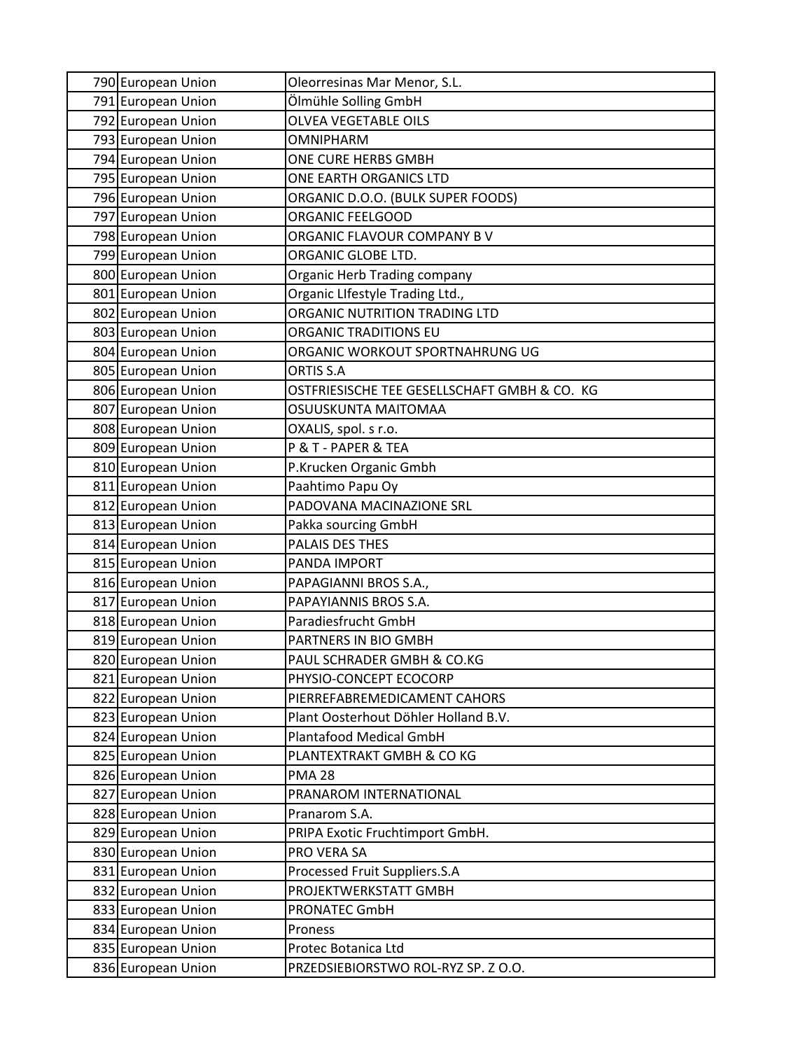| | | |
|---|---|---|
| 790 | European Union | Oleorresinas Mar Menor, S.L. |
| 791 | European Union | Ölmühle Solling GmbH |
| 792 | European Union | OLVEA VEGETABLE OILS |
| 793 | European Union | OMNIPHARM |
| 794 | European Union | ONE CURE HERBS GMBH |
| 795 | European Union | ONE EARTH ORGANICS LTD |
| 796 | European Union | ORGANIC D.O.O. (BULK SUPER FOODS) |
| 797 | European Union | ORGANIC FEELGOOD |
| 798 | European Union | ORGANIC FLAVOUR COMPANY B V |
| 799 | European Union | ORGANIC GLOBE LTD. |
| 800 | European Union | Organic Herb Trading company |
| 801 | European Union | Organic LIfestyle Trading Ltd., |
| 802 | European Union | ORGANIC NUTRITION TRADING LTD |
| 803 | European Union | ORGANIC TRADITIONS EU |
| 804 | European Union | ORGANIC WORKOUT SPORTNAHRUNG UG |
| 805 | European Union | ORTIS S.A |
| 806 | European Union | OSTFRIESISCHE TEE GESELLSCHAFT GMBH & CO. KG |
| 807 | European Union | OSUUSKUNTA MAITOMAA |
| 808 | European Union | OXALIS, spol. s r.o. |
| 809 | European Union | P & T - PAPER & TEA |
| 810 | European Union | P.Krucken Organic Gmbh |
| 811 | European Union | Paahtimo Papu Oy |
| 812 | European Union | PADOVANA MACINAZIONE SRL |
| 813 | European Union | Pakka sourcing GmbH |
| 814 | European Union | PALAIS DES THES |
| 815 | European Union | PANDA IMPORT |
| 816 | European Union | PAPAGIANNI BROS S.A., |
| 817 | European Union | PAPAYIANNIS BROS S.A. |
| 818 | European Union | Paradiesfrucht GmbH |
| 819 | European Union | PARTNERS IN BIO GMBH |
| 820 | European Union | PAUL SCHRADER GMBH & CO.KG |
| 821 | European Union | PHYSIO-CONCEPT ECOCORP |
| 822 | European Union | PIERREFABREMEDICAMENT CAHORS |
| 823 | European Union | Plant Oosterhout Döhler Holland B.V. |
| 824 | European Union | Plantafood Medical GmbH |
| 825 | European Union | PLANTEXTRAKT GMBH & CO KG |
| 826 | European Union | PMA 28 |
| 827 | European Union | PRANAROM INTERNATIONAL |
| 828 | European Union | Pranarom S.A. |
| 829 | European Union | PRIPA Exotic Fruchtimport GmbH. |
| 830 | European Union | PRO VERA SA |
| 831 | European Union | Processed Fruit Suppliers.S.A |
| 832 | European Union | PROJEKTWERKSTATT GMBH |
| 833 | European Union | PRONATEC GmbH |
| 834 | European Union | Proness |
| 835 | European Union | Protec Botanica Ltd |
| 836 | European Union | PRZEDSIEBIORSTWO ROL-RYZ SP. Z O.O. |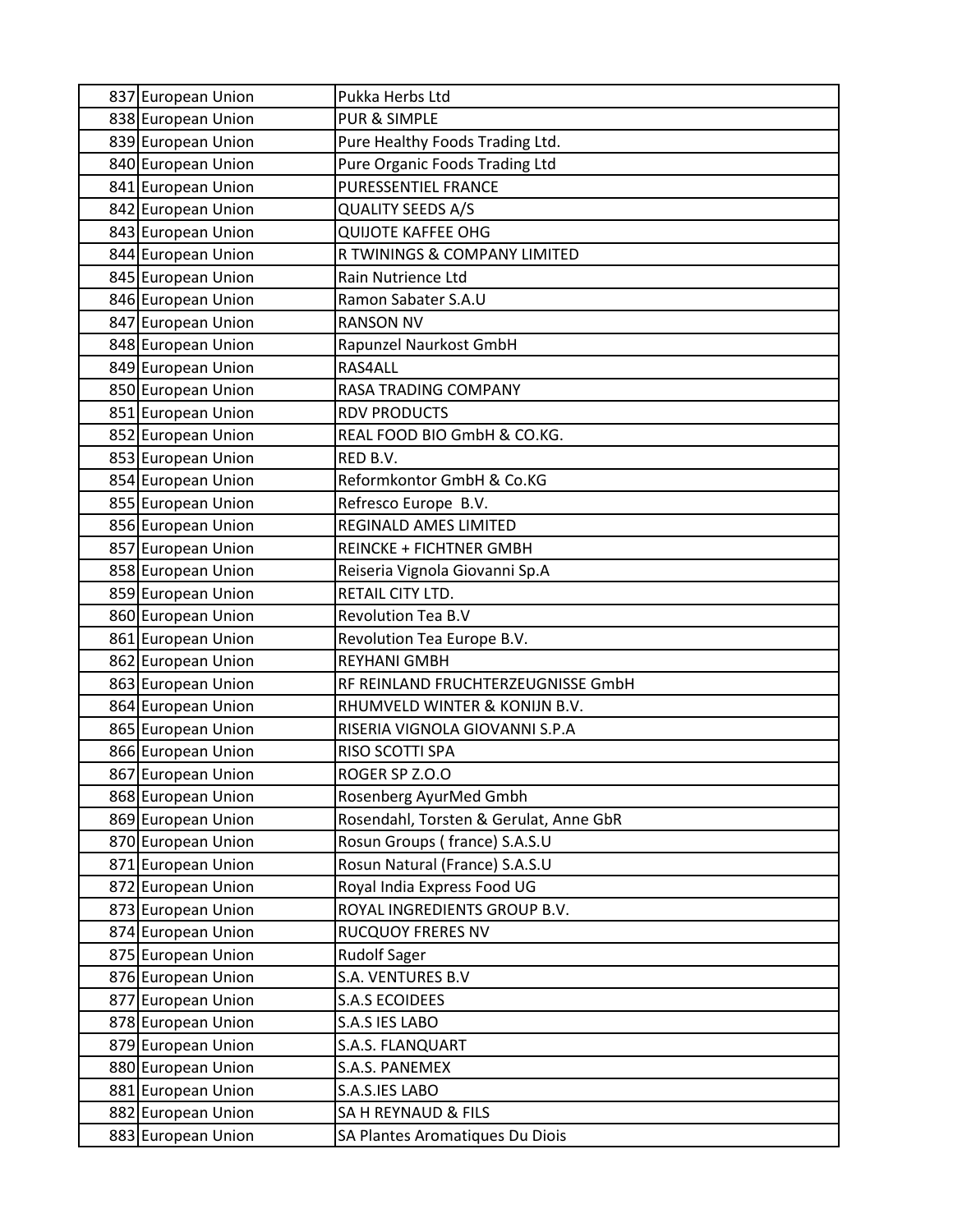| 837 | European Union | Pukka Herbs Ltd |
|---|---|---|
| 838 | European Union | PUR & SIMPLE |
| 839 | European Union | Pure Healthy Foods Trading Ltd. |
| 840 | European Union | Pure Organic Foods Trading Ltd |
| 841 | European Union | PURESSENTIEL FRANCE |
| 842 | European Union | QUALITY SEEDS A/S |
| 843 | European Union | QUIJOTE KAFFEE OHG |
| 844 | European Union | R TWININGS & COMPANY LIMITED |
| 845 | European Union | Rain Nutrience Ltd |
| 846 | European Union | Ramon Sabater S.A.U |
| 847 | European Union | RANSON NV |
| 848 | European Union | Rapunzel Naurkost GmbH |
| 849 | European Union | RAS4ALL |
| 850 | European Union | RASA TRADING COMPANY |
| 851 | European Union | RDV PRODUCTS |
| 852 | European Union | REAL FOOD BIO GmbH & CO.KG. |
| 853 | European Union | RED B.V. |
| 854 | European Union | Reformkontor GmbH & Co.KG |
| 855 | European Union | Refresco Europe B.V. |
| 856 | European Union | REGINALD AMES LIMITED |
| 857 | European Union | REINCKE + FICHTNER GMBH |
| 858 | European Union | Reiseria Vignola Giovanni Sp.A |
| 859 | European Union | RETAIL CITY LTD. |
| 860 | European Union | Revolution Tea B.V |
| 861 | European Union | Revolution Tea Europe B.V. |
| 862 | European Union | REYHANI GMBH |
| 863 | European Union | RF REINLAND FRUCHTERZEUGNISSE GmbH |
| 864 | European Union | RHUMVELD WINTER & KONIJN B.V. |
| 865 | European Union | RISERIA VIGNOLA GIOVANNI S.P.A |
| 866 | European Union | RISO SCOTTI SPA |
| 867 | European Union | ROGER SP Z.O.O |
| 868 | European Union | Rosenberg AyurMed Gmbh |
| 869 | European Union | Rosendahl, Torsten & Gerulat, Anne GbR |
| 870 | European Union | Rosun Groups ( france) S.A.S.U |
| 871 | European Union | Rosun Natural (France) S.A.S.U |
| 872 | European Union | Royal India Express Food UG |
| 873 | European Union | ROYAL INGREDIENTS GROUP B.V. |
| 874 | European Union | RUCQUOY FRERES NV |
| 875 | European Union | Rudolf Sager |
| 876 | European Union | S.A. VENTURES B.V |
| 877 | European Union | S.A.S ECOIDEES |
| 878 | European Union | S.A.S IES LABO |
| 879 | European Union | S.A.S. FLANQUART |
| 880 | European Union | S.A.S. PANEMEX |
| 881 | European Union | S.A.S.IES LABO |
| 882 | European Union | SA H REYNAUD & FILS |
| 883 | European Union | SA Plantes Aromatiques Du Diois |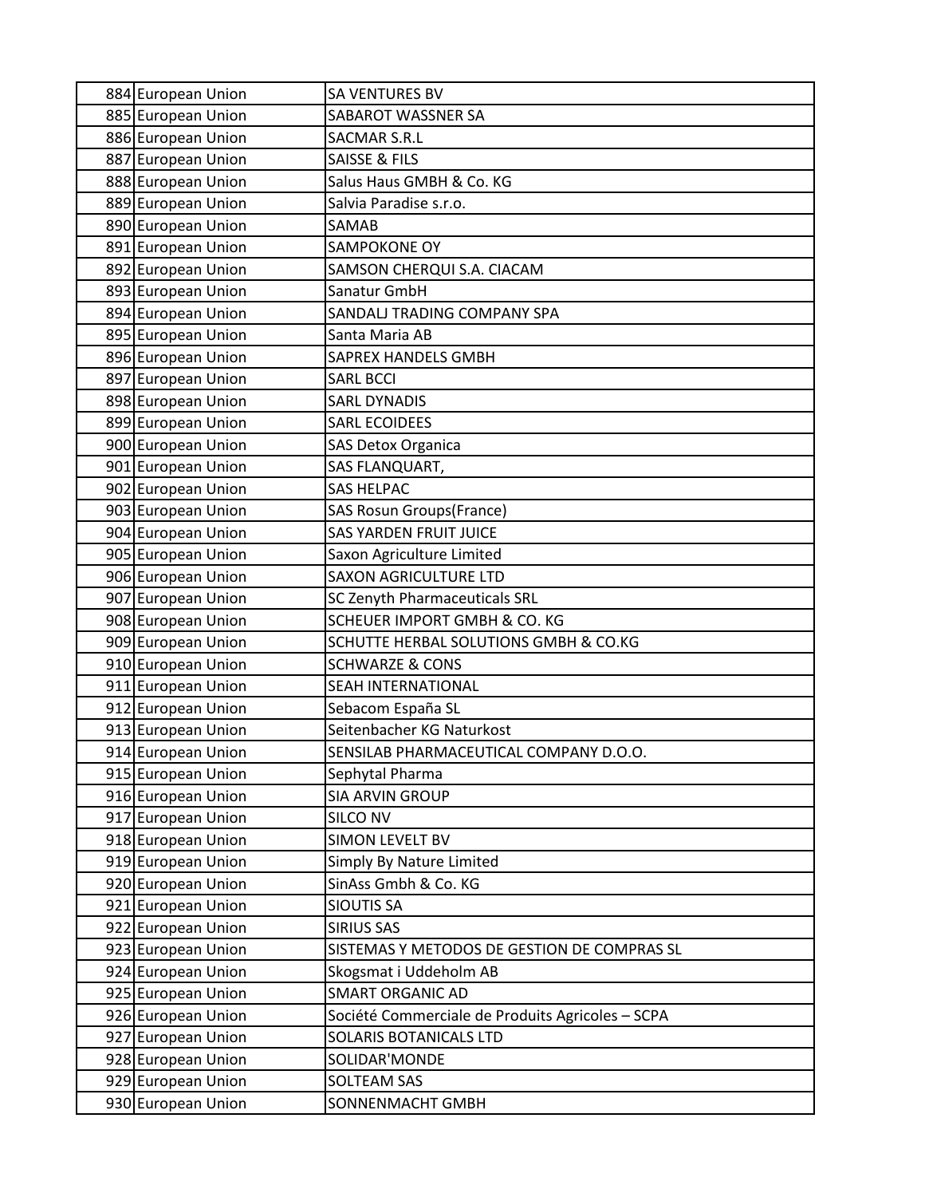| | | |
|---|---|---|
| 884 | European Union | SA VENTURES BV |
| 885 | European Union | SABAROT WASSNER SA |
| 886 | European Union | SACMAR S.R.L |
| 887 | European Union | SAISSE & FILS |
| 888 | European Union | Salus Haus GMBH & Co. KG |
| 889 | European Union | Salvia Paradise s.r.o. |
| 890 | European Union | SAMAB |
| 891 | European Union | SAMPOKONE OY |
| 892 | European Union | SAMSON CHERQUI S.A. CIACAM |
| 893 | European Union | Sanatur GmbH |
| 894 | European Union | SANDALJ TRADING COMPANY SPA |
| 895 | European Union | Santa Maria AB |
| 896 | European Union | SAPREX HANDELS GMBH |
| 897 | European Union | SARL BCCI |
| 898 | European Union | SARL DYNADIS |
| 899 | European Union | SARL ECOIDEES |
| 900 | European Union | SAS Detox Organica |
| 901 | European Union | SAS FLANQUART, |
| 902 | European Union | SAS HELPAC |
| 903 | European Union | SAS Rosun Groups(France) |
| 904 | European Union | SAS YARDEN FRUIT JUICE |
| 905 | European Union | Saxon Agriculture Limited |
| 906 | European Union | SAXON AGRICULTURE LTD |
| 907 | European Union | SC Zenyth Pharmaceuticals SRL |
| 908 | European Union | SCHEUER IMPORT GMBH & CO. KG |
| 909 | European Union | SCHUTTE HERBAL SOLUTIONS GMBH & CO.KG |
| 910 | European Union | SCHWARZE & CONS |
| 911 | European Union | SEAH INTERNATIONAL |
| 912 | European Union | Sebacom España SL |
| 913 | European Union | Seitenbacher KG Naturkost |
| 914 | European Union | SENSILAB PHARMACEUTICAL COMPANY D.O.O. |
| 915 | European Union | Sephytal Pharma |
| 916 | European Union | SIA ARVIN GROUP |
| 917 | European Union | SILCO NV |
| 918 | European Union | SIMON LEVELT BV |
| 919 | European Union | Simply By Nature Limited |
| 920 | European Union | SinAss Gmbh & Co. KG |
| 921 | European Union | SIOUTIS SA |
| 922 | European Union | SIRIUS SAS |
| 923 | European Union | SISTEMAS Y METODOS DE GESTION DE COMPRAS SL |
| 924 | European Union | Skogsmat i Uddeholm AB |
| 925 | European Union | SMART ORGANIC AD |
| 926 | European Union | Société Commerciale de Produits Agricoles – SCPA |
| 927 | European Union | SOLARIS BOTANICALS LTD |
| 928 | European Union | SOLIDAR'MONDE |
| 929 | European Union | SOLTEAM SAS |
| 930 | European Union | SONNENMACHT GMBH |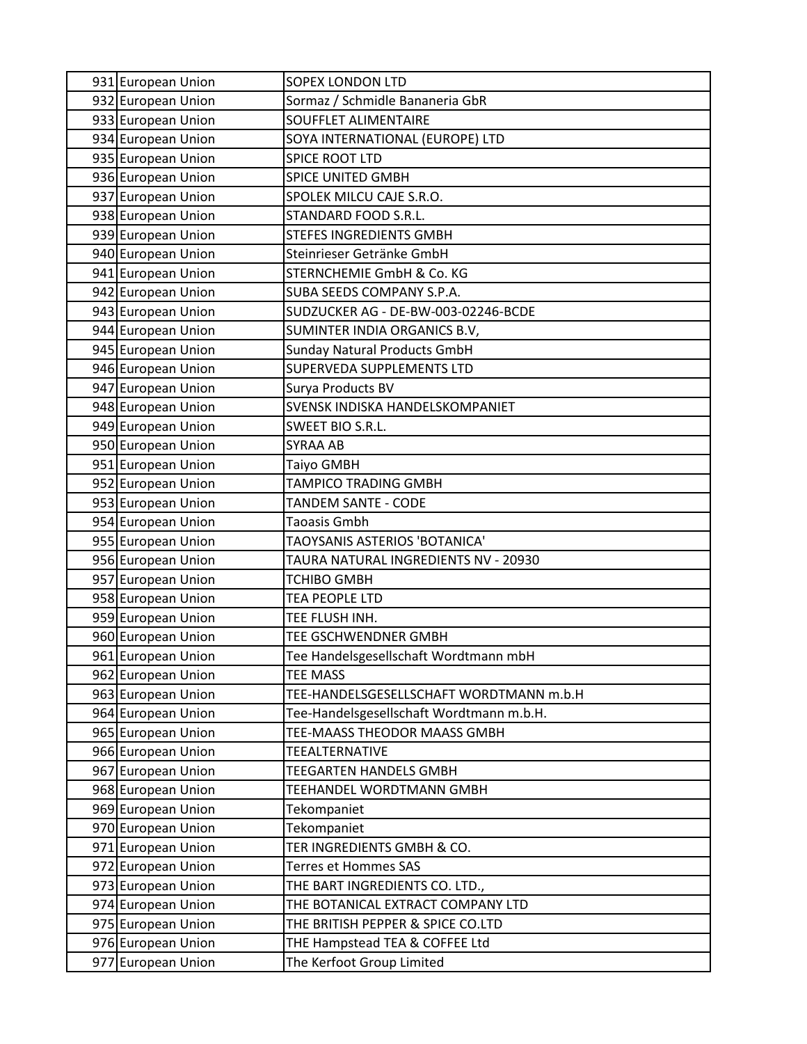| | | |
|---|---|---|
| 931 | European Union | SOPEX LONDON LTD |
| 932 | European Union | Sormaz / Schmidle Bananeria GbR |
| 933 | European Union | SOUFFLET ALIMENTAIRE |
| 934 | European Union | SOYA INTERNATIONAL (EUROPE) LTD |
| 935 | European Union | SPICE ROOT LTD |
| 936 | European Union | SPICE UNITED GMBH |
| 937 | European Union | SPOLEK MILCU CAJE S.R.O. |
| 938 | European Union | STANDARD FOOD S.R.L. |
| 939 | European Union | STEFES INGREDIENTS GMBH |
| 940 | European Union | Steinrieser Getränke GmbH |
| 941 | European Union | STERNCHEMIE GmbH & Co. KG |
| 942 | European Union | SUBA SEEDS COMPANY S.P.A. |
| 943 | European Union | SUDZUCKER AG - DE-BW-003-02246-BCDE |
| 944 | European Union | SUMINTER INDIA ORGANICS B.V, |
| 945 | European Union | Sunday Natural Products GmbH |
| 946 | European Union | SUPERVEDA SUPPLEMENTS LTD |
| 947 | European Union | Surya Products BV |
| 948 | European Union | SVENSK INDISKA HANDELSKOMPANIET |
| 949 | European Union | SWEET BIO S.R.L. |
| 950 | European Union | SYRAA AB |
| 951 | European Union | Taiyo GMBH |
| 952 | European Union | TAMPICO TRADING GMBH |
| 953 | European Union | TANDEM SANTE - CODE |
| 954 | European Union | Taoasis Gmbh |
| 955 | European Union | TAOYSANIS ASTERIOS 'BOTANICA' |
| 956 | European Union | TAURA NATURAL INGREDIENTS NV - 20930 |
| 957 | European Union | TCHIBO GMBH |
| 958 | European Union | TEA PEOPLE LTD |
| 959 | European Union | TEE FLUSH INH. |
| 960 | European Union | TEE GSCHWENDNER GMBH |
| 961 | European Union | Tee Handelsgesellschaft Wordtmann mbH |
| 962 | European Union | TEE MASS |
| 963 | European Union | TEE-HANDELSGESELLSCHAFT WORDTMANN m.b.H |
| 964 | European Union | Tee-Handelsgesellschaft Wordtmann m.b.H. |
| 965 | European Union | TEE-MAASS THEODOR MAASS GMBH |
| 966 | European Union | TEEALTERNATIVE |
| 967 | European Union | TEEGARTEN HANDELS GMBH |
| 968 | European Union | TEEHANDEL WORDTMANN GMBH |
| 969 | European Union | Tekompaniet |
| 970 | European Union | Tekompaniet |
| 971 | European Union | TER INGREDIENTS GMBH & CO. |
| 972 | European Union | Terres et Hommes SAS |
| 973 | European Union | THE BART INGREDIENTS CO. LTD., |
| 974 | European Union | THE BOTANICAL EXTRACT COMPANY LTD |
| 975 | European Union | THE BRITISH PEPPER & SPICE CO.LTD |
| 976 | European Union | THE Hampstead TEA & COFFEE Ltd |
| 977 | European Union | The Kerfoot Group Limited |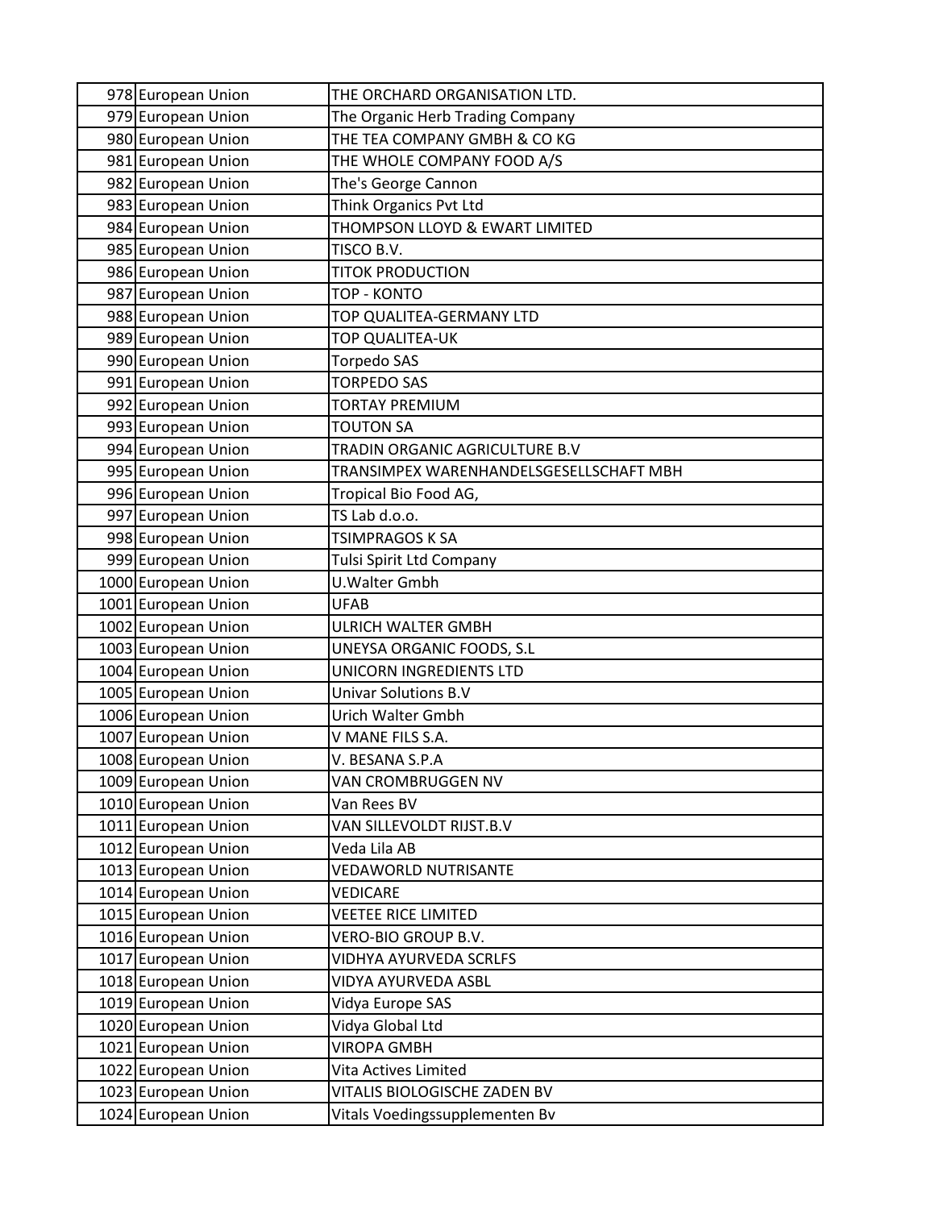| 978 | European Union | THE ORCHARD ORGANISATION LTD. |
|---|---|---|
| 979 | European Union | The Organic Herb Trading Company |
| 980 | European Union | THE TEA COMPANY GMBH & CO KG |
| 981 | European Union | THE WHOLE COMPANY FOOD A/S |
| 982 | European Union | The's George Cannon |
| 983 | European Union | Think Organics Pvt Ltd |
| 984 | European Union | THOMPSON LLOYD & EWART LIMITED |
| 985 | European Union | TISCO B.V. |
| 986 | European Union | TITOK PRODUCTION |
| 987 | European Union | TOP - KONTO |
| 988 | European Union | TOP QUALITEA-GERMANY LTD |
| 989 | European Union | TOP QUALITEA-UK |
| 990 | European Union | Torpedo SAS |
| 991 | European Union | TORPEDO SAS |
| 992 | European Union | TORTAY PREMIUM |
| 993 | European Union | TOUTON SA |
| 994 | European Union | TRADIN ORGANIC AGRICULTURE B.V |
| 995 | European Union | TRANSIMPEX WARENHANDELSGESELLSCHAFT MBH |
| 996 | European Union | Tropical Bio Food AG, |
| 997 | European Union | TS Lab d.o.o. |
| 998 | European Union | TSIMPRAGOS K SA |
| 999 | European Union | Tulsi Spirit Ltd Company |
| 1000 | European Union | U.Walter Gmbh |
| 1001 | European Union | UFAB |
| 1002 | European Union | ULRICH WALTER GMBH |
| 1003 | European Union | UNEYSA ORGANIC FOODS, S.L |
| 1004 | European Union | UNICORN INGREDIENTS LTD |
| 1005 | European Union | Univar Solutions B.V |
| 1006 | European Union | Urich Walter Gmbh |
| 1007 | European Union | V MANE FILS S.A. |
| 1008 | European Union | V. BESANA S.P.A |
| 1009 | European Union | VAN CROMBRUGGEN NV |
| 1010 | European Union | Van Rees BV |
| 1011 | European Union | VAN SILLEVOLDT RIJST.B.V |
| 1012 | European Union | Veda Lila AB |
| 1013 | European Union | VEDAWORLD NUTRISANTE |
| 1014 | European Union | VEDICARE |
| 1015 | European Union | VEETEE RICE LIMITED |
| 1016 | European Union | VERO-BIO GROUP B.V. |
| 1017 | European Union | VIDHYA AYURVEDA SCRLFS |
| 1018 | European Union | VIDYA AYURVEDA ASBL |
| 1019 | European Union | Vidya Europe SAS |
| 1020 | European Union | Vidya Global Ltd |
| 1021 | European Union | VIROPA GMBH |
| 1022 | European Union | Vita Actives Limited |
| 1023 | European Union | VITALIS BIOLOGISCHE ZADEN BV |
| 1024 | European Union | Vitals Voedingssupplementen Bv |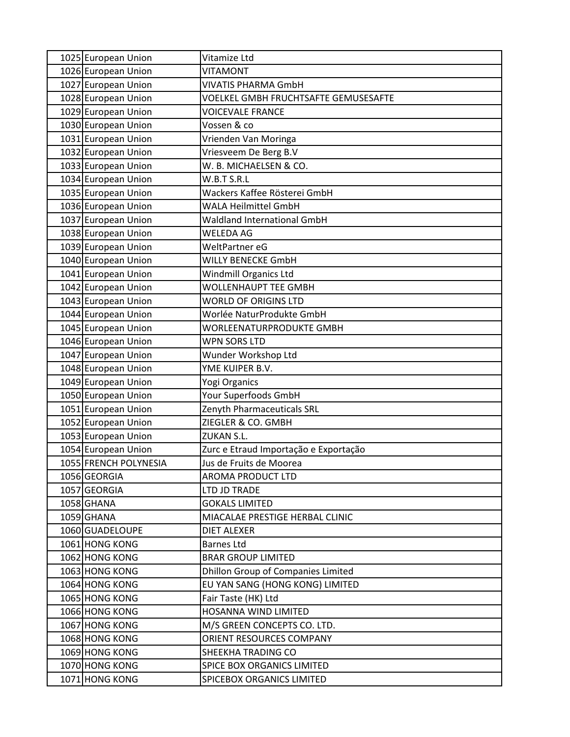| | | |
|---|---|---|
| 1025 | European Union | Vitamize Ltd |
| 1026 | European Union | VITAMONT |
| 1027 | European Union | VIVATIS PHARMA GmbH |
| 1028 | European Union | VOELKEL GMBH FRUCHTSAFTE GEMUSESAFTE |
| 1029 | European Union | VOICEVALE FRANCE |
| 1030 | European Union | Vossen & co |
| 1031 | European Union | Vrienden Van Moringa |
| 1032 | European Union | Vriesveem De Berg B.V |
| 1033 | European Union | W. B. MICHAELSEN & CO. |
| 1034 | European Union | W.B.T S.R.L |
| 1035 | European Union | Wackers Kaffee Rösterei GmbH |
| 1036 | European Union | WALA Heilmittel GmbH |
| 1037 | European Union | Waldland International GmbH |
| 1038 | European Union | WELEDA AG |
| 1039 | European Union | WeltPartner eG |
| 1040 | European Union | WILLY BENECKE GmbH |
| 1041 | European Union | Windmill Organics Ltd |
| 1042 | European Union | WOLLENHAUPT TEE GMBH |
| 1043 | European Union | WORLD OF ORIGINS LTD |
| 1044 | European Union | Worlée NaturProdukte GmbH |
| 1045 | European Union | WORLEENATURPRODUKTE GMBH |
| 1046 | European Union | WPN SORS LTD |
| 1047 | European Union | Wunder Workshop Ltd |
| 1048 | European Union | YME KUIPER B.V. |
| 1049 | European Union | Yogi Organics |
| 1050 | European Union | Your Superfoods GmbH |
| 1051 | European Union | Zenyth Pharmaceuticals SRL |
| 1052 | European Union | ZIEGLER & CO. GMBH |
| 1053 | European Union | ZUKAN S.L. |
| 1054 | European Union | Zurc e Etraud Importação e Exportação |
| 1055 | FRENCH POLYNESIA | Jus de Fruits de Moorea |
| 1056 | GEORGIA | AROMA PRODUCT LTD |
| 1057 | GEORGIA | LTD JD TRADE |
| 1058 | GHANA | GOKALS LIMITED |
| 1059 | GHANA | MIACALAE PRESTIGE HERBAL CLINIC |
| 1060 | GUADELOUPE | DIET ALEXER |
| 1061 | HONG KONG | Barnes Ltd |
| 1062 | HONG KONG | BRAR GROUP LIMITED |
| 1063 | HONG KONG | Dhillon Group of Companies Limited |
| 1064 | HONG KONG | EU YAN SANG (HONG KONG) LIMITED |
| 1065 | HONG KONG | Fair Taste (HK) Ltd |
| 1066 | HONG KONG | HOSANNA WIND LIMITED |
| 1067 | HONG KONG | M/S GREEN CONCEPTS CO. LTD. |
| 1068 | HONG KONG | ORIENT RESOURCES COMPANY |
| 1069 | HONG KONG | SHEEKHA TRADING CO |
| 1070 | HONG KONG | SPICE BOX ORGANICS LIMITED |
| 1071 | HONG KONG | SPICEBOX ORGANICS LIMITED |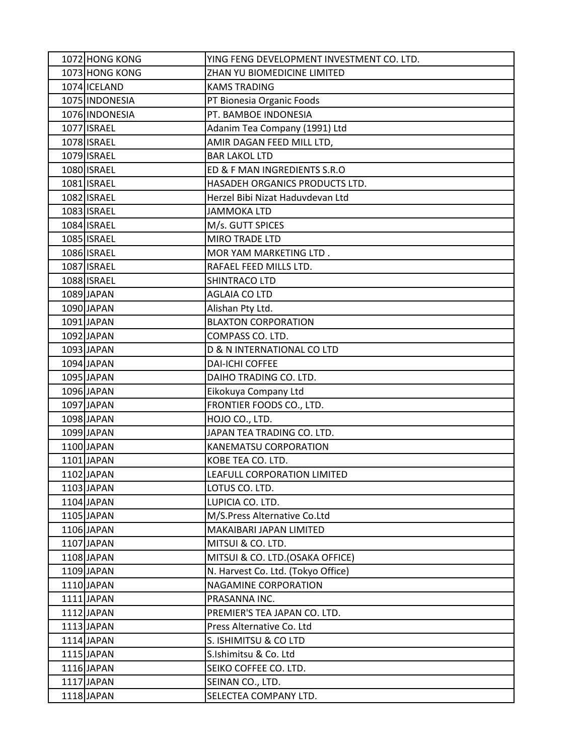| | | |
|---|---|---|
| 1072 | HONG KONG | YING FENG DEVELOPMENT INVESTMENT CO. LTD. |
| 1073 | HONG KONG | ZHAN YU BIOMEDICINE LIMITED |
| 1074 | ICELAND | KAMS TRADING |
| 1075 | INDONESIA | PT Bionesia Organic Foods |
| 1076 | INDONESIA | PT. BAMBOE INDONESIA |
| 1077 | ISRAEL | Adanim Tea Company (1991) Ltd |
| 1078 | ISRAEL | AMIR DAGAN FEED MILL LTD, |
| 1079 | ISRAEL | BAR LAKOL LTD |
| 1080 | ISRAEL | ED & F MAN INGREDIENTS S.R.O |
| 1081 | ISRAEL | HASADEH ORGANICS PRODUCTS LTD. |
| 1082 | ISRAEL | Herzel Bibi Nizat Haduvdevan Ltd |
| 1083 | ISRAEL | JAMMOKA LTD |
| 1084 | ISRAEL | M/s. GUTT SPICES |
| 1085 | ISRAEL | MIRO TRADE LTD |
| 1086 | ISRAEL | MOR YAM MARKETING LTD . |
| 1087 | ISRAEL | RAFAEL FEED MILLS LTD. |
| 1088 | ISRAEL | SHINTRACO LTD |
| 1089 | JAPAN | AGLAIA CO LTD |
| 1090 | JAPAN | Alishan Pty Ltd. |
| 1091 | JAPAN | BLAXTON CORPORATION |
| 1092 | JAPAN | COMPASS CO. LTD. |
| 1093 | JAPAN | D & N INTERNATIONAL CO LTD |
| 1094 | JAPAN | DAI-ICHI COFFEE |
| 1095 | JAPAN | DAIHO TRADING CO. LTD. |
| 1096 | JAPAN | Eikokuya Company Ltd |
| 1097 | JAPAN | FRONTIER FOODS CO., LTD. |
| 1098 | JAPAN | HOJO CO., LTD. |
| 1099 | JAPAN | JAPAN TEA TRADING CO. LTD. |
| 1100 | JAPAN | KANEMATSU CORPORATION |
| 1101 | JAPAN | KOBE TEA CO. LTD. |
| 1102 | JAPAN | LEAFULL CORPORATION LIMITED |
| 1103 | JAPAN | LOTUS CO. LTD. |
| 1104 | JAPAN | LUPICIA CO. LTD. |
| 1105 | JAPAN | M/S.Press Alternative Co.Ltd |
| 1106 | JAPAN | MAKAIBARI JAPAN LIMITED |
| 1107 | JAPAN | MITSUI & CO. LTD. |
| 1108 | JAPAN | MITSUI & CO. LTD.(OSAKA OFFICE) |
| 1109 | JAPAN | N. Harvest Co. Ltd. (Tokyo Office) |
| 1110 | JAPAN | NAGAMINE CORPORATION |
| 1111 | JAPAN | PRASANNA INC. |
| 1112 | JAPAN | PREMIER'S TEA JAPAN CO. LTD. |
| 1113 | JAPAN | Press Alternative Co. Ltd |
| 1114 | JAPAN | S. ISHIMITSU & CO LTD |
| 1115 | JAPAN | S.Ishimitsu & Co. Ltd |
| 1116 | JAPAN | SEIKO COFFEE CO. LTD. |
| 1117 | JAPAN | SEINAN CO., LTD. |
| 1118 | JAPAN | SELECTEA COMPANY LTD. |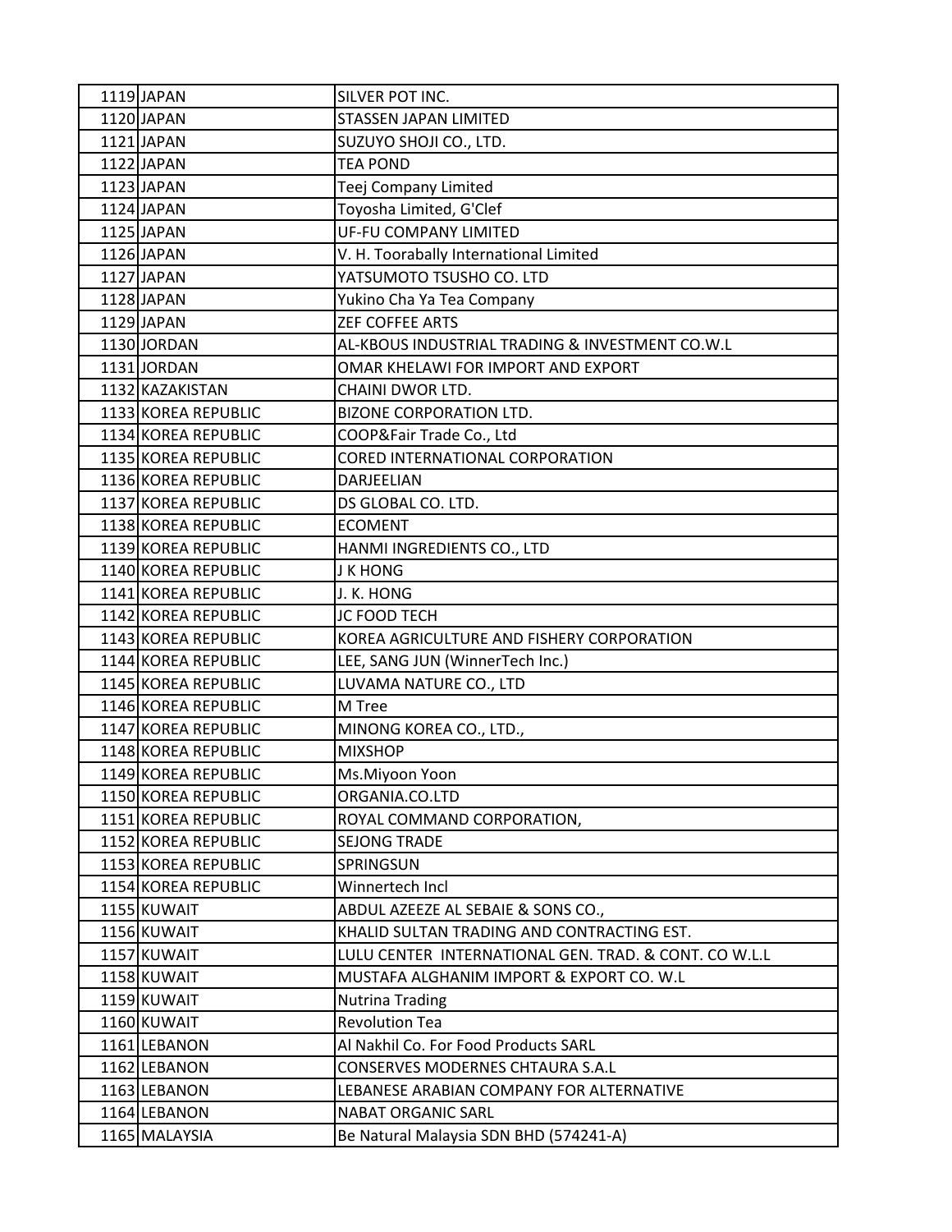| | | |
|---|---|---|
| 1119 | JAPAN | SILVER POT INC. |
| 1120 | JAPAN | STASSEN JAPAN LIMITED |
| 1121 | JAPAN | SUZUYO SHOJI CO., LTD. |
| 1122 | JAPAN | TEA POND |
| 1123 | JAPAN | Teej Company Limited |
| 1124 | JAPAN | Toyosha Limited, G'Clef |
| 1125 | JAPAN | UF-FU COMPANY LIMITED |
| 1126 | JAPAN | V. H. Toorabally International Limited |
| 1127 | JAPAN | YATSUMOTO TSUSHO CO. LTD |
| 1128 | JAPAN | Yukino Cha Ya Tea Company |
| 1129 | JAPAN | ZEF COFFEE ARTS |
| 1130 | JORDAN | AL-KBOUS INDUSTRIAL TRADING & INVESTMENT CO.W.L |
| 1131 | JORDAN | OMAR KHELAWI FOR IMPORT AND EXPORT |
| 1132 | KAZAKISTAN | CHAINI DWOR LTD. |
| 1133 | KOREA REPUBLIC | BIZONE CORPORATION LTD. |
| 1134 | KOREA REPUBLIC | COOP&Fair Trade Co., Ltd |
| 1135 | KOREA REPUBLIC | CORED INTERNATIONAL CORPORATION |
| 1136 | KOREA REPUBLIC | DARJEELIAN |
| 1137 | KOREA REPUBLIC | DS GLOBAL CO. LTD. |
| 1138 | KOREA REPUBLIC | ECOMENT |
| 1139 | KOREA REPUBLIC | HANMI INGREDIENTS CO., LTD |
| 1140 | KOREA REPUBLIC | J K HONG |
| 1141 | KOREA REPUBLIC | J. K. HONG |
| 1142 | KOREA REPUBLIC | JC FOOD TECH |
| 1143 | KOREA REPUBLIC | KOREA AGRICULTURE AND FISHERY CORPORATION |
| 1144 | KOREA REPUBLIC | LEE, SANG JUN (WinnerTech Inc.) |
| 1145 | KOREA REPUBLIC | LUVAMA NATURE CO., LTD |
| 1146 | KOREA REPUBLIC | M Tree |
| 1147 | KOREA REPUBLIC | MINONG KOREA CO., LTD., |
| 1148 | KOREA REPUBLIC | MIXSHOP |
| 1149 | KOREA REPUBLIC | Ms.Miyoon Yoon |
| 1150 | KOREA REPUBLIC | ORGANIA.CO.LTD |
| 1151 | KOREA REPUBLIC | ROYAL COMMAND CORPORATION, |
| 1152 | KOREA REPUBLIC | SEJONG TRADE |
| 1153 | KOREA REPUBLIC | SPRINGSUN |
| 1154 | KOREA REPUBLIC | Winnertech Incl |
| 1155 | KUWAIT | ABDUL AZEEZE AL SEBAIE & SONS CO., |
| 1156 | KUWAIT | KHALID SULTAN TRADING AND CONTRACTING EST. |
| 1157 | KUWAIT | LULU CENTER INTERNATIONAL GEN. TRAD. & CONT. CO W.L.L |
| 1158 | KUWAIT | MUSTAFA ALGHANIM IMPORT & EXPORT CO. W.L |
| 1159 | KUWAIT | Nutrina Trading |
| 1160 | KUWAIT | Revolution Tea |
| 1161 | LEBANON | Al Nakhil Co. For Food Products SARL |
| 1162 | LEBANON | CONSERVES MODERNES CHTAURA S.A.L |
| 1163 | LEBANON | LEBANESE ARABIAN COMPANY FOR ALTERNATIVE |
| 1164 | LEBANON | NABAT ORGANIC SARL |
| 1165 | MALAYSIA | Be Natural Malaysia SDN BHD (574241-A) |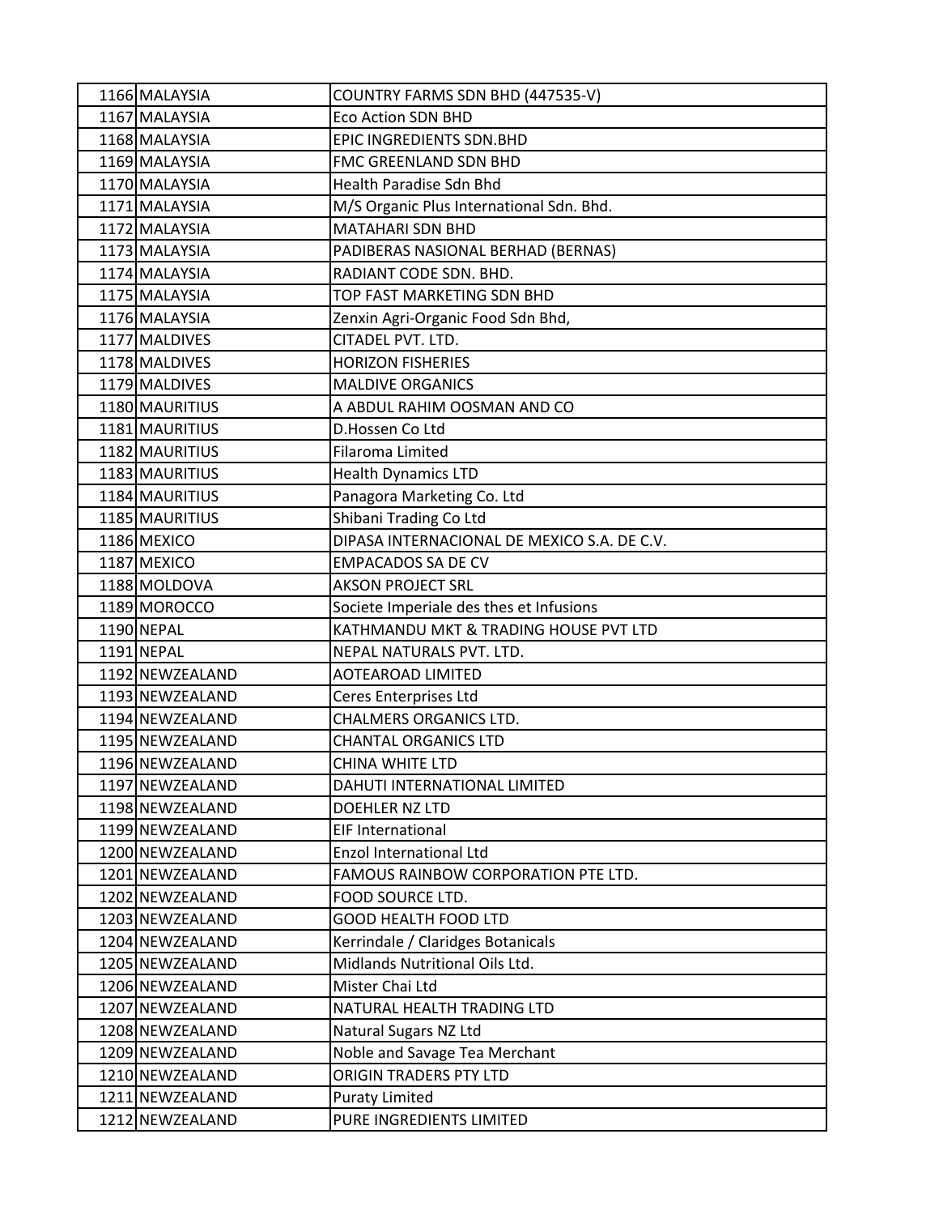| | | |
|---|---|---|
| 1166 | MALAYSIA | COUNTRY FARMS SDN BHD (447535-V) |
| 1167 | MALAYSIA | Eco Action SDN BHD |
| 1168 | MALAYSIA | EPIC INGREDIENTS SDN.BHD |
| 1169 | MALAYSIA | FMC GREENLAND SDN BHD |
| 1170 | MALAYSIA | Health Paradise Sdn Bhd |
| 1171 | MALAYSIA | M/S Organic Plus International Sdn. Bhd. |
| 1172 | MALAYSIA | MATAHARI SDN BHD |
| 1173 | MALAYSIA | PADIBERAS NASIONAL BERHAD (BERNAS) |
| 1174 | MALAYSIA | RADIANT CODE SDN. BHD. |
| 1175 | MALAYSIA | TOP FAST MARKETING SDN BHD |
| 1176 | MALAYSIA | Zenxin Agri-Organic Food Sdn Bhd, |
| 1177 | MALDIVES | CITADEL PVT. LTD. |
| 1178 | MALDIVES | HORIZON FISHERIES |
| 1179 | MALDIVES | MALDIVE ORGANICS |
| 1180 | MAURITIUS | A ABDUL RAHIM OOSMAN AND CO |
| 1181 | MAURITIUS | D.Hossen Co Ltd |
| 1182 | MAURITIUS | Filaroma Limited |
| 1183 | MAURITIUS | Health Dynamics LTD |
| 1184 | MAURITIUS | Panagora Marketing Co. Ltd |
| 1185 | MAURITIUS | Shibani Trading Co Ltd |
| 1186 | MEXICO | DIPASA INTERNACIONAL DE MEXICO S.A. DE C.V. |
| 1187 | MEXICO | EMPACADOS SA DE CV |
| 1188 | MOLDOVA | AKSON PROJECT SRL |
| 1189 | MOROCCO | Societe Imperiale des thes et Infusions |
| 1190 | NEPAL | KATHMANDU MKT & TRADING HOUSE PVT LTD |
| 1191 | NEPAL | NEPAL NATURALS PVT. LTD. |
| 1192 | NEWZEALAND | AOTEAROAD LIMITED |
| 1193 | NEWZEALAND | Ceres Enterprises Ltd |
| 1194 | NEWZEALAND | CHALMERS ORGANICS LTD. |
| 1195 | NEWZEALAND | CHANTAL ORGANICS LTD |
| 1196 | NEWZEALAND | CHINA WHITE LTD |
| 1197 | NEWZEALAND | DAHUTI INTERNATIONAL LIMITED |
| 1198 | NEWZEALAND | DOEHLER NZ LTD |
| 1199 | NEWZEALAND | EIF International |
| 1200 | NEWZEALAND | Enzol International Ltd |
| 1201 | NEWZEALAND | FAMOUS RAINBOW CORPORATION PTE LTD. |
| 1202 | NEWZEALAND | FOOD SOURCE LTD. |
| 1203 | NEWZEALAND | GOOD HEALTH FOOD LTD |
| 1204 | NEWZEALAND | Kerrindale / Claridges Botanicals |
| 1205 | NEWZEALAND | Midlands Nutritional Oils Ltd. |
| 1206 | NEWZEALAND | Mister Chai Ltd |
| 1207 | NEWZEALAND | NATURAL HEALTH TRADING LTD |
| 1208 | NEWZEALAND | Natural Sugars NZ Ltd |
| 1209 | NEWZEALAND | Noble and Savage Tea Merchant |
| 1210 | NEWZEALAND | ORIGIN TRADERS PTY LTD |
| 1211 | NEWZEALAND | Puraty Limited |
| 1212 | NEWZEALAND | PURE INGREDIENTS LIMITED |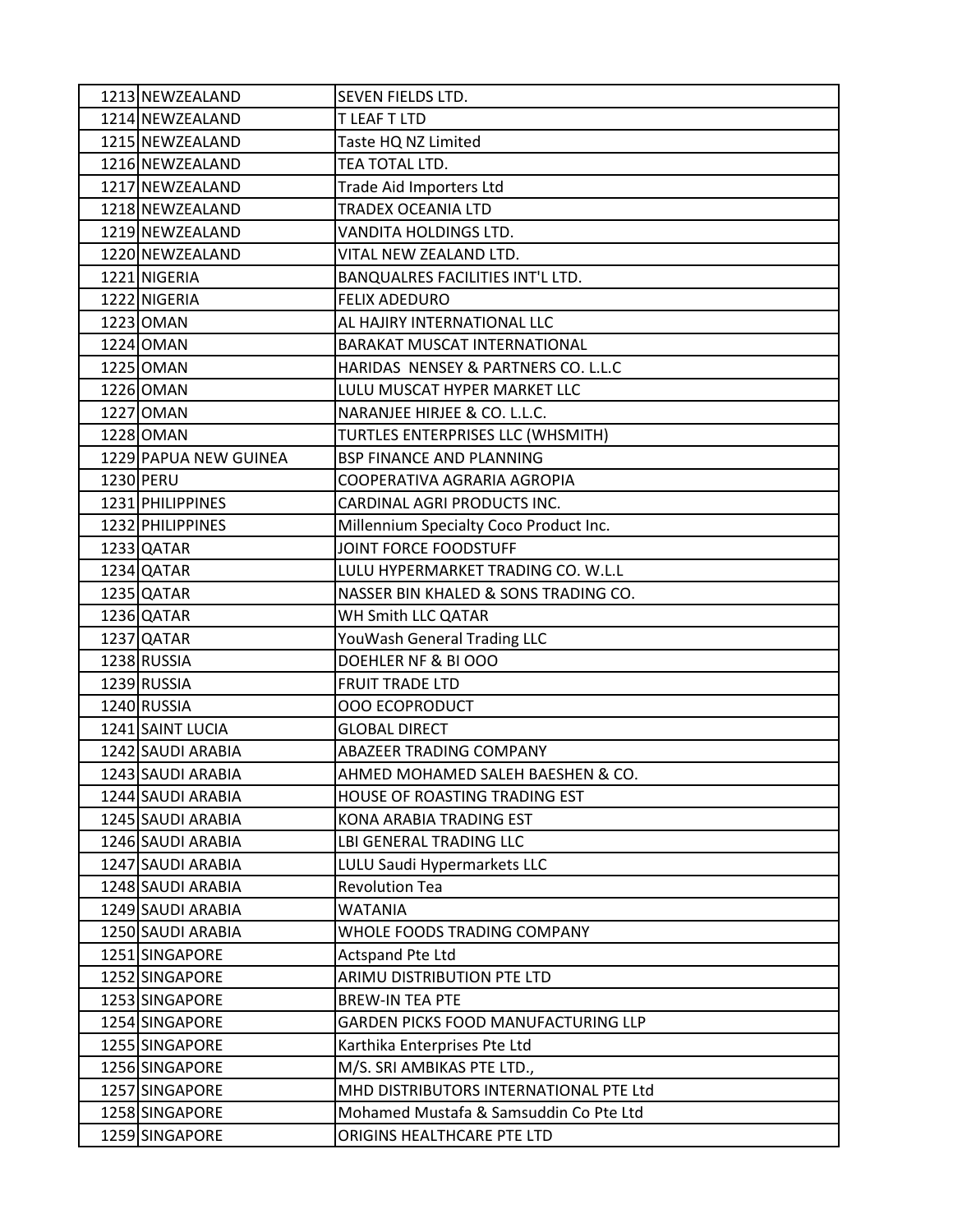| | | |
|---|---|---|
| 1213 | NEWZEALAND | SEVEN FIELDS LTD. |
| 1214 | NEWZEALAND | T LEAF T LTD |
| 1215 | NEWZEALAND | Taste HQ NZ Limited |
| 1216 | NEWZEALAND | TEA TOTAL LTD. |
| 1217 | NEWZEALAND | Trade Aid Importers Ltd |
| 1218 | NEWZEALAND | TRADEX OCEANIA LTD |
| 1219 | NEWZEALAND | VANDITA HOLDINGS LTD. |
| 1220 | NEWZEALAND | VITAL NEW ZEALAND LTD. |
| 1221 | NIGERIA | BANQUALRES FACILITIES INT'L LTD. |
| 1222 | NIGERIA | FELIX ADEDURO |
| 1223 | OMAN | AL HAJIRY INTERNATIONAL LLC |
| 1224 | OMAN | BARAKAT MUSCAT INTERNATIONAL |
| 1225 | OMAN | HARIDAS NENSEY & PARTNERS CO. L.L.C |
| 1226 | OMAN | LULU MUSCAT HYPER MARKET LLC |
| 1227 | OMAN | NARANJEE HIRJEE & CO. L.L.C. |
| 1228 | OMAN | TURTLES ENTERPRISES LLC (WHSMITH) |
| 1229 | PAPUA NEW GUINEA | BSP FINANCE AND PLANNING |
| 1230 | PERU | COOPERATIVA AGRARIA AGROPIA |
| 1231 | PHILIPPINES | CARDINAL AGRI PRODUCTS INC. |
| 1232 | PHILIPPINES | Millennium Specialty Coco Product Inc. |
| 1233 | QATAR | JOINT FORCE FOODSTUFF |
| 1234 | QATAR | LULU HYPERMARKET TRADING CO. W.L.L |
| 1235 | QATAR | NASSER BIN KHALED & SONS TRADING CO. |
| 1236 | QATAR | WH Smith LLC QATAR |
| 1237 | QATAR | YouWash General Trading LLC |
| 1238 | RUSSIA | DOEHLER NF & BI OOO |
| 1239 | RUSSIA | FRUIT TRADE LTD |
| 1240 | RUSSIA | OOO ECOPRODUCT |
| 1241 | SAINT LUCIA | GLOBAL DIRECT |
| 1242 | SAUDI ARABIA | ABAZEER TRADING COMPANY |
| 1243 | SAUDI ARABIA | AHMED MOHAMED SALEH BAESHEN & CO. |
| 1244 | SAUDI ARABIA | HOUSE OF ROASTING TRADING EST |
| 1245 | SAUDI ARABIA | KONA ARABIA TRADING EST |
| 1246 | SAUDI ARABIA | LBI GENERAL TRADING LLC |
| 1247 | SAUDI ARABIA | LULU Saudi Hypermarkets LLC |
| 1248 | SAUDI ARABIA | Revolution Tea |
| 1249 | SAUDI ARABIA | WATANIA |
| 1250 | SAUDI ARABIA | WHOLE FOODS TRADING COMPANY |
| 1251 | SINGAPORE | Actspand Pte Ltd |
| 1252 | SINGAPORE | ARIMU DISTRIBUTION PTE LTD |
| 1253 | SINGAPORE | BREW-IN TEA PTE |
| 1254 | SINGAPORE | GARDEN PICKS FOOD MANUFACTURING LLP |
| 1255 | SINGAPORE | Karthika Enterprises Pte Ltd |
| 1256 | SINGAPORE | M/S. SRI AMBIKAS PTE LTD., |
| 1257 | SINGAPORE | MHD DISTRIBUTORS INTERNATIONAL PTE Ltd |
| 1258 | SINGAPORE | Mohamed Mustafa & Samsuddin Co Pte Ltd |
| 1259 | SINGAPORE | ORIGINS HEALTHCARE PTE LTD |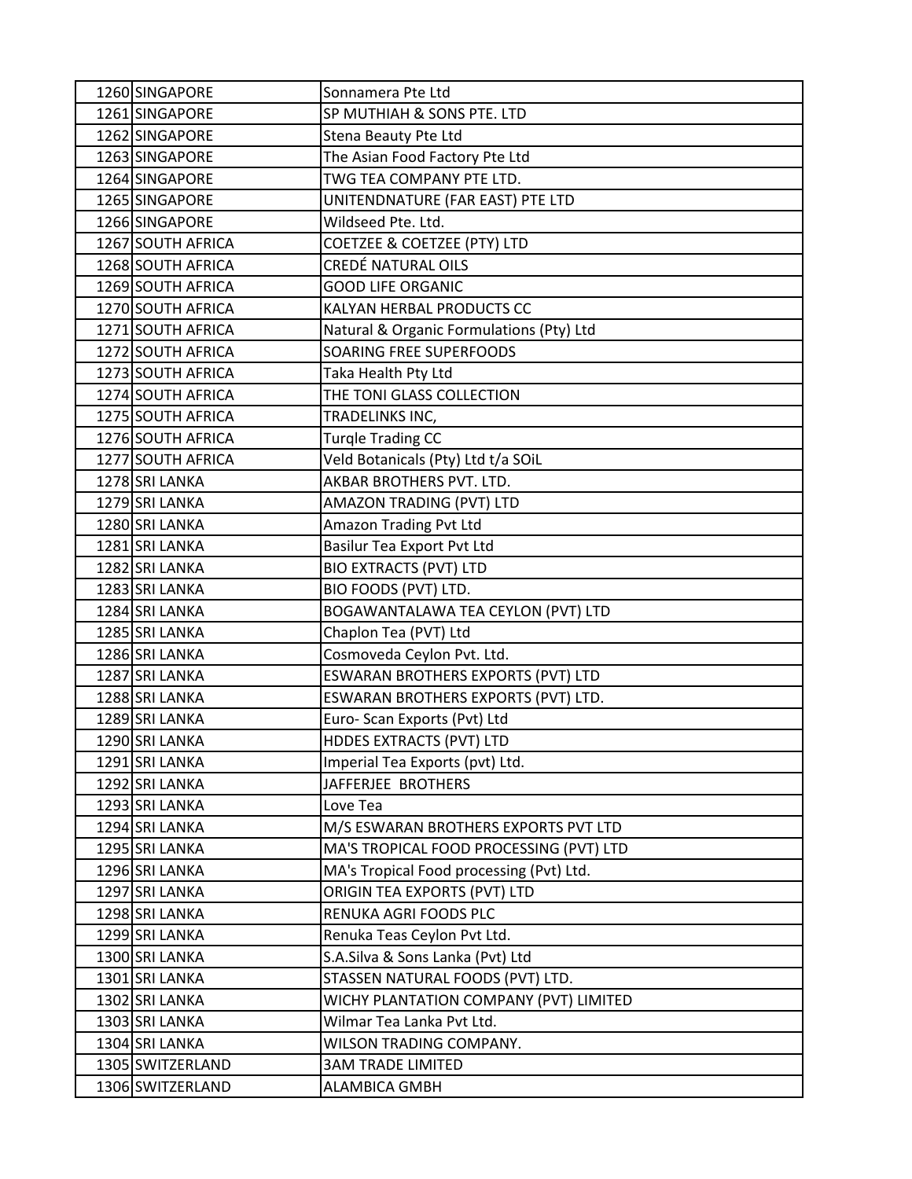| | | |
|---|---|---|
| 1260 | SINGAPORE | Sonnamera Pte Ltd |
| 1261 | SINGAPORE | SP MUTHIAH & SONS PTE. LTD |
| 1262 | SINGAPORE | Stena Beauty Pte Ltd |
| 1263 | SINGAPORE | The Asian Food Factory Pte Ltd |
| 1264 | SINGAPORE | TWG TEA COMPANY PTE LTD. |
| 1265 | SINGAPORE | UNITENDNATURE (FAR EAST) PTE LTD |
| 1266 | SINGAPORE | Wildseed Pte. Ltd. |
| 1267 | SOUTH AFRICA | COETZEE & COETZEE (PTY) LTD |
| 1268 | SOUTH AFRICA | CREDÉ NATURAL OILS |
| 1269 | SOUTH AFRICA | GOOD LIFE ORGANIC |
| 1270 | SOUTH AFRICA | KALYAN HERBAL PRODUCTS CC |
| 1271 | SOUTH AFRICA | Natural & Organic Formulations (Pty) Ltd |
| 1272 | SOUTH AFRICA | SOARING FREE SUPERFOODS |
| 1273 | SOUTH AFRICA | Taka Health Pty Ltd |
| 1274 | SOUTH AFRICA | THE TONI GLASS COLLECTION |
| 1275 | SOUTH AFRICA | TRADELINKS INC, |
| 1276 | SOUTH AFRICA | Turqle Trading CC |
| 1277 | SOUTH AFRICA | Veld Botanicals (Pty) Ltd t/a SOiL |
| 1278 | SRI LANKA | AKBAR BROTHERS PVT. LTD. |
| 1279 | SRI LANKA | AMAZON TRADING (PVT) LTD |
| 1280 | SRI LANKA | Amazon Trading Pvt Ltd |
| 1281 | SRI LANKA | Basilur Tea Export Pvt Ltd |
| 1282 | SRI LANKA | BIO EXTRACTS (PVT) LTD |
| 1283 | SRI LANKA | BIO FOODS (PVT) LTD. |
| 1284 | SRI LANKA | BOGAWANTALAWA TEA CEYLON (PVT) LTD |
| 1285 | SRI LANKA | Chaplon Tea (PVT) Ltd |
| 1286 | SRI LANKA | Cosmoveda Ceylon Pvt. Ltd. |
| 1287 | SRI LANKA | ESWARAN BROTHERS EXPORTS (PVT) LTD |
| 1288 | SRI LANKA | ESWARAN BROTHERS EXPORTS (PVT) LTD. |
| 1289 | SRI LANKA | Euro- Scan Exports (Pvt) Ltd |
| 1290 | SRI LANKA | HDDES EXTRACTS (PVT) LTD |
| 1291 | SRI LANKA | Imperial Tea Exports (pvt) Ltd. |
| 1292 | SRI LANKA | JAFFERJEE BROTHERS |
| 1293 | SRI LANKA | Love Tea |
| 1294 | SRI LANKA | M/S ESWARAN BROTHERS EXPORTS PVT LTD |
| 1295 | SRI LANKA | MA'S TROPICAL FOOD PROCESSING (PVT) LTD |
| 1296 | SRI LANKA | MA's Tropical Food processing (Pvt) Ltd. |
| 1297 | SRI LANKA | ORIGIN TEA EXPORTS (PVT) LTD |
| 1298 | SRI LANKA | RENUKA AGRI FOODS PLC |
| 1299 | SRI LANKA | Renuka Teas Ceylon Pvt Ltd. |
| 1300 | SRI LANKA | S.A.Silva & Sons Lanka (Pvt) Ltd |
| 1301 | SRI LANKA | STASSEN NATURAL FOODS (PVT) LTD. |
| 1302 | SRI LANKA | WICHY PLANTATION COMPANY (PVT) LIMITED |
| 1303 | SRI LANKA | Wilmar Tea Lanka Pvt Ltd. |
| 1304 | SRI LANKA | WILSON TRADING COMPANY. |
| 1305 | SWITZERLAND | 3AM TRADE LIMITED |
| 1306 | SWITZERLAND | ALAMBICA GMBH |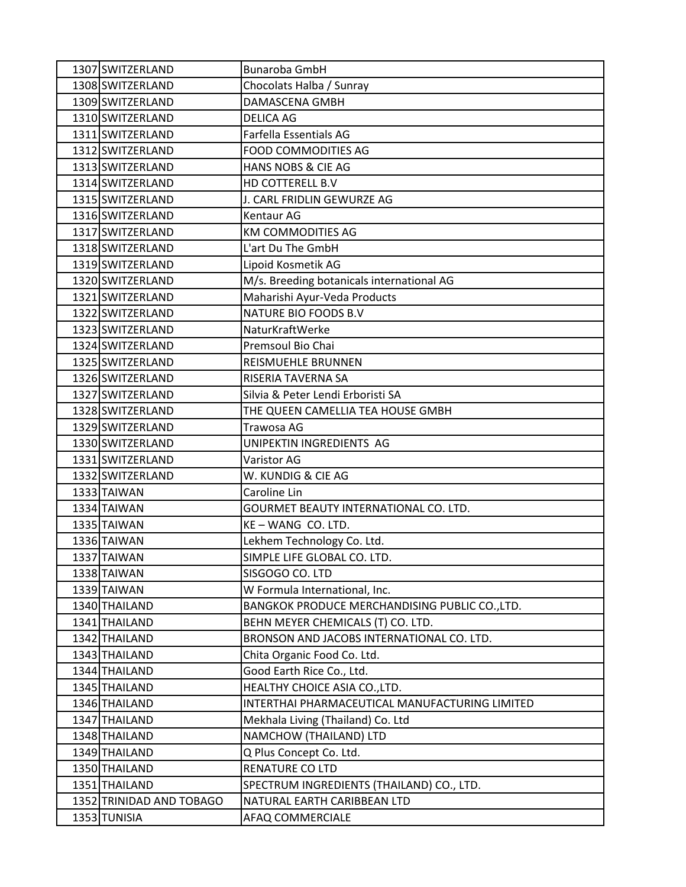| | | |
|---|---|---|
| 1307 | SWITZERLAND | Bunaroba GmbH |
| 1308 | SWITZERLAND | Chocolats Halba / Sunray |
| 1309 | SWITZERLAND | DAMASCENA GMBH |
| 1310 | SWITZERLAND | DELICA AG |
| 1311 | SWITZERLAND | Farfella Essentials AG |
| 1312 | SWITZERLAND | FOOD COMMODITIES AG |
| 1313 | SWITZERLAND | HANS NOBS & CIE AG |
| 1314 | SWITZERLAND | HD COTTERELL B.V |
| 1315 | SWITZERLAND | J. CARL FRIDLIN GEWURZE AG |
| 1316 | SWITZERLAND | Kentaur AG |
| 1317 | SWITZERLAND | KM COMMODITIES AG |
| 1318 | SWITZERLAND | L'art Du The GmbH |
| 1319 | SWITZERLAND | Lipoid Kosmetik AG |
| 1320 | SWITZERLAND | M/s. Breeding botanicals international AG |
| 1321 | SWITZERLAND | Maharishi Ayur-Veda Products |
| 1322 | SWITZERLAND | NATURE BIO FOODS B.V |
| 1323 | SWITZERLAND | NaturKraftWerke |
| 1324 | SWITZERLAND | Premsoul Bio Chai |
| 1325 | SWITZERLAND | REISMUEHLE BRUNNEN |
| 1326 | SWITZERLAND | RISERIA TAVERNA SA |
| 1327 | SWITZERLAND | Silvia & Peter Lendi Erboristi SA |
| 1328 | SWITZERLAND | THE QUEEN CAMELLIA TEA HOUSE GMBH |
| 1329 | SWITZERLAND | Trawosa AG |
| 1330 | SWITZERLAND | UNIPEKTIN INGREDIENTS AG |
| 1331 | SWITZERLAND | Varistor AG |
| 1332 | SWITZERLAND | W. KUNDIG & CIE AG |
| 1333 | TAIWAN | Caroline Lin |
| 1334 | TAIWAN | GOURMET BEAUTY INTERNATIONAL CO. LTD. |
| 1335 | TAIWAN | KE – WANG CO. LTD. |
| 1336 | TAIWAN | Lekhem Technology Co. Ltd. |
| 1337 | TAIWAN | SIMPLE LIFE GLOBAL CO. LTD. |
| 1338 | TAIWAN | SISGOGO CO. LTD |
| 1339 | TAIWAN | W Formula International, Inc. |
| 1340 | THAILAND | BANGKOK PRODUCE MERCHANDISING PUBLIC CO.,LTD. |
| 1341 | THAILAND | BEHN MEYER CHEMICALS (T) CO. LTD. |
| 1342 | THAILAND | BRONSON AND JACOBS INTERNATIONAL CO. LTD. |
| 1343 | THAILAND | Chita Organic Food Co. Ltd. |
| 1344 | THAILAND | Good Earth Rice Co., Ltd. |
| 1345 | THAILAND | HEALTHY CHOICE ASIA CO.,LTD. |
| 1346 | THAILAND | INTERTHAI PHARMACEUTICAL MANUFACTURING LIMITED |
| 1347 | THAILAND | Mekhala Living (Thailand) Co. Ltd |
| 1348 | THAILAND | NAMCHOW (THAILAND) LTD |
| 1349 | THAILAND | Q Plus Concept Co. Ltd. |
| 1350 | THAILAND | RENATURE CO LTD |
| 1351 | THAILAND | SPECTRUM INGREDIENTS (THAILAND) CO., LTD. |
| 1352 | TRINIDAD AND TOBAGO | NATURAL EARTH CARIBBEAN LTD |
| 1353 | TUNISIA | AFAQ COMMERCIALE |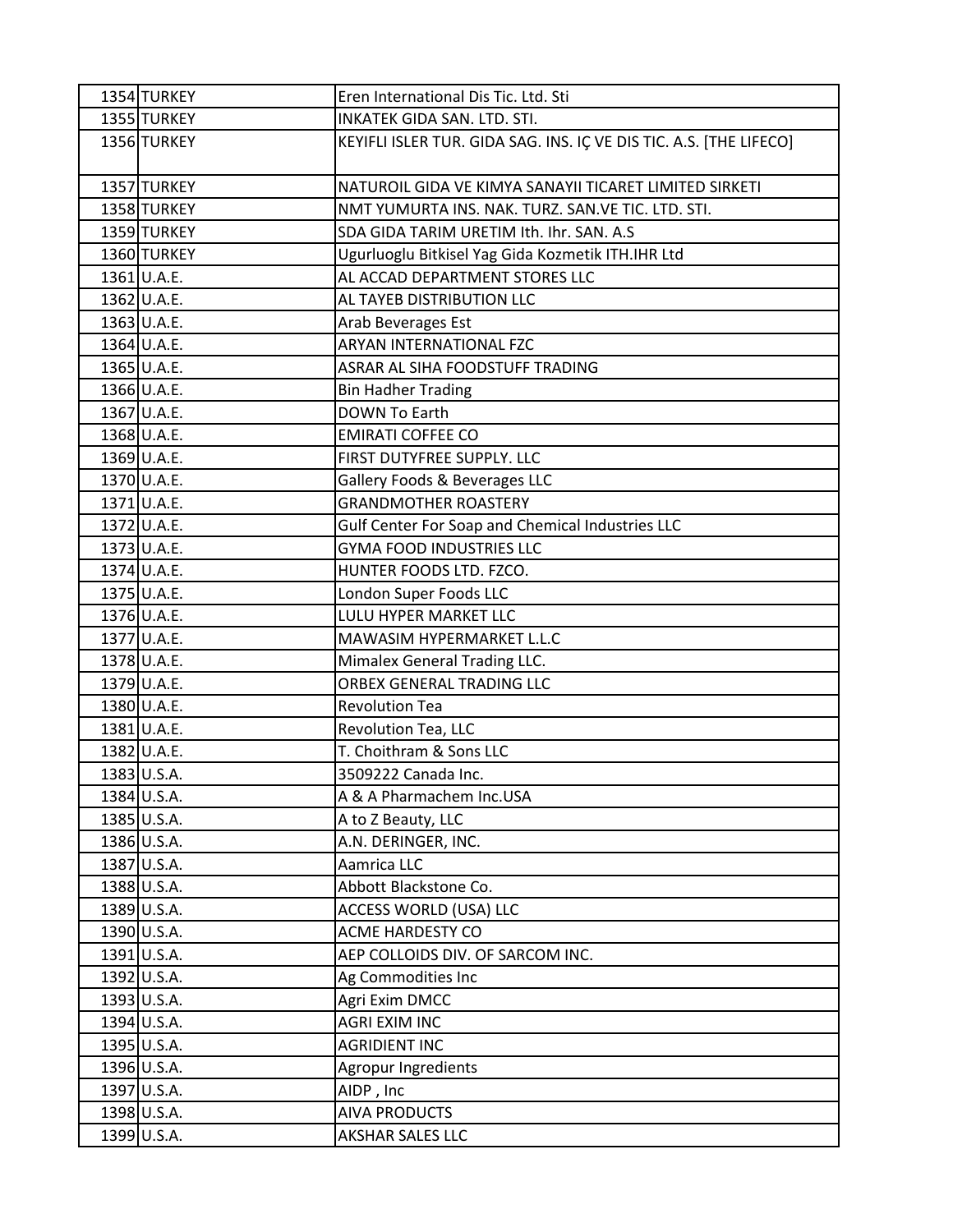| | | |
|---|---|---|
| 1354 | TURKEY | Eren International Dis Tic. Ltd. Sti |
| 1355 | TURKEY | INKATEK GIDA SAN. LTD. STI. |
| 1356 | TURKEY | KEYIFLI ISLER TUR. GIDA SAG. INS. IÇ VE DIS TIC. A.S. [THE LIFECO] |
| 1357 | TURKEY | NATUROIL GIDA VE KIMYA SANAYII TICARET LIMITED SIRKETI |
| 1358 | TURKEY | NMT YUMURTA INS. NAK. TURZ. SAN.VE TIC. LTD. STI. |
| 1359 | TURKEY | SDA GIDA TARIM URETIM Ith. Ihr. SAN. A.S |
| 1360 | TURKEY | Ugurluoglu Bitkisel Yag Gida Kozmetik ITH.IHR Ltd |
| 1361 | U.A.E. | AL ACCAD DEPARTMENT STORES LLC |
| 1362 | U.A.E. | AL TAYEB DISTRIBUTION LLC |
| 1363 | U.A.E. | Arab Beverages Est |
| 1364 | U.A.E. | ARYAN INTERNATIONAL FZC |
| 1365 | U.A.E. | ASRAR AL SIHA FOODSTUFF TRADING |
| 1366 | U.A.E. | Bin Hadher Trading |
| 1367 | U.A.E. | DOWN To Earth |
| 1368 | U.A.E. | EMIRATI COFFEE CO |
| 1369 | U.A.E. | FIRST DUTYFREE SUPPLY. LLC |
| 1370 | U.A.E. | Gallery Foods & Beverages LLC |
| 1371 | U.A.E. | GRANDMOTHER ROASTERY |
| 1372 | U.A.E. | Gulf Center For Soap and Chemical Industries LLC |
| 1373 | U.A.E. | GYMA FOOD INDUSTRIES LLC |
| 1374 | U.A.E. | HUNTER FOODS LTD. FZCO. |
| 1375 | U.A.E. | London Super Foods LLC |
| 1376 | U.A.E. | LULU HYPER MARKET LLC |
| 1377 | U.A.E. | MAWASIM HYPERMARKET L.L.C |
| 1378 | U.A.E. | Mimalex General Trading LLC. |
| 1379 | U.A.E. | ORBEX GENERAL TRADING LLC |
| 1380 | U.A.E. | Revolution Tea |
| 1381 | U.A.E. | Revolution Tea, LLC |
| 1382 | U.A.E. | T. Choithram & Sons LLC |
| 1383 | U.S.A. | 3509222 Canada Inc. |
| 1384 | U.S.A. | A & A Pharmachem Inc.USA |
| 1385 | U.S.A. | A to Z Beauty, LLC |
| 1386 | U.S.A. | A.N. DERINGER, INC. |
| 1387 | U.S.A. | Aamrica LLC |
| 1388 | U.S.A. | Abbott Blackstone Co. |
| 1389 | U.S.A. | ACCESS WORLD (USA) LLC |
| 1390 | U.S.A. | ACME HARDESTY CO |
| 1391 | U.S.A. | AEP COLLOIDS DIV. OF SARCOM INC. |
| 1392 | U.S.A. | Ag Commodities Inc |
| 1393 | U.S.A. | Agri Exim DMCC |
| 1394 | U.S.A. | AGRI EXIM INC |
| 1395 | U.S.A. | AGRIDIENT INC |
| 1396 | U.S.A. | Agropur Ingredients |
| 1397 | U.S.A. | AIDP , Inc |
| 1398 | U.S.A. | AIVA PRODUCTS |
| 1399 | U.S.A. | AKSHAR SALES LLC |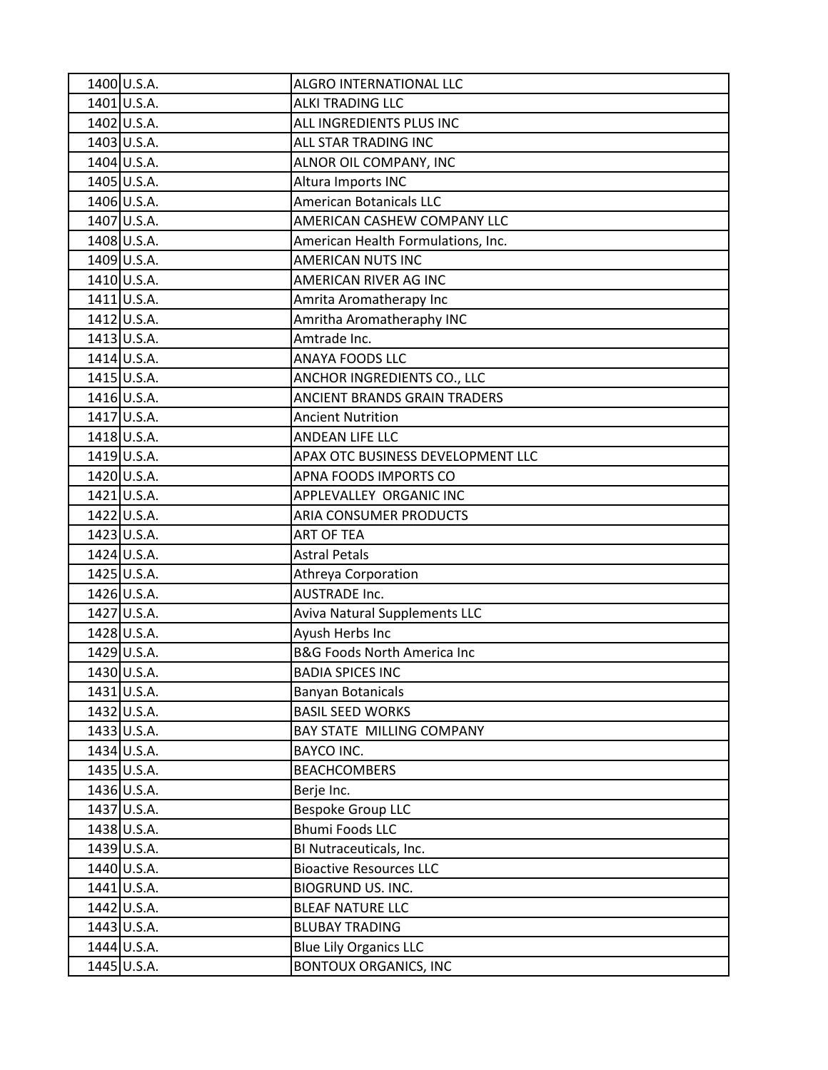| | | |
|---|---|---|
| 1400 | U.S.A. | ALGRO INTERNATIONAL LLC |
| 1401 | U.S.A. | ALKI TRADING LLC |
| 1402 | U.S.A. | ALL INGREDIENTS PLUS INC |
| 1403 | U.S.A. | ALL STAR TRADING INC |
| 1404 | U.S.A. | ALNOR OIL COMPANY, INC |
| 1405 | U.S.A. | Altura Imports INC |
| 1406 | U.S.A. | American Botanicals LLC |
| 1407 | U.S.A. | AMERICAN CASHEW COMPANY LLC |
| 1408 | U.S.A. | American Health Formulations, Inc. |
| 1409 | U.S.A. | AMERICAN NUTS INC |
| 1410 | U.S.A. | AMERICAN RIVER AG INC |
| 1411 | U.S.A. | Amrita Aromatherapy Inc |
| 1412 | U.S.A. | Amritha Aromatheraphy INC |
| 1413 | U.S.A. | Amtrade Inc. |
| 1414 | U.S.A. | ANAYA FOODS LLC |
| 1415 | U.S.A. | ANCHOR INGREDIENTS CO., LLC |
| 1416 | U.S.A. | ANCIENT BRANDS GRAIN TRADERS |
| 1417 | U.S.A. | Ancient Nutrition |
| 1418 | U.S.A. | ANDEAN LIFE LLC |
| 1419 | U.S.A. | APAX OTC BUSINESS DEVELOPMENT LLC |
| 1420 | U.S.A. | APNA FOODS IMPORTS CO |
| 1421 | U.S.A. | APPLEVALLEY ORGANIC INC |
| 1422 | U.S.A. | ARIA CONSUMER PRODUCTS |
| 1423 | U.S.A. | ART OF TEA |
| 1424 | U.S.A. | Astral Petals |
| 1425 | U.S.A. | Athreya Corporation |
| 1426 | U.S.A. | AUSTRADE Inc. |
| 1427 | U.S.A. | Aviva Natural Supplements LLC |
| 1428 | U.S.A. | Ayush Herbs Inc |
| 1429 | U.S.A. | B&G Foods North America Inc |
| 1430 | U.S.A. | BADIA SPICES INC |
| 1431 | U.S.A. | Banyan Botanicals |
| 1432 | U.S.A. | BASIL SEED WORKS |
| 1433 | U.S.A. | BAY STATE MILLING COMPANY |
| 1434 | U.S.A. | BAYCO INC. |
| 1435 | U.S.A. | BEACHCOMBERS |
| 1436 | U.S.A. | Berje Inc. |
| 1437 | U.S.A. | Bespoke Group LLC |
| 1438 | U.S.A. | Bhumi Foods LLC |
| 1439 | U.S.A. | BI Nutraceuticals, Inc. |
| 1440 | U.S.A. | Bioactive Resources LLC |
| 1441 | U.S.A. | BIOGRUND US. INC. |
| 1442 | U.S.A. | BLEAF NATURE LLC |
| 1443 | U.S.A. | BLUBAY TRADING |
| 1444 | U.S.A. | Blue Lily Organics LLC |
| 1445 | U.S.A. | BONTOUX ORGANICS, INC |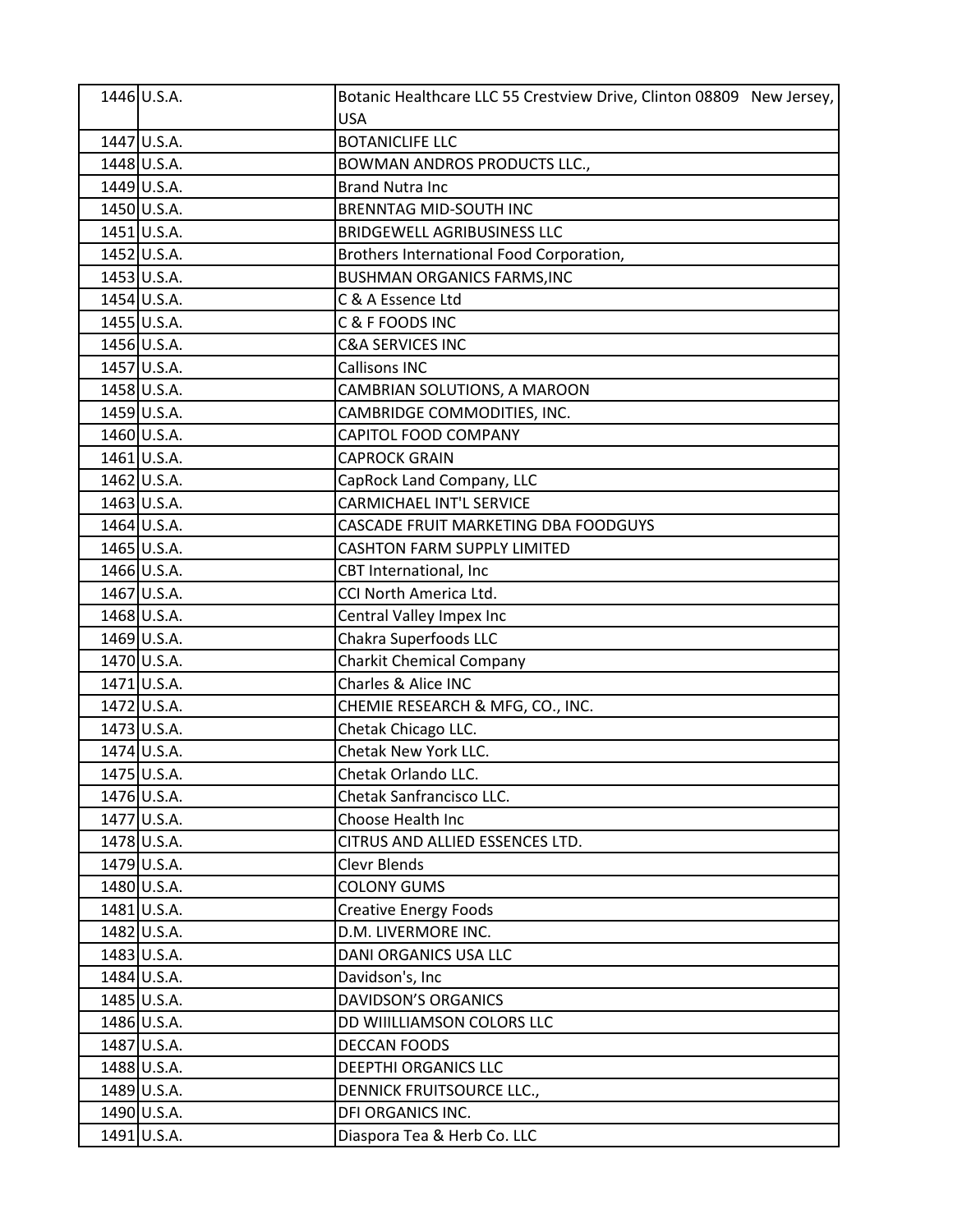| | | |
|---|---|---|
| 1446 | U.S.A. | Botanic Healthcare LLC 55 Crestview Drive, Clinton 08809 New Jersey, USA |
| 1447 | U.S.A. | BOTANICLIFE LLC |
| 1448 | U.S.A. | BOWMAN ANDROS PRODUCTS LLC., |
| 1449 | U.S.A. | Brand Nutra Inc |
| 1450 | U.S.A. | BRENNTAG MID-SOUTH INC |
| 1451 | U.S.A. | BRIDGEWELL AGRIBUSINESS LLC |
| 1452 | U.S.A. | Brothers International Food Corporation, |
| 1453 | U.S.A. | BUSHMAN ORGANICS FARMS,INC |
| 1454 | U.S.A. | C & A Essence Ltd |
| 1455 | U.S.A. | C & F FOODS INC |
| 1456 | U.S.A. | C&A SERVICES INC |
| 1457 | U.S.A. | Callisons INC |
| 1458 | U.S.A. | CAMBRIAN SOLUTIONS, A MAROON |
| 1459 | U.S.A. | CAMBRIDGE COMMODITIES, INC. |
| 1460 | U.S.A. | CAPITOL FOOD COMPANY |
| 1461 | U.S.A. | CAPROCK GRAIN |
| 1462 | U.S.A. | CapRock Land Company, LLC |
| 1463 | U.S.A. | CARMICHAEL INT'L SERVICE |
| 1464 | U.S.A. | CASCADE FRUIT MARKETING DBA FOODGUYS |
| 1465 | U.S.A. | CASHTON FARM SUPPLY LIMITED |
| 1466 | U.S.A. | CBT International, Inc |
| 1467 | U.S.A. | CCI North America Ltd. |
| 1468 | U.S.A. | Central Valley Impex Inc |
| 1469 | U.S.A. | Chakra Superfoods LLC |
| 1470 | U.S.A. | Charkit Chemical Company |
| 1471 | U.S.A. | Charles & Alice INC |
| 1472 | U.S.A. | CHEMIE RESEARCH & MFG, CO., INC. |
| 1473 | U.S.A. | Chetak Chicago LLC. |
| 1474 | U.S.A. | Chetak New York LLC. |
| 1475 | U.S.A. | Chetak Orlando LLC. |
| 1476 | U.S.A. | Chetak Sanfrancisco LLC. |
| 1477 | U.S.A. | Choose Health Inc |
| 1478 | U.S.A. | CITRUS AND ALLIED ESSENCES LTD. |
| 1479 | U.S.A. | Clevr Blends |
| 1480 | U.S.A. | COLONY GUMS |
| 1481 | U.S.A. | Creative Energy Foods |
| 1482 | U.S.A. | D.M. LIVERMORE INC. |
| 1483 | U.S.A. | DANI ORGANICS USA LLC |
| 1484 | U.S.A. | Davidson's, Inc |
| 1485 | U.S.A. | DAVIDSON'S ORGANICS |
| 1486 | U.S.A. | DD WIIILLIAMSON COLORS LLC |
| 1487 | U.S.A. | DECCAN FOODS |
| 1488 | U.S.A. | DEEPTHI ORGANICS LLC |
| 1489 | U.S.A. | DENNICK FRUITSOURCE LLC., |
| 1490 | U.S.A. | DFI ORGANICS INC. |
| 1491 | U.S.A. | Diaspora Tea & Herb Co. LLC |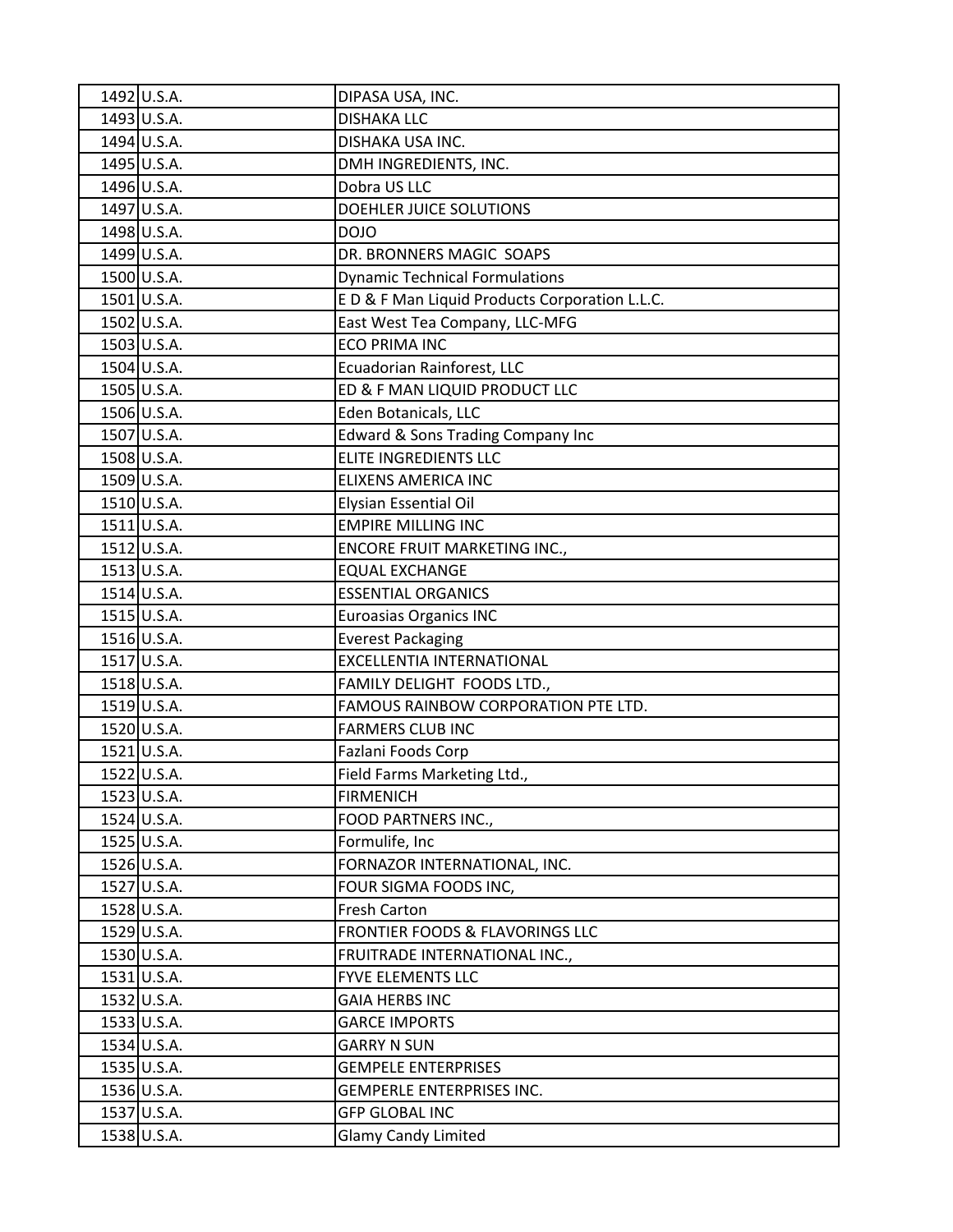| | | |
|---|---|---|
| 1492 | U.S.A. | DIPASA USA, INC. |
| 1493 | U.S.A. | DISHAKA LLC |
| 1494 | U.S.A. | DISHAKA USA INC. |
| 1495 | U.S.A. | DMH INGREDIENTS, INC. |
| 1496 | U.S.A. | Dobra US LLC |
| 1497 | U.S.A. | DOEHLER JUICE SOLUTIONS |
| 1498 | U.S.A. | DOJO |
| 1499 | U.S.A. | DR. BRONNERS MAGIC SOAPS |
| 1500 | U.S.A. | Dynamic Technical Formulations |
| 1501 | U.S.A. | E D & F Man Liquid Products Corporation L.L.C. |
| 1502 | U.S.A. | East West Tea Company, LLC-MFG |
| 1503 | U.S.A. | ECO PRIMA INC |
| 1504 | U.S.A. | Ecuadorian Rainforest, LLC |
| 1505 | U.S.A. | ED & F MAN LIQUID PRODUCT LLC |
| 1506 | U.S.A. | Eden Botanicals, LLC |
| 1507 | U.S.A. | Edward & Sons Trading Company Inc |
| 1508 | U.S.A. | ELITE INGREDIENTS LLC |
| 1509 | U.S.A. | ELIXENS AMERICA INC |
| 1510 | U.S.A. | Elysian Essential Oil |
| 1511 | U.S.A. | EMPIRE MILLING INC |
| 1512 | U.S.A. | ENCORE FRUIT MARKETING INC., |
| 1513 | U.S.A. | EQUAL EXCHANGE |
| 1514 | U.S.A. | ESSENTIAL ORGANICS |
| 1515 | U.S.A. | Euroasias Organics INC |
| 1516 | U.S.A. | Everest Packaging |
| 1517 | U.S.A. | EXCELLENTIA INTERNATIONAL |
| 1518 | U.S.A. | FAMILY DELIGHT FOODS LTD., |
| 1519 | U.S.A. | FAMOUS RAINBOW CORPORATION PTE LTD. |
| 1520 | U.S.A. | FARMERS CLUB INC |
| 1521 | U.S.A. | Fazlani Foods Corp |
| 1522 | U.S.A. | Field Farms Marketing Ltd., |
| 1523 | U.S.A. | FIRMENICH |
| 1524 | U.S.A. | FOOD PARTNERS INC., |
| 1525 | U.S.A. | Formulife, Inc |
| 1526 | U.S.A. | FORNAZOR INTERNATIONAL, INC. |
| 1527 | U.S.A. | FOUR SIGMA FOODS INC, |
| 1528 | U.S.A. | Fresh Carton |
| 1529 | U.S.A. | FRONTIER FOODS & FLAVORINGS LLC |
| 1530 | U.S.A. | FRUITRADE INTERNATIONAL INC., |
| 1531 | U.S.A. | FYVE ELEMENTS LLC |
| 1532 | U.S.A. | GAIA HERBS INC |
| 1533 | U.S.A. | GARCE IMPORTS |
| 1534 | U.S.A. | GARRY N SUN |
| 1535 | U.S.A. | GEMPELE ENTERPRISES |
| 1536 | U.S.A. | GEMPERLE ENTERPRISES INC. |
| 1537 | U.S.A. | GFP GLOBAL INC |
| 1538 | U.S.A. | Glamy Candy Limited |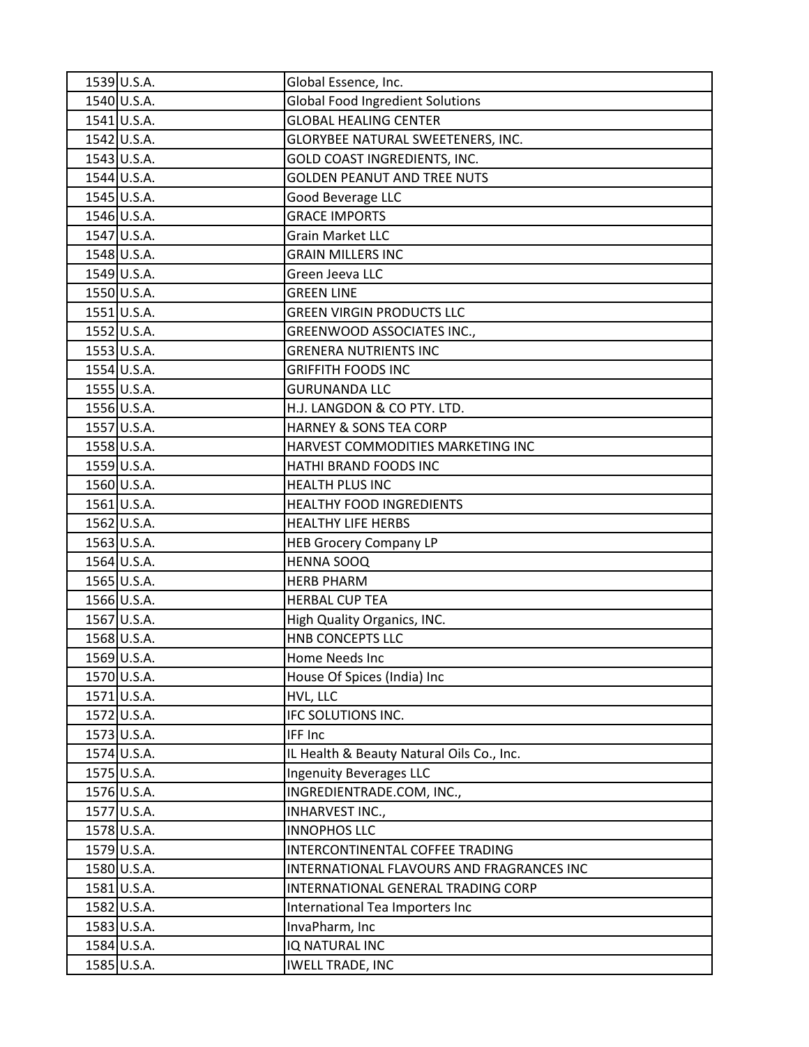| | | |
|---|---|---|
| 1539 | U.S.A. | Global Essence, Inc. |
| 1540 | U.S.A. | Global Food Ingredient Solutions |
| 1541 | U.S.A. | GLOBAL HEALING CENTER |
| 1542 | U.S.A. | GLORYBEE NATURAL SWEETENERS, INC. |
| 1543 | U.S.A. | GOLD COAST INGREDIENTS, INC. |
| 1544 | U.S.A. | GOLDEN PEANUT AND TREE NUTS |
| 1545 | U.S.A. | Good Beverage LLC |
| 1546 | U.S.A. | GRACE IMPORTS |
| 1547 | U.S.A. | Grain Market LLC |
| 1548 | U.S.A. | GRAIN MILLERS INC |
| 1549 | U.S.A. | Green Jeeva LLC |
| 1550 | U.S.A. | GREEN LINE |
| 1551 | U.S.A. | GREEN VIRGIN PRODUCTS LLC |
| 1552 | U.S.A. | GREENWOOD ASSOCIATES INC., |
| 1553 | U.S.A. | GRENERA NUTRIENTS INC |
| 1554 | U.S.A. | GRIFFITH FOODS INC |
| 1555 | U.S.A. | GURUNANDA LLC |
| 1556 | U.S.A. | H.J. LANGDON & CO PTY. LTD. |
| 1557 | U.S.A. | HARNEY & SONS TEA CORP |
| 1558 | U.S.A. | HARVEST COMMODITIES MARKETING INC |
| 1559 | U.S.A. | HATHI BRAND FOODS INC |
| 1560 | U.S.A. | HEALTH PLUS INC |
| 1561 | U.S.A. | HEALTHY FOOD INGREDIENTS |
| 1562 | U.S.A. | HEALTHY LIFE HERBS |
| 1563 | U.S.A. | HEB Grocery Company LP |
| 1564 | U.S.A. | HENNA SOOQ |
| 1565 | U.S.A. | HERB PHARM |
| 1566 | U.S.A. | HERBAL CUP TEA |
| 1567 | U.S.A. | High Quality Organics, INC. |
| 1568 | U.S.A. | HNB CONCEPTS LLC |
| 1569 | U.S.A. | Home Needs Inc |
| 1570 | U.S.A. | House Of Spices (India) Inc |
| 1571 | U.S.A. | HVL, LLC |
| 1572 | U.S.A. | IFC SOLUTIONS INC. |
| 1573 | U.S.A. | IFF Inc |
| 1574 | U.S.A. | IL Health & Beauty Natural Oils Co., Inc. |
| 1575 | U.S.A. | Ingenuity Beverages LLC |
| 1576 | U.S.A. | INGREDIENTRADE.COM, INC., |
| 1577 | U.S.A. | INHARVEST INC., |
| 1578 | U.S.A. | INNOPHOS LLC |
| 1579 | U.S.A. | INTERCONTINENTAL COFFEE TRADING |
| 1580 | U.S.A. | INTERNATIONAL FLAVOURS AND FRAGRANCES INC |
| 1581 | U.S.A. | INTERNATIONAL GENERAL TRADING CORP |
| 1582 | U.S.A. | International Tea Importers Inc |
| 1583 | U.S.A. | InvaPharm, Inc |
| 1584 | U.S.A. | IQ NATURAL INC |
| 1585 | U.S.A. | IWELL TRADE, INC |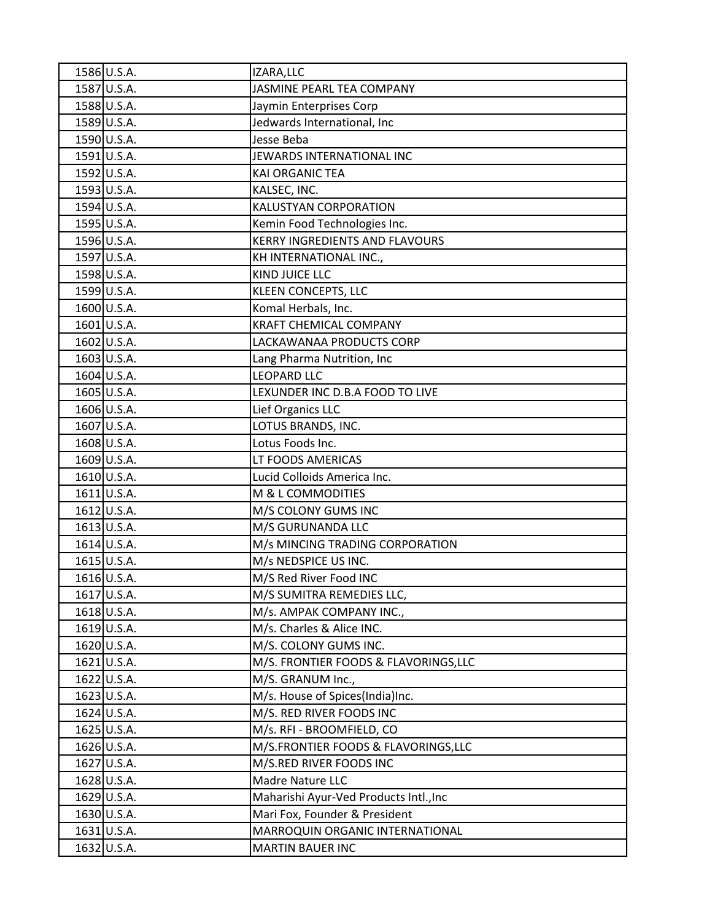| | | |
|---|---|---|
| 1586 | U.S.A. | IZARA,LLC |
| 1587 | U.S.A. | JASMINE PEARL TEA COMPANY |
| 1588 | U.S.A. | Jaymin Enterprises Corp |
| 1589 | U.S.A. | Jedwards International, Inc |
| 1590 | U.S.A. | Jesse Beba |
| 1591 | U.S.A. | JEWARDS INTERNATIONAL INC |
| 1592 | U.S.A. | KAI ORGANIC TEA |
| 1593 | U.S.A. | KALSEC, INC. |
| 1594 | U.S.A. | KALUSTYAN CORPORATION |
| 1595 | U.S.A. | Kemin Food Technologies Inc. |
| 1596 | U.S.A. | KERRY INGREDIENTS AND FLAVOURS |
| 1597 | U.S.A. | KH INTERNATIONAL INC., |
| 1598 | U.S.A. | KIND JUICE LLC |
| 1599 | U.S.A. | KLEEN CONCEPTS, LLC |
| 1600 | U.S.A. | Komal Herbals, Inc. |
| 1601 | U.S.A. | KRAFT CHEMICAL COMPANY |
| 1602 | U.S.A. | LACKAWANAA PRODUCTS CORP |
| 1603 | U.S.A. | Lang Pharma Nutrition, Inc |
| 1604 | U.S.A. | LEOPARD LLC |
| 1605 | U.S.A. | LEXUNDER INC D.B.A FOOD TO LIVE |
| 1606 | U.S.A. | Lief Organics LLC |
| 1607 | U.S.A. | LOTUS BRANDS, INC. |
| 1608 | U.S.A. | Lotus Foods Inc. |
| 1609 | U.S.A. | LT FOODS AMERICAS |
| 1610 | U.S.A. | Lucid Colloids America Inc. |
| 1611 | U.S.A. | M & L COMMODITIES |
| 1612 | U.S.A. | M/S COLONY GUMS INC |
| 1613 | U.S.A. | M/S GURUNANDA LLC |
| 1614 | U.S.A. | M/s MINCING TRADING CORPORATION |
| 1615 | U.S.A. | M/s NEDSPICE US INC. |
| 1616 | U.S.A. | M/S Red River Food INC |
| 1617 | U.S.A. | M/S SUMITRA REMEDIES LLC, |
| 1618 | U.S.A. | M/s. AMPAK COMPANY INC., |
| 1619 | U.S.A. | M/s. Charles & Alice INC. |
| 1620 | U.S.A. | M/S. COLONY GUMS INC. |
| 1621 | U.S.A. | M/S. FRONTIER FOODS & FLAVORINGS,LLC |
| 1622 | U.S.A. | M/S. GRANUM Inc., |
| 1623 | U.S.A. | M/s. House of Spices(India)Inc. |
| 1624 | U.S.A. | M/S. RED RIVER FOODS INC |
| 1625 | U.S.A. | M/s. RFI - BROOMFIELD, CO |
| 1626 | U.S.A. | M/S.FRONTIER FOODS & FLAVORINGS,LLC |
| 1627 | U.S.A. | M/S.RED RIVER FOODS INC |
| 1628 | U.S.A. | Madre Nature LLC |
| 1629 | U.S.A. | Maharishi Ayur-Ved Products Intl.,Inc |
| 1630 | U.S.A. | Mari Fox, Founder & President |
| 1631 | U.S.A. | MARROQUIN ORGANIC INTERNATIONAL |
| 1632 | U.S.A. | MARTIN BAUER INC |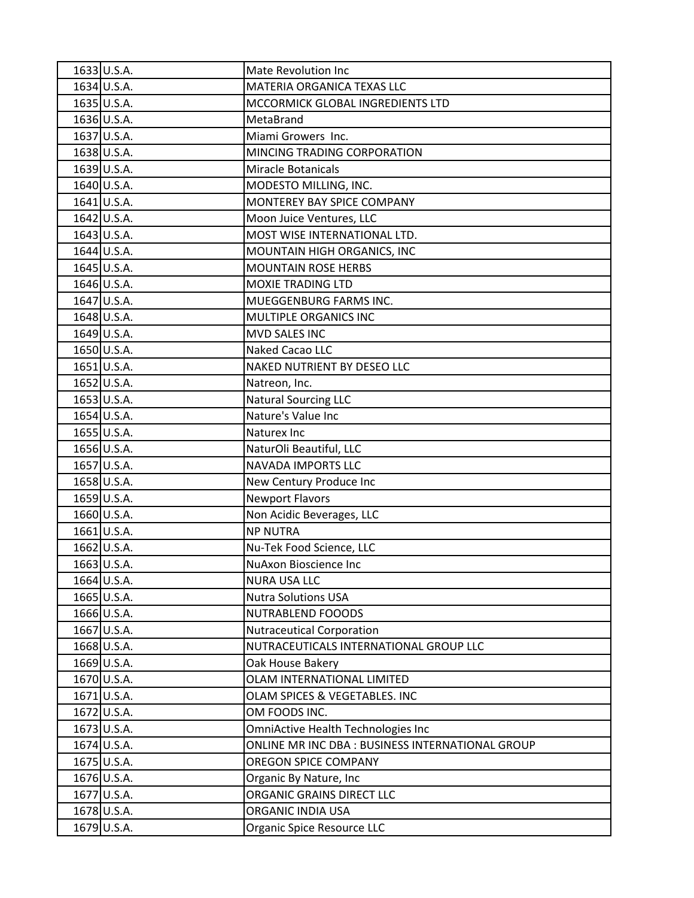| | | |
|---|---|---|
| 1633 | U.S.A. | Mate Revolution Inc |
| 1634 | U.S.A. | MATERIA ORGANICA TEXAS LLC |
| 1635 | U.S.A. | MCCORMICK GLOBAL INGREDIENTS LTD |
| 1636 | U.S.A. | MetaBrand |
| 1637 | U.S.A. | Miami Growers  Inc. |
| 1638 | U.S.A. | MINCING TRADING CORPORATION |
| 1639 | U.S.A. | Miracle Botanicals |
| 1640 | U.S.A. | MODESTO MILLING, INC. |
| 1641 | U.S.A. | MONTEREY BAY SPICE COMPANY |
| 1642 | U.S.A. | Moon Juice Ventures, LLC |
| 1643 | U.S.A. | MOST WISE INTERNATIONAL LTD. |
| 1644 | U.S.A. | MOUNTAIN HIGH ORGANICS, INC |
| 1645 | U.S.A. | MOUNTAIN ROSE HERBS |
| 1646 | U.S.A. | MOXIE TRADING LTD |
| 1647 | U.S.A. | MUEGGENBURG FARMS INC. |
| 1648 | U.S.A. | MULTIPLE ORGANICS INC |
| 1649 | U.S.A. | MVD SALES INC |
| 1650 | U.S.A. | Naked Cacao LLC |
| 1651 | U.S.A. | NAKED NUTRIENT BY DESEO LLC |
| 1652 | U.S.A. | Natreon, Inc. |
| 1653 | U.S.A. | Natural Sourcing LLC |
| 1654 | U.S.A. | Nature's Value Inc |
| 1655 | U.S.A. | Naturex Inc |
| 1656 | U.S.A. | NaturOli Beautiful, LLC |
| 1657 | U.S.A. | NAVADA IMPORTS LLC |
| 1658 | U.S.A. | New Century Produce Inc |
| 1659 | U.S.A. | Newport Flavors |
| 1660 | U.S.A. | Non Acidic Beverages, LLC |
| 1661 | U.S.A. | NP NUTRA |
| 1662 | U.S.A. | Nu-Tek Food Science, LLC |
| 1663 | U.S.A. | NuAxon Bioscience Inc |
| 1664 | U.S.A. | NURA USA LLC |
| 1665 | U.S.A. | Nutra Solutions USA |
| 1666 | U.S.A. | NUTRABLEND FOOODS |
| 1667 | U.S.A. | Nutraceutical Corporation |
| 1668 | U.S.A. | NUTRACEUTICALS INTERNATIONAL GROUP LLC |
| 1669 | U.S.A. | Oak House Bakery |
| 1670 | U.S.A. | OLAM INTERNATIONAL LIMITED |
| 1671 | U.S.A. | OLAM SPICES & VEGETABLES. INC |
| 1672 | U.S.A. | OM FOODS INC. |
| 1673 | U.S.A. | OmniActive Health Technologies Inc |
| 1674 | U.S.A. | ONLINE MR INC DBA : BUSINESS INTERNATIONAL GROUP |
| 1675 | U.S.A. | OREGON SPICE COMPANY |
| 1676 | U.S.A. | Organic By Nature, Inc |
| 1677 | U.S.A. | ORGANIC GRAINS DIRECT LLC |
| 1678 | U.S.A. | ORGANIC INDIA USA |
| 1679 | U.S.A. | Organic Spice Resource LLC |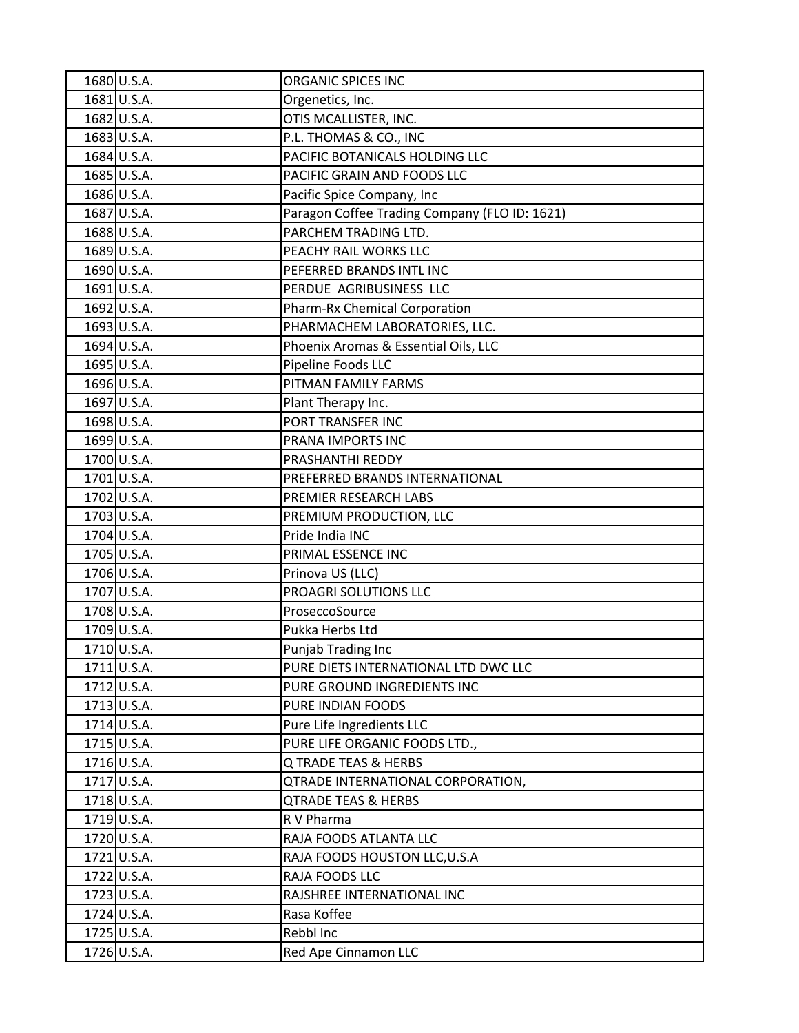| | | |
|---|---|---|
| 1680 | U.S.A. | ORGANIC SPICES INC |
| 1681 | U.S.A. | Orgenetics, Inc. |
| 1682 | U.S.A. | OTIS MCALLISTER, INC. |
| 1683 | U.S.A. | P.L. THOMAS & CO., INC |
| 1684 | U.S.A. | PACIFIC BOTANICALS HOLDING LLC |
| 1685 | U.S.A. | PACIFIC GRAIN AND FOODS LLC |
| 1686 | U.S.A. | Pacific Spice Company, Inc |
| 1687 | U.S.A. | Paragon Coffee Trading Company (FLO ID: 1621) |
| 1688 | U.S.A. | PARCHEM TRADING LTD. |
| 1689 | U.S.A. | PEACHY RAIL WORKS LLC |
| 1690 | U.S.A. | PEFERRED BRANDS INTL INC |
| 1691 | U.S.A. | PERDUE AGRIBUSINESS LLC |
| 1692 | U.S.A. | Pharm-Rx Chemical Corporation |
| 1693 | U.S.A. | PHARMACHEM LABORATORIES, LLC. |
| 1694 | U.S.A. | Phoenix Aromas & Essential Oils, LLC |
| 1695 | U.S.A. | Pipeline Foods LLC |
| 1696 | U.S.A. | PITMAN FAMILY FARMS |
| 1697 | U.S.A. | Plant Therapy Inc. |
| 1698 | U.S.A. | PORT TRANSFER INC |
| 1699 | U.S.A. | PRANA IMPORTS INC |
| 1700 | U.S.A. | PRASHANTHI REDDY |
| 1701 | U.S.A. | PREFERRED BRANDS INTERNATIONAL |
| 1702 | U.S.A. | PREMIER RESEARCH LABS |
| 1703 | U.S.A. | PREMIUM PRODUCTION, LLC |
| 1704 | U.S.A. | Pride India INC |
| 1705 | U.S.A. | PRIMAL ESSENCE INC |
| 1706 | U.S.A. | Prinova US (LLC) |
| 1707 | U.S.A. | PROAGRI SOLUTIONS LLC |
| 1708 | U.S.A. | ProseccoSource |
| 1709 | U.S.A. | Pukka Herbs Ltd |
| 1710 | U.S.A. | Punjab Trading Inc |
| 1711 | U.S.A. | PURE DIETS INTERNATIONAL LTD DWC LLC |
| 1712 | U.S.A. | PURE GROUND INGREDIENTS INC |
| 1713 | U.S.A. | PURE INDIAN FOODS |
| 1714 | U.S.A. | Pure Life Ingredients LLC |
| 1715 | U.S.A. | PURE LIFE ORGANIC FOODS LTD., |
| 1716 | U.S.A. | Q TRADE TEAS & HERBS |
| 1717 | U.S.A. | QTRADE INTERNATIONAL CORPORATION, |
| 1718 | U.S.A. | QTRADE TEAS & HERBS |
| 1719 | U.S.A. | R V Pharma |
| 1720 | U.S.A. | RAJA FOODS ATLANTA LLC |
| 1721 | U.S.A. | RAJA FOODS HOUSTON LLC,U.S.A |
| 1722 | U.S.A. | RAJA FOODS LLC |
| 1723 | U.S.A. | RAJSHREE INTERNATIONAL INC |
| 1724 | U.S.A. | Rasa Koffee |
| 1725 | U.S.A. | Rebbl Inc |
| 1726 | U.S.A. | Red Ape Cinnamon LLC |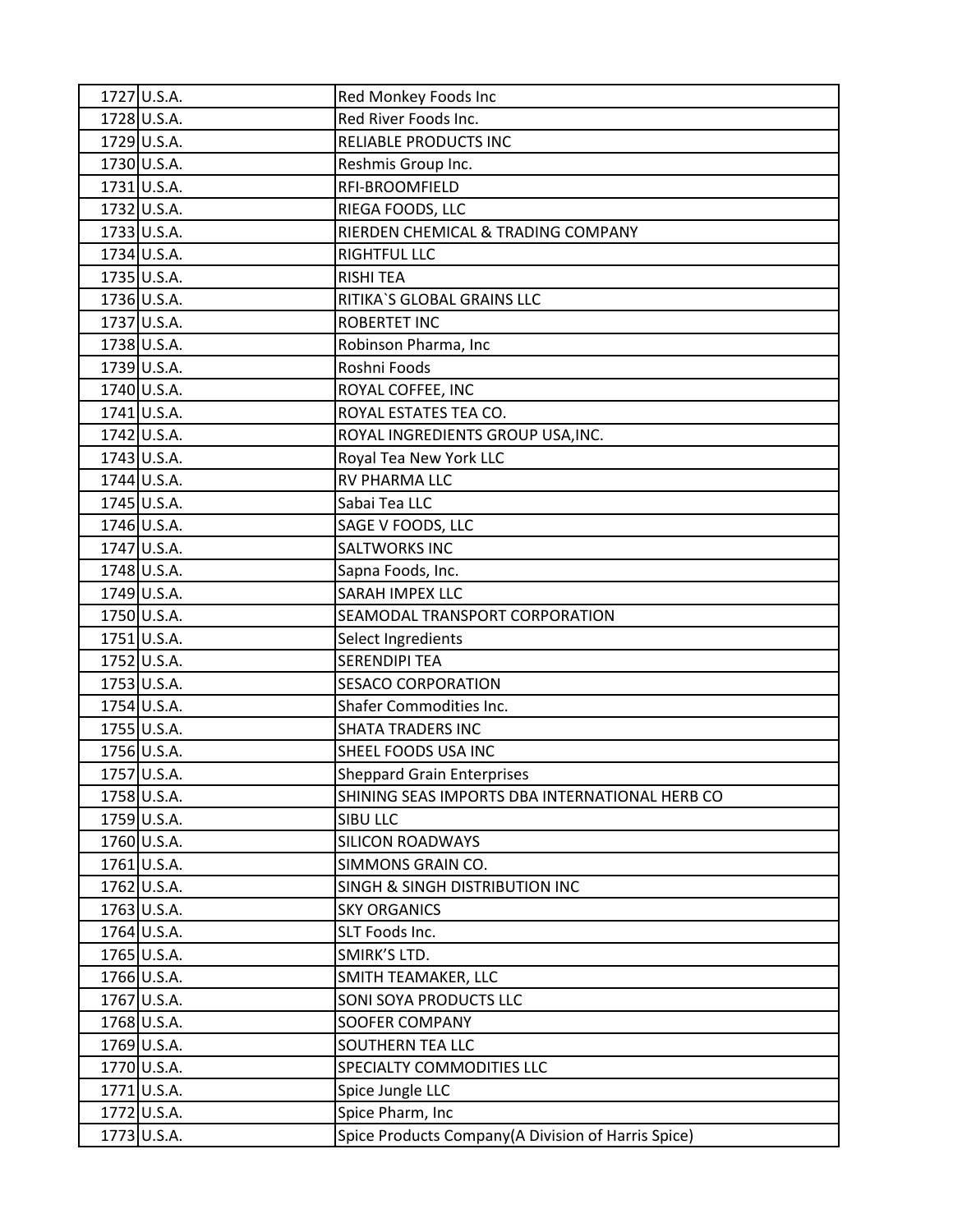| | | |
|---|---|---|
| 1727 | U.S.A. | Red Monkey Foods Inc |
| 1728 | U.S.A. | Red River Foods Inc. |
| 1729 | U.S.A. | RELIABLE PRODUCTS INC |
| 1730 | U.S.A. | Reshmis Group Inc. |
| 1731 | U.S.A. | RFI-BROOMFIELD |
| 1732 | U.S.A. | RIEGA FOODS, LLC |
| 1733 | U.S.A. | RIERDEN CHEMICAL & TRADING COMPANY |
| 1734 | U.S.A. | RIGHTFUL LLC |
| 1735 | U.S.A. | RISHI TEA |
| 1736 | U.S.A. | RITIKA`S GLOBAL GRAINS LLC |
| 1737 | U.S.A. | ROBERTET INC |
| 1738 | U.S.A. | Robinson Pharma, Inc |
| 1739 | U.S.A. | Roshni Foods |
| 1740 | U.S.A. | ROYAL COFFEE, INC |
| 1741 | U.S.A. | ROYAL ESTATES TEA CO. |
| 1742 | U.S.A. | ROYAL INGREDIENTS GROUP USA,INC. |
| 1743 | U.S.A. | Royal Tea New York LLC |
| 1744 | U.S.A. | RV PHARMA LLC |
| 1745 | U.S.A. | Sabai Tea LLC |
| 1746 | U.S.A. | SAGE V FOODS, LLC |
| 1747 | U.S.A. | SALTWORKS INC |
| 1748 | U.S.A. | Sapna Foods, Inc. |
| 1749 | U.S.A. | SARAH IMPEX LLC |
| 1750 | U.S.A. | SEAMODAL TRANSPORT CORPORATION |
| 1751 | U.S.A. | Select Ingredients |
| 1752 | U.S.A. | SERENDIPI TEA |
| 1753 | U.S.A. | SESACO CORPORATION |
| 1754 | U.S.A. | Shafer Commodities Inc. |
| 1755 | U.S.A. | SHATA TRADERS INC |
| 1756 | U.S.A. | SHEEL FOODS USA INC |
| 1757 | U.S.A. | Sheppard Grain Enterprises |
| 1758 | U.S.A. | SHINING SEAS IMPORTS DBA INTERNATIONAL HERB CO |
| 1759 | U.S.A. | SIBU LLC |
| 1760 | U.S.A. | SILICON ROADWAYS |
| 1761 | U.S.A. | SIMMONS GRAIN CO. |
| 1762 | U.S.A. | SINGH & SINGH DISTRIBUTION INC |
| 1763 | U.S.A. | SKY ORGANICS |
| 1764 | U.S.A. | SLT Foods Inc. |
| 1765 | U.S.A. | SMIRK'S LTD. |
| 1766 | U.S.A. | SMITH TEAMAKER, LLC |
| 1767 | U.S.A. | SONI SOYA PRODUCTS LLC |
| 1768 | U.S.A. | SOOFER COMPANY |
| 1769 | U.S.A. | SOUTHERN TEA LLC |
| 1770 | U.S.A. | SPECIALTY COMMODITIES LLC |
| 1771 | U.S.A. | Spice Jungle LLC |
| 1772 | U.S.A. | Spice Pharm, Inc |
| 1773 | U.S.A. | Spice Products Company(A Division of Harris Spice) |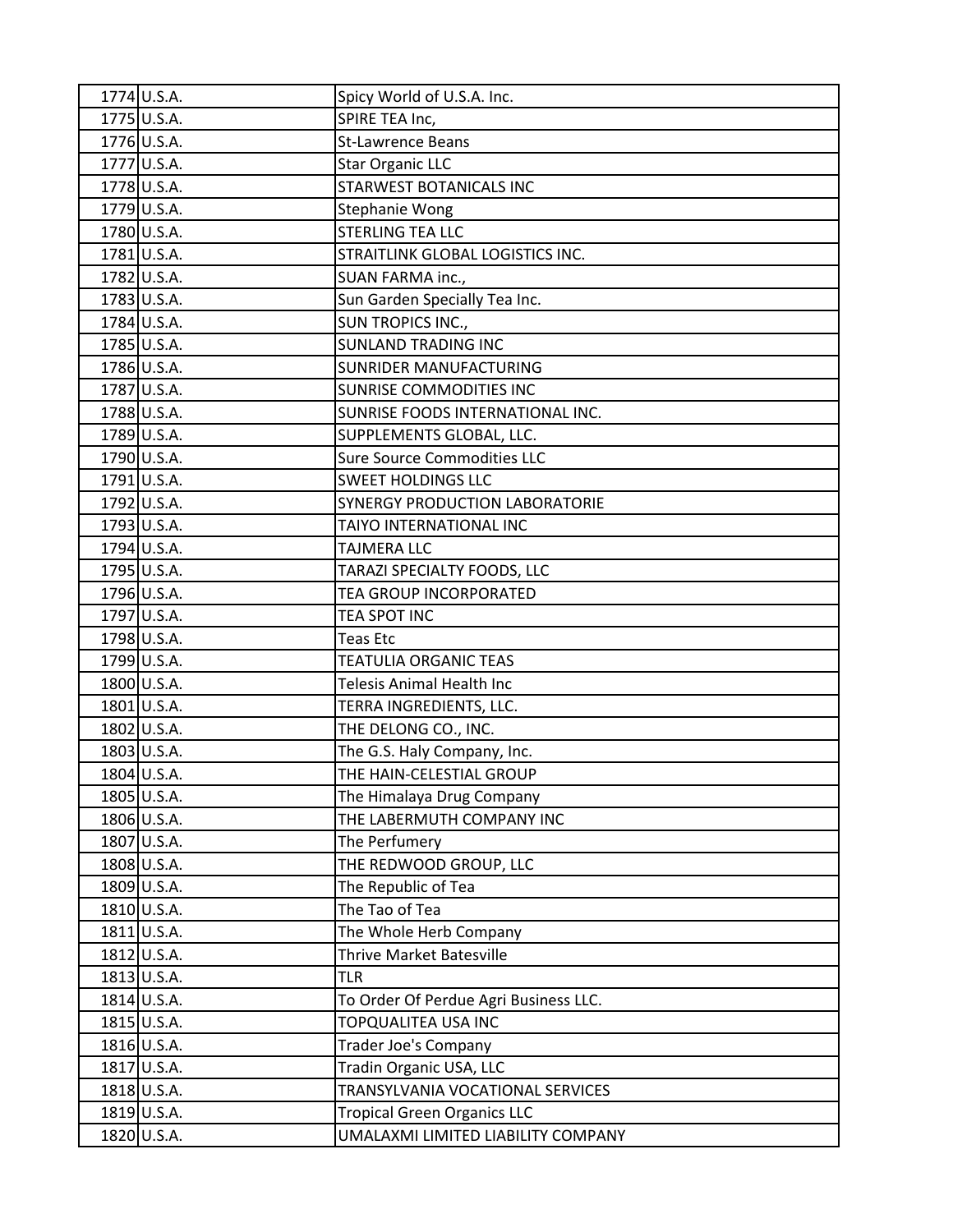| | | |
|---|---|---|
| 1774 | U.S.A. | Spicy World of U.S.A. Inc. |
| 1775 | U.S.A. | SPIRE TEA Inc, |
| 1776 | U.S.A. | St-Lawrence Beans |
| 1777 | U.S.A. | Star Organic LLC |
| 1778 | U.S.A. | STARWEST BOTANICALS INC |
| 1779 | U.S.A. | Stephanie Wong |
| 1780 | U.S.A. | STERLING TEA LLC |
| 1781 | U.S.A. | STRAITLINK GLOBAL LOGISTICS INC. |
| 1782 | U.S.A. | SUAN FARMA inc., |
| 1783 | U.S.A. | Sun Garden Specially Tea Inc. |
| 1784 | U.S.A. | SUN TROPICS INC., |
| 1785 | U.S.A. | SUNLAND TRADING INC |
| 1786 | U.S.A. | SUNRIDER MANUFACTURING |
| 1787 | U.S.A. | SUNRISE COMMODITIES INC |
| 1788 | U.S.A. | SUNRISE FOODS INTERNATIONAL INC. |
| 1789 | U.S.A. | SUPPLEMENTS GLOBAL, LLC. |
| 1790 | U.S.A. | Sure Source Commodities LLC |
| 1791 | U.S.A. | SWEET HOLDINGS LLC |
| 1792 | U.S.A. | SYNERGY PRODUCTION LABORATORIE |
| 1793 | U.S.A. | TAIYO INTERNATIONAL INC |
| 1794 | U.S.A. | TAJMERA LLC |
| 1795 | U.S.A. | TARAZI SPECIALTY FOODS, LLC |
| 1796 | U.S.A. | TEA GROUP INCORPORATED |
| 1797 | U.S.A. | TEA SPOT INC |
| 1798 | U.S.A. | Teas Etc |
| 1799 | U.S.A. | TEATULIA ORGANIC TEAS |
| 1800 | U.S.A. | Telesis Animal Health Inc |
| 1801 | U.S.A. | TERRA INGREDIENTS, LLC. |
| 1802 | U.S.A. | THE DELONG CO., INC. |
| 1803 | U.S.A. | The G.S. Haly Company, Inc. |
| 1804 | U.S.A. | THE HAIN-CELESTIAL GROUP |
| 1805 | U.S.A. | The Himalaya Drug Company |
| 1806 | U.S.A. | THE LABERMUTH COMPANY INC |
| 1807 | U.S.A. | The Perfumery |
| 1808 | U.S.A. | THE REDWOOD GROUP, LLC |
| 1809 | U.S.A. | The Republic of Tea |
| 1810 | U.S.A. | The Tao of Tea |
| 1811 | U.S.A. | The Whole Herb Company |
| 1812 | U.S.A. | Thrive Market Batesville |
| 1813 | U.S.A. | TLR |
| 1814 | U.S.A. | To Order Of Perdue Agri Business LLC. |
| 1815 | U.S.A. | TOPQUALITEA USA INC |
| 1816 | U.S.A. | Trader Joe's Company |
| 1817 | U.S.A. | Tradin Organic USA, LLC |
| 1818 | U.S.A. | TRANSYLVANIA VOCATIONAL SERVICES |
| 1819 | U.S.A. | Tropical Green Organics LLC |
| 1820 | U.S.A. | UMALAXMI LIMITED LIABILITY COMPANY |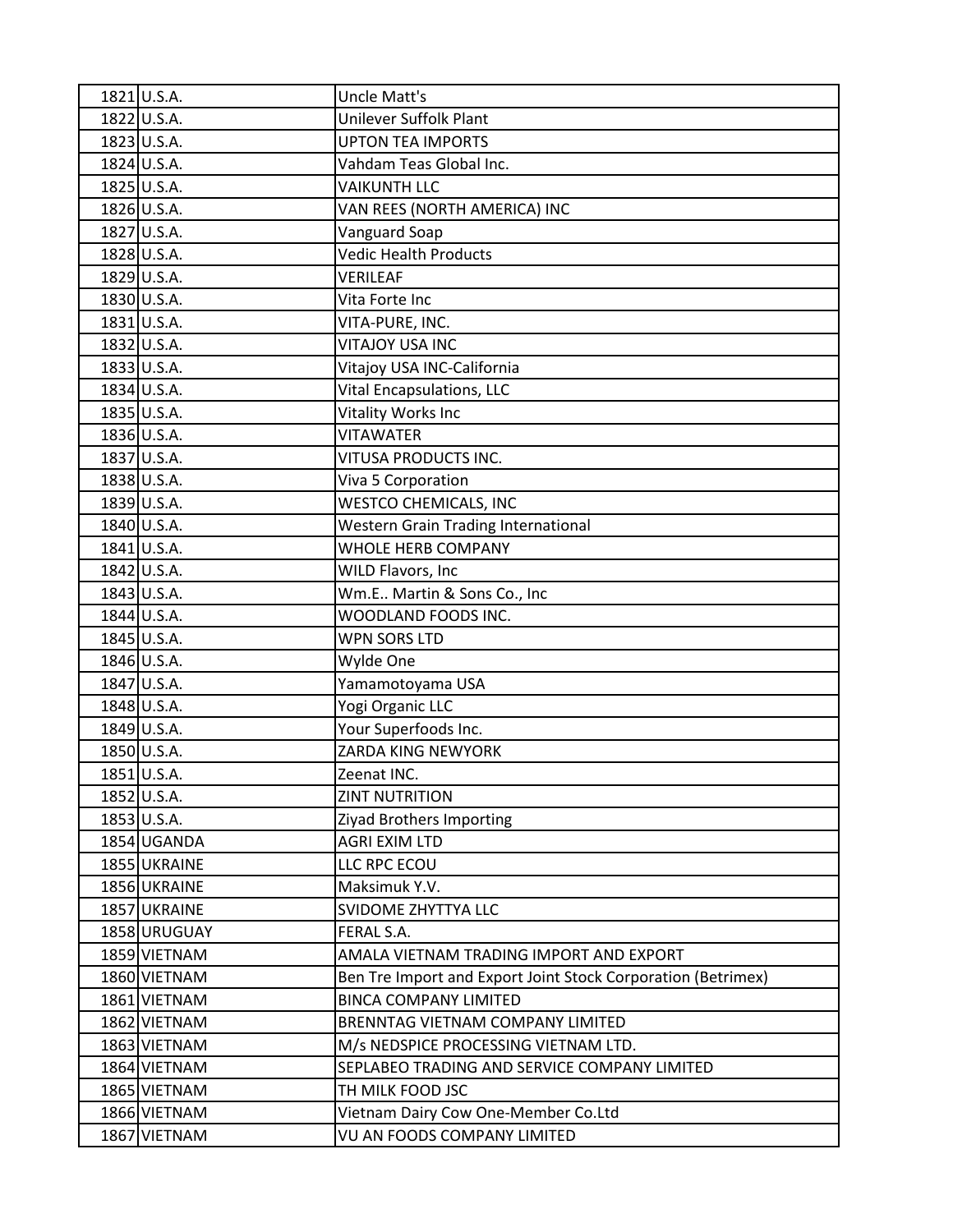| | | |
|---|---|---|
| 1821 | U.S.A. | Uncle Matt's |
| 1822 | U.S.A. | Unilever Suffolk Plant |
| 1823 | U.S.A. | UPTON TEA IMPORTS |
| 1824 | U.S.A. | Vahdam Teas Global Inc. |
| 1825 | U.S.A. | VAIKUNTH LLC |
| 1826 | U.S.A. | VAN REES (NORTH AMERICA) INC |
| 1827 | U.S.A. | Vanguard Soap |
| 1828 | U.S.A. | Vedic Health Products |
| 1829 | U.S.A. | VERILEAF |
| 1830 | U.S.A. | Vita Forte Inc |
| 1831 | U.S.A. | VITA-PURE, INC. |
| 1832 | U.S.A. | VITAJOY USA INC |
| 1833 | U.S.A. | Vitajoy USA INC-California |
| 1834 | U.S.A. | Vital Encapsulations, LLC |
| 1835 | U.S.A. | Vitality Works Inc |
| 1836 | U.S.A. | VITAWATER |
| 1837 | U.S.A. | VITUSA PRODUCTS INC. |
| 1838 | U.S.A. | Viva 5 Corporation |
| 1839 | U.S.A. | WESTCO CHEMICALS, INC |
| 1840 | U.S.A. | Western Grain Trading International |
| 1841 | U.S.A. | WHOLE HERB COMPANY |
| 1842 | U.S.A. | WILD Flavors, Inc |
| 1843 | U.S.A. | Wm.E.. Martin & Sons Co., Inc |
| 1844 | U.S.A. | WOODLAND FOODS INC. |
| 1845 | U.S.A. | WPN SORS LTD |
| 1846 | U.S.A. | Wylde One |
| 1847 | U.S.A. | Yamamotoyama USA |
| 1848 | U.S.A. | Yogi Organic LLC |
| 1849 | U.S.A. | Your Superfoods Inc. |
| 1850 | U.S.A. | ZARDA KING NEWYORK |
| 1851 | U.S.A. | Zeenat INC. |
| 1852 | U.S.A. | ZINT NUTRITION |
| 1853 | U.S.A. | Ziyad Brothers Importing |
| 1854 | UGANDA | AGRI EXIM LTD |
| 1855 | UKRAINE | LLC RPC ECOU |
| 1856 | UKRAINE | Maksimuk Y.V. |
| 1857 | UKRAINE | SVIDOME ZHYTTYA LLC |
| 1858 | URUGUAY | FERAL S.A. |
| 1859 | VIETNAM | AMALA VIETNAM TRADING IMPORT AND EXPORT |
| 1860 | VIETNAM | Ben Tre Import and Export Joint Stock Corporation (Betrimex) |
| 1861 | VIETNAM | BINCA COMPANY LIMITED |
| 1862 | VIETNAM | BRENNTAG VIETNAM COMPANY LIMITED |
| 1863 | VIETNAM | M/s NEDSPICE PROCESSING VIETNAM LTD. |
| 1864 | VIETNAM | SEPLABEO TRADING AND SERVICE COMPANY LIMITED |
| 1865 | VIETNAM | TH MILK FOOD JSC |
| 1866 | VIETNAM | Vietnam Dairy Cow One-Member Co.Ltd |
| 1867 | VIETNAM | VU AN FOODS COMPANY LIMITED |